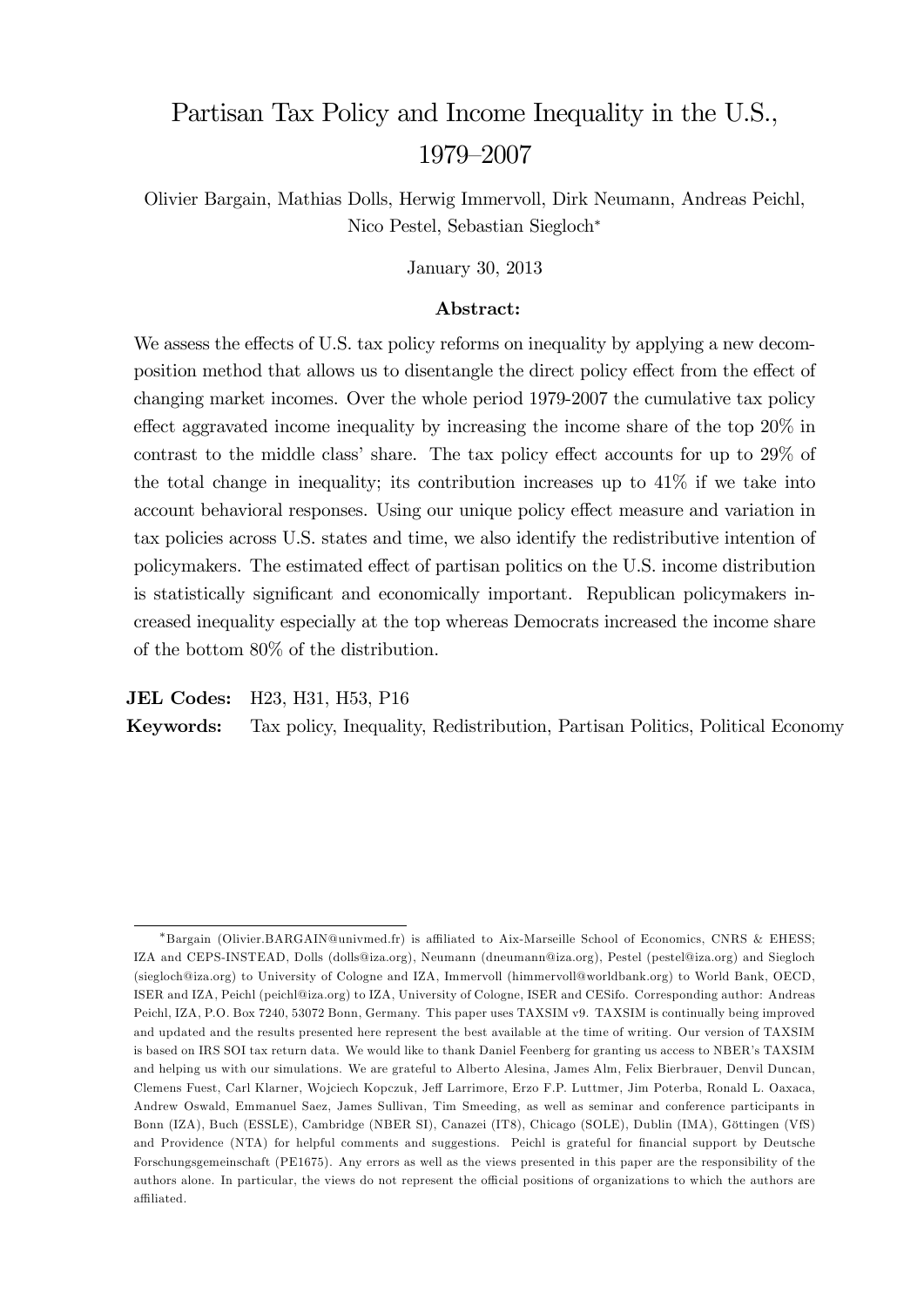# Partisan Tax Policy and Income Inequality in the U.S., 1979–2007

Olivier Bargain, Mathias Dolls, Herwig Immervoll, Dirk Neumann, Andreas Peichl, Nico Pestel, Sebastian Siegloch*

January 30, 2013

**Abstract:**

We assess the effects of U.S. tax policy reforms on inequality by applying a new decomposition method that allows us to disentangle the direct policy effect from the effect of changing market incomes. Over the whole period 1979-2007 the cumulative tax policy effect aggravated income inequality by increasing the income share of the top 20% in contrast to the middle class' share. The tax policy effect accounts for up to 29% of the total change in inequality; its contribution increases up to 41% if we take into account behavioral responses. Using our unique policy effect measure and variation in tax policies across U.S. states and time, we also identify the redistributive intention of policymakers. The estimated effect of partisan politics on the U.S. income distribution is statistically significant and economically important. Republican policymakers increased inequality especially at the top whereas Democrats increased the income share of the bottom 80% of the distribution.

**JEL Codes:** H23, H31, H53, P16

**Keywords:** Tax policy, Inequality, Redistribution, Partisan Politics, Political Economy

---

*Bargain (Olivier.BARGAIN@univmed.fr) is affiliated to Aix-Marseille School of Economics, CNRS & EHESS; IZA and CEPS-INSTEAD, Dolls (dolls@iza.org), Neumann (dneumann@iza.org), Pestel (pestel@iza.org) and Siegloch (siegloch@iza.org) to University of Cologne and IZA, Immervoll (himmervoll@worldbank.org) to World Bank, OECD, ISER and IZA, Peichl (peichl@iza.org) to IZA, University of Cologne, ISER and CESifo. Corresponding author: Andreas Peichl, IZA, P.O. Box 7240, 53072 Bonn, Germany. This paper uses TAXSIM v9. TAXSIM is continually being improved and updated and the results presented here represent the best available at the time of writing. Our version of TAXSIM is based on IRS SOI tax return data. We would like to thank Daniel Feenberg for granting us access to NBER's TAXSIM and helping us with our simulations. We are grateful to Alberto Alesina, James Alm, Felix Bierbrauer, Denvil Duncan, Clemens Fuest, Carl Klarner, Wojciech Kopczuk, Jeff Larrimore, Erzo F.P. Luttmer, Jim Poterba, Ronald L. Oaxaca, Andrew Oswald, Emmanuel Saez, James Sullivan, Tim Smeeding, as well as seminar and conference participants in Bonn (IZA), Buch (ESSLE), Cambridge (NBER SI), Canazei (IT8), Chicago (SOLE), Dublin (IMA), Göttingen (VfS) and Providence (NTA) for helpful comments and suggestions. Peichl is grateful for financial support by Deutsche Forschungsgemeinschaft (PE1675). Any errors as well as the views presented in this paper are the responsibility of the authors alone. In particular, the views do not represent the official positions of organizations to which the authors are affiliated.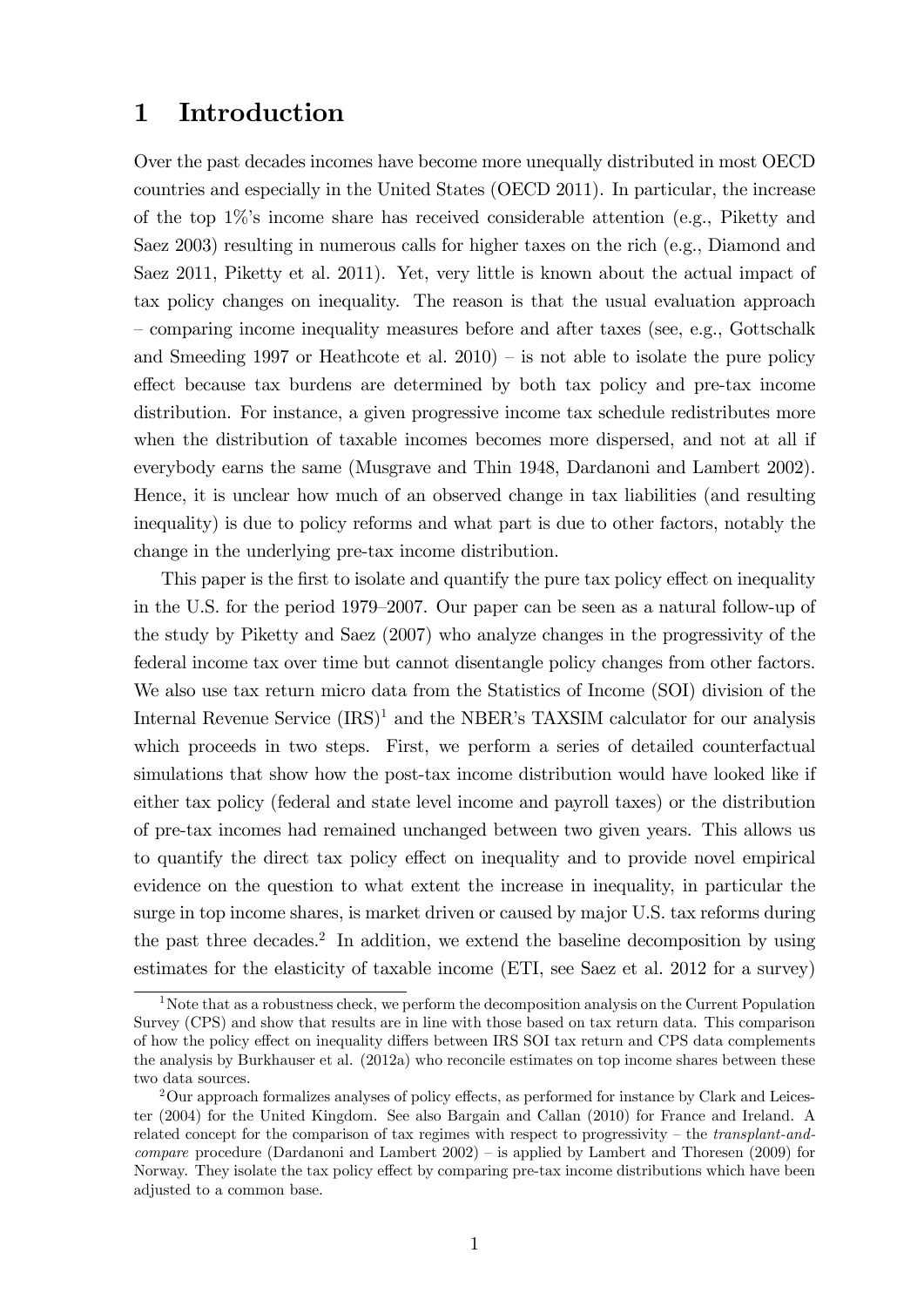# 1 Introduction

Over the past decades incomes have become more unequally distributed in most OECD countries and especially in the United States (OECD 2011). In particular, the increase of the top 1%'s income share has received considerable attention (e.g., Piketty and Saez 2003) resulting in numerous calls for higher taxes on the rich (e.g., Diamond and Saez 2011, Piketty et al. 2011). Yet, very little is known about the actual impact of tax policy changes on inequality. The reason is that the usual evaluation approach – comparing income inequality measures before and after taxes (see, e.g., Gottschalk and Smeeding 1997 or Heathcote et al. 2010) – is not able to isolate the pure policy effect because tax burdens are determined by both tax policy and pre-tax income distribution. For instance, a given progressive income tax schedule redistributes more when the distribution of taxable incomes becomes more dispersed, and not at all if everybody earns the same (Musgrave and Thin 1948, Dardanoni and Lambert 2002). Hence, it is unclear how much of an observed change in tax liabilities (and resulting inequality) is due to policy reforms and what part is due to other factors, notably the change in the underlying pre-tax income distribution.

This paper is the first to isolate and quantify the pure tax policy effect on inequality in the U.S. for the period 1979–2007. Our paper can be seen as a natural follow-up of the study by Piketty and Saez (2007) who analyze changes in the progressivity of the federal income tax over time but cannot disentangle policy changes from other factors. We also use tax return micro data from the Statistics of Income (SOI) division of the Internal Revenue Service (IRS)[1] and the NBER's TAXSIM calculator for our analysis which proceeds in two steps. First, we perform a series of detailed counterfactual simulations that show how the post-tax income distribution would have looked like if either tax policy (federal and state level income and payroll taxes) or the distribution of pre-tax incomes had remained unchanged between two given years. This allows us to quantify the direct tax policy effect on inequality and to provide novel empirical evidence on the question to what extent the increase in inequality, in particular the surge in top income shares, is market driven or caused by major U.S. tax reforms during the past three decades.[2] In addition, we extend the baseline decomposition by using estimates for the elasticity of taxable income (ETI, see Saez et al. 2012 for a survey)

[1] Note that as a robustness check, we perform the decomposition analysis on the Current Population Survey (CPS) and show that results are in line with those based on tax return data. This comparison of how the policy effect on inequality differs between IRS SOI tax return and CPS data complements the analysis by Burkhauser et al. (2012a) who reconcile estimates on top income shares between these two data sources.

[2] Our approach formalizes analyses of policy effects, as performed for instance by Clark and Leicester (2004) for the United Kingdom. See also Bargain and Callan (2010) for France and Ireland. A related concept for the comparison of tax regimes with respect to progressivity – the *transplant-and-compare* procedure (Dardanoni and Lambert 2002) – is applied by Lambert and Thoresen (2009) for Norway. They isolate the tax policy effect by comparing pre-tax income distributions which have been adjusted to a common base.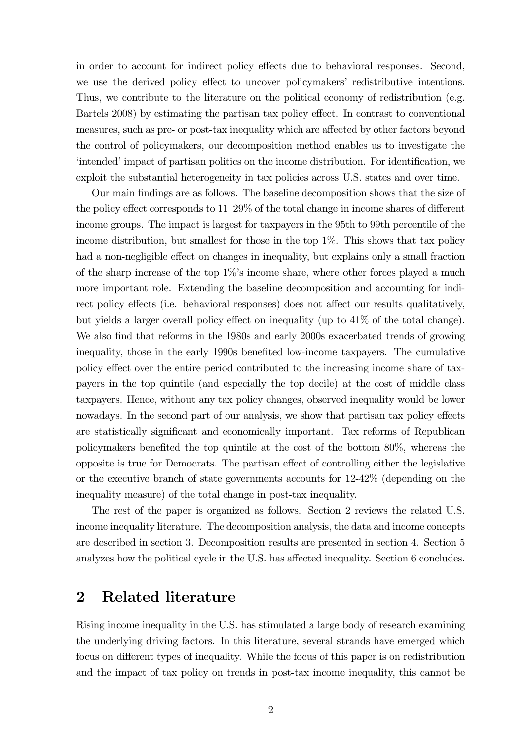in order to account for indirect policy effects due to behavioral responses. Second, we use the derived policy effect to uncover policymakers' redistributive intentions. Thus, we contribute to the literature on the political economy of redistribution (e.g. Bartels 2008) by estimating the partisan tax policy effect. In contrast to conventional measures, such as pre- or post-tax inequality which are affected by other factors beyond the control of policymakers, our decomposition method enables us to investigate the 'intended' impact of partisan politics on the income distribution. For identification, we exploit the substantial heterogeneity in tax policies across U.S. states and over time.

Our main findings are as follows. The baseline decomposition shows that the size of the policy effect corresponds to 11–29% of the total change in income shares of different income groups. The impact is largest for taxpayers in the 95th to 99th percentile of the income distribution, but smallest for those in the top 1%. This shows that tax policy had a non-negligible effect on changes in inequality, but explains only a small fraction of the sharp increase of the top 1%'s income share, where other forces played a much more important role. Extending the baseline decomposition and accounting for indirect policy effects (i.e. behavioral responses) does not affect our results qualitatively, but yields a larger overall policy effect on inequality (up to 41% of the total change). We also find that reforms in the 1980s and early 2000s exacerbated trends of growing inequality, those in the early 1990s benefited low-income taxpayers. The cumulative policy effect over the entire period contributed to the increasing income share of taxpayers in the top quintile (and especially the top decile) at the cost of middle class taxpayers. Hence, without any tax policy changes, observed inequality would be lower nowadays. In the second part of our analysis, we show that partisan tax policy effects are statistically significant and economically important. Tax reforms of Republican policymakers benefited the top quintile at the cost of the bottom 80%, whereas the opposite is true for Democrats. The partisan effect of controlling either the legislative or the executive branch of state governments accounts for 12-42% (depending on the inequality measure) of the total change in post-tax inequality.

The rest of the paper is organized as follows. Section 2 reviews the related U.S. income inequality literature. The decomposition analysis, the data and income concepts are described in section 3. Decomposition results are presented in section 4. Section 5 analyzes how the political cycle in the U.S. has affected inequality. Section 6 concludes.

## 2 Related literature

Rising income inequality in the U.S. has stimulated a large body of research examining the underlying driving factors. In this literature, several strands have emerged which focus on different types of inequality. While the focus of this paper is on redistribution and the impact of tax policy on trends in post-tax income inequality, this cannot be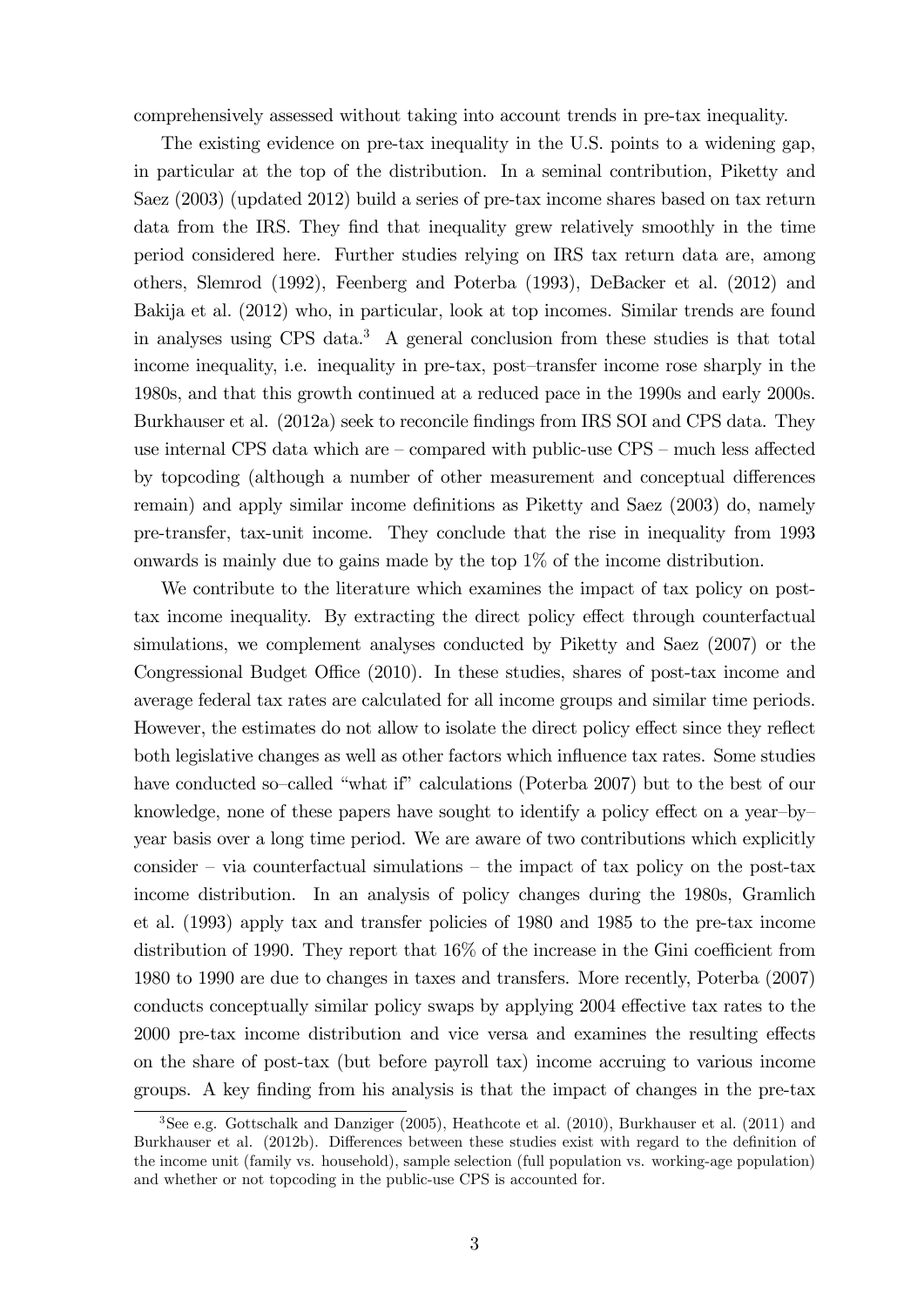comprehensively assessed without taking into account trends in pre-tax inequality.

The existing evidence on pre-tax inequality in the U.S. points to a widening gap, in particular at the top of the distribution. In a seminal contribution, Piketty and Saez (2003) (updated 2012) build a series of pre-tax income shares based on tax return data from the IRS. They find that inequality grew relatively smoothly in the time period considered here. Further studies relying on IRS tax return data are, among others, Slemrod (1992), Feenberg and Poterba (1993), DeBacker et al. (2012) and Bakija et al. (2012) who, in particular, look at top incomes. Similar trends are found in analyses using CPS data.[3] A general conclusion from these studies is that total income inequality, i.e. inequality in pre-tax, post–transfer income rose sharply in the 1980s, and that this growth continued at a reduced pace in the 1990s and early 2000s. Burkhauser et al. (2012a) seek to reconcile findings from IRS SOI and CPS data. They use internal CPS data which are – compared with public-use CPS – much less affected by topcoding (although a number of other measurement and conceptual differences remain) and apply similar income definitions as Piketty and Saez (2003) do, namely pre-transfer, tax-unit income. They conclude that the rise in inequality from 1993 onwards is mainly due to gains made by the top 1% of the income distribution.

We contribute to the literature which examines the impact of tax policy on post-tax income inequality. By extracting the direct policy effect through counterfactual simulations, we complement analyses conducted by Piketty and Saez (2007) or the Congressional Budget Office (2010). In these studies, shares of post-tax income and average federal tax rates are calculated for all income groups and similar time periods. However, the estimates do not allow to isolate the direct policy effect since they reflect both legislative changes as well as other factors which influence tax rates. Some studies have conducted so–called "what if" calculations (Poterba 2007) but to the best of our knowledge, none of these papers have sought to identify a policy effect on a year–by–year basis over a long time period. We are aware of two contributions which explicitly consider – via counterfactual simulations – the impact of tax policy on the post-tax income distribution. In an analysis of policy changes during the 1980s, Gramlich et al. (1993) apply tax and transfer policies of 1980 and 1985 to the pre-tax income distribution of 1990. They report that 16% of the increase in the Gini coefficient from 1980 to 1990 are due to changes in taxes and transfers. More recently, Poterba (2007) conducts conceptually similar policy swaps by applying 2004 effective tax rates to the 2000 pre-tax income distribution and vice versa and examines the resulting effects on the share of post-tax (but before payroll tax) income accruing to various income groups. A key finding from his analysis is that the impact of changes in the pre-tax

[3] See e.g. Gottschalk and Danziger (2005), Heathcote et al. (2010), Burkhauser et al. (2011) and Burkhauser et al. (2012b). Differences between these studies exist with regard to the definition of the income unit (family vs. household), sample selection (full population vs. working-age population) and whether or not topcoding in the public-use CPS is accounted for.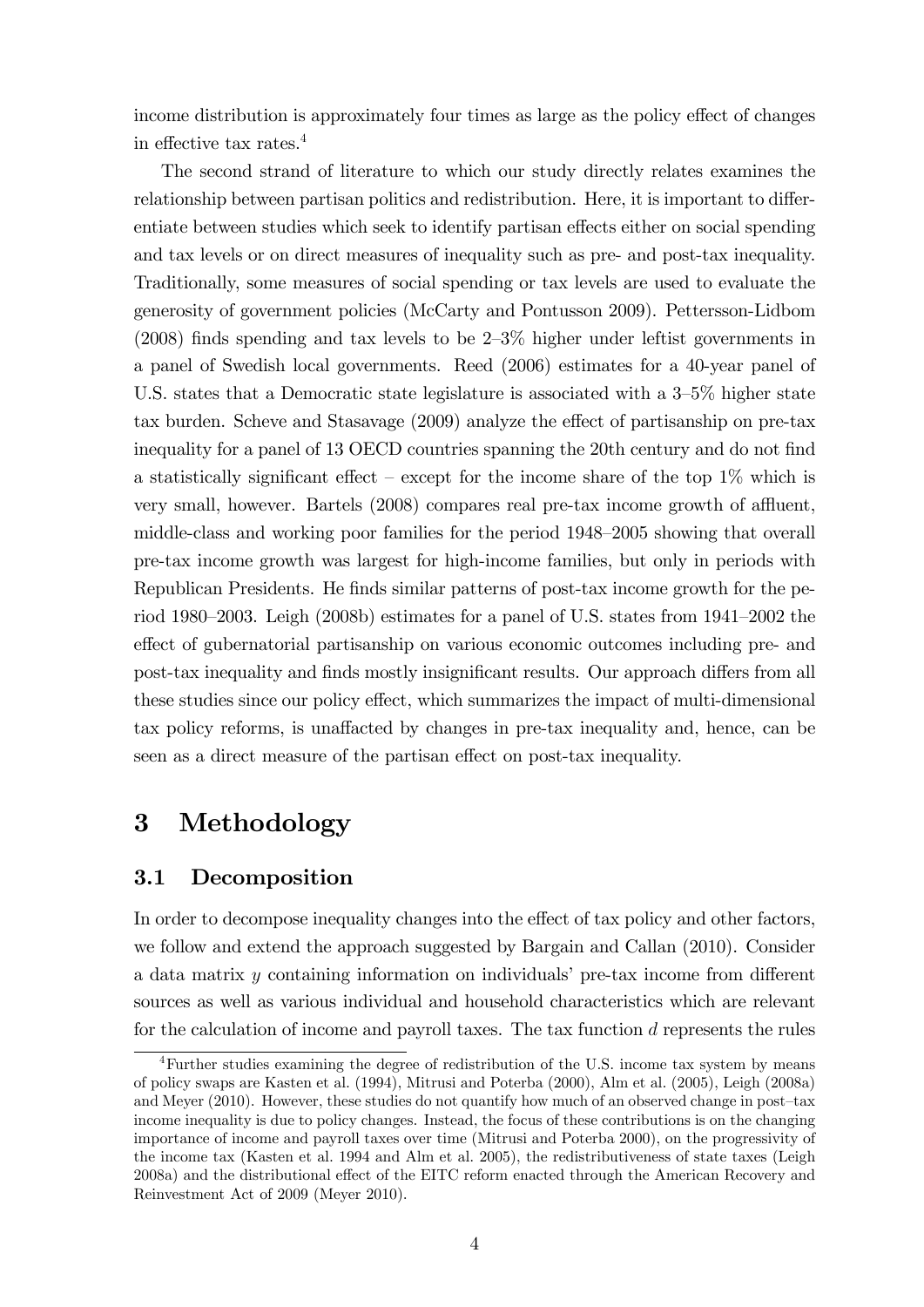income distribution is approximately four times as large as the policy effect of changes in effective tax rates.[4]

The second strand of literature to which our study directly relates examines the relationship between partisan politics and redistribution. Here, it is important to differentiate between studies which seek to identify partisan effects either on social spending and tax levels or on direct measures of inequality such as pre- and post-tax inequality. Traditionally, some measures of social spending or tax levels are used to evaluate the generosity of government policies (McCarty and Pontusson 2009). Pettersson-Lidbom (2008) finds spending and tax levels to be 2–3% higher under leftist governments in a panel of Swedish local governments. Reed (2006) estimates for a 40-year panel of U.S. states that a Democratic state legislature is associated with a 3–5% higher state tax burden. Scheve and Stasavage (2009) analyze the effect of partisanship on pre-tax inequality for a panel of 13 OECD countries spanning the 20th century and do not find a statistically significant effect – except for the income share of the top 1% which is very small, however. Bartels (2008) compares real pre-tax income growth of affluent, middle-class and working poor families for the period 1948–2005 showing that overall pre-tax income growth was largest for high-income families, but only in periods with Republican Presidents. He finds similar patterns of post-tax income growth for the period 1980–2003. Leigh (2008b) estimates for a panel of U.S. states from 1941–2002 the effect of gubernatorial partisanship on various economic outcomes including pre- and post-tax inequality and finds mostly insignificant results. Our approach differs from all these studies since our policy effect, which summarizes the impact of multi-dimensional tax policy reforms, is unaffected by changes in pre-tax inequality and, hence, can be seen as a direct measure of the partisan effect on post-tax inequality.

# 3 Methodology

## 3.1 Decomposition

In order to decompose inequality changes into the effect of tax policy and other factors, we follow and extend the approach suggested by Bargain and Callan (2010). Consider a data matrix $y$ containing information on individuals' pre-tax income from different sources as well as various individual and household characteristics which are relevant for the calculation of income and payroll taxes. The tax function $d$ represents the rules

[4]Further studies examining the degree of redistribution of the U.S. income tax system by means of policy swaps are Kasten et al. (1994), Mitrusi and Poterba (2000), Alm et al. (2005), Leigh (2008a) and Meyer (2010). However, these studies do not quantify how much of an observed change in post–tax income inequality is due to policy changes. Instead, the focus of these contributions is on the changing importance of income and payroll taxes over time (Mitrusi and Poterba 2000), on the progressivity of the income tax (Kasten et al. 1994 and Alm et al. 2005), the redistributiveness of state taxes (Leigh 2008a) and the distributional effect of the EITC reform enacted through the American Recovery and Reinvestment Act of 2009 (Meyer 2010).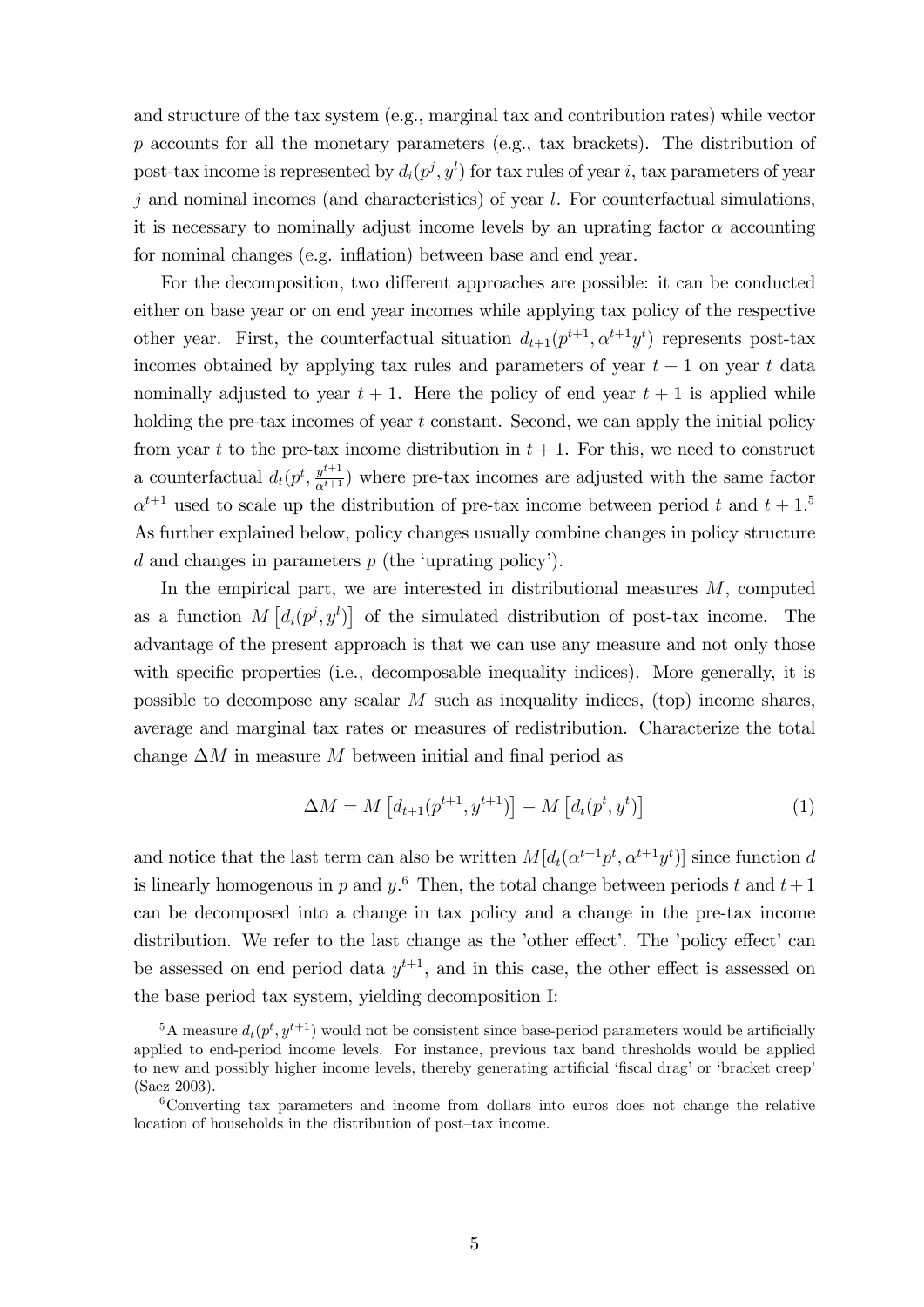and structure of the tax system (e.g., marginal tax and contribution rates) while vector $p$ accounts for all the monetary parameters (e.g., tax brackets). The distribution of post-tax income is represented by $d_i(p^j, y^l)$ for tax rules of year $i$, tax parameters of year $j$ and nominal incomes (and characteristics) of year $l$. For counterfactual simulations, it is necessary to nominally adjust income levels by an uprating factor $\alpha$ accounting for nominal changes (e.g. inflation) between base and end year.

For the decomposition, two different approaches are possible: it can be conducted either on base year or on end year incomes while applying tax policy of the respective other year. First, the counterfactual situation $d_{t+1}(p^{t+1}, \alpha^{t+1}y^t)$ represents post-tax incomes obtained by applying tax rules and parameters of year $t+1$ on year $t$ data nominally adjusted to year $t+1$. Here the policy of end year $t+1$ is applied while holding the pre-tax incomes of year $t$ constant. Second, we can apply the initial policy from year $t$ to the pre-tax income distribution in $t+1$. For this, we need to construct a counterfactual $d_t(p^t, \frac{y^{t+1}}{\alpha^{t+1}})$ where pre-tax incomes are adjusted with the same factor $\alpha^{t+1}$ used to scale up the distribution of pre-tax income between period $t$ and $t+1$.[5] As further explained below, policy changes usually combine changes in policy structure $d$ and changes in parameters $p$ (the 'uprating policy').

In the empirical part, we are interested in distributional measures $M$, computed as a function $M\left[d_i(p^j, y^l)\right]$ of the simulated distribution of post-tax income. The advantage of the present approach is that we can use any measure and not only those with specific properties (i.e., decomposable inequality indices). More generally, it is possible to decompose any scalar $M$ such as inequality indices, (top) income shares, average and marginal tax rates or measures of redistribution. Characterize the total change $\Delta M$ in measure $M$ between initial and final period as

$$\Delta M = M\left[d_{t+1}(p^{t+1}, y^{t+1})\right] - M\left[d_t(p^t, y^t)\right] \tag{1}$$

and notice that the last term can also be written $M[d_t(\alpha^{t+1}p^t, \alpha^{t+1}y^t)]$ since function $d$ is linearly homogenous in $p$ and $y$.[6] Then, the total change between periods $t$ and $t+1$ can be decomposed into a change in tax policy and a change in the pre-tax income distribution. We refer to the last change as the 'other effect'. The 'policy effect' can be assessed on end period data $y^{t+1}$, and in this case, the other effect is assessed on the base period tax system, yielding decomposition I:

[5] A measure $d_t(p^t, y^{t+1})$ would not be consistent since base-period parameters would be artificially applied to end-period income levels. For instance, previous tax band thresholds would be applied to new and possibly higher income levels, thereby generating artificial 'fiscal drag' or 'bracket creep' (Saez 2003).

[6] Converting tax parameters and income from dollars into euros does not change the relative location of households in the distribution of post–tax income.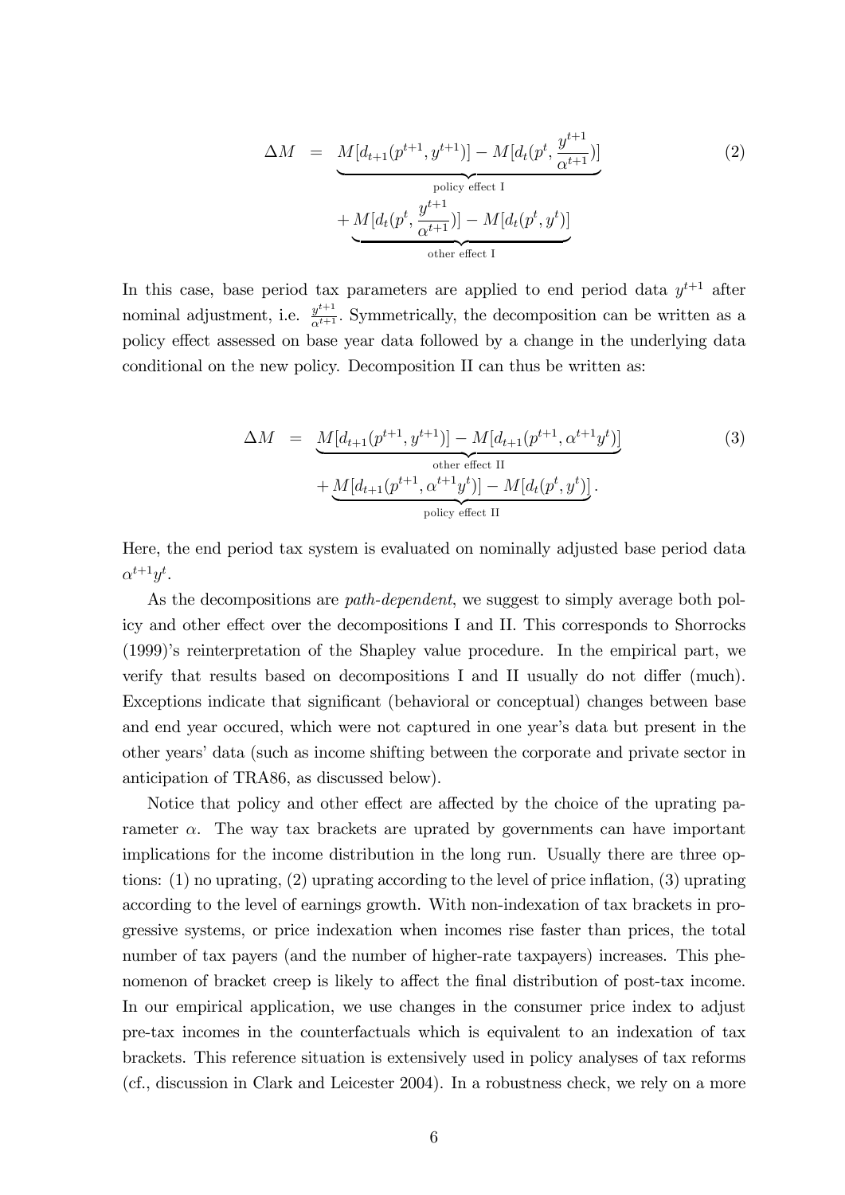$$
\begin{aligned}
\Delta M &= \underbrace{M[d_{t+1}(p^{t+1}, y^{t+1})] - M[d_t(p^t, \frac{y^{t+1}}{\alpha^{t+1}})]}_{\text{policy effect I}} \\
&\quad + \underbrace{M[d_t(p^t, \frac{y^{t+1}}{\alpha^{t+1}})] - M[d_t(p^t, y^t)]}_{\text{other effect I}}
\end{aligned}
\tag{2}
$$

In this case, base period tax parameters are applied to end period data $y^{t+1}$ after nominal adjustment, i.e. $\frac{y^{t+1}}{\alpha^{t+1}}$. Symmetrically, the decomposition can be written as a policy effect assessed on base year data followed by a change in the underlying data conditional on the new policy. Decomposition II can thus be written as:

$$
\begin{aligned}
\Delta M &= \underbrace{M[d_{t+1}(p^{t+1}, y^{t+1})] - M[d_{t+1}(p^{t+1}, \alpha^{t+1}y^t)]}_{\text{other effect II}} \\
&\quad + \underbrace{M[d_{t+1}(p^{t+1}, \alpha^{t+1}y^t)] - M[d_t(p^t, y^t)]}_{\text{policy effect II}}.
\end{aligned}
\tag{3}
$$

Here, the end period tax system is evaluated on nominally adjusted base period data $\alpha^{t+1}y^t$.

As the decompositions are *path-dependent*, we suggest to simply average both policy and other effect over the decompositions I and II. This corresponds to Shorrocks (1999)'s reinterpretation of the Shapley value procedure. In the empirical part, we verify that results based on decompositions I and II usually do not differ (much). Exceptions indicate that significant (behavioral or conceptual) changes between base and end year occured, which were not captured in one year's data but present in the other years' data (such as income shifting between the corporate and private sector in anticipation of TRA86, as discussed below).

Notice that policy and other effect are affected by the choice of the uprating parameter $\alpha$. The way tax brackets are uprated by governments can have important implications for the income distribution in the long run. Usually there are three options: (1) no uprating, (2) uprating according to the level of price inflation, (3) uprating according to the level of earnings growth. With non-indexation of tax brackets in progressive systems, or price indexation when incomes rise faster than prices, the total number of tax payers (and the number of higher-rate taxpayers) increases. This phenomenon of bracket creep is likely to affect the final distribution of post-tax income. In our empirical application, we use changes in the consumer price index to adjust pre-tax incomes in the counterfactuals which is equivalent to an indexation of tax brackets. This reference situation is extensively used in policy analyses of tax reforms (cf., discussion in Clark and Leicester 2004). In a robustness check, we rely on a more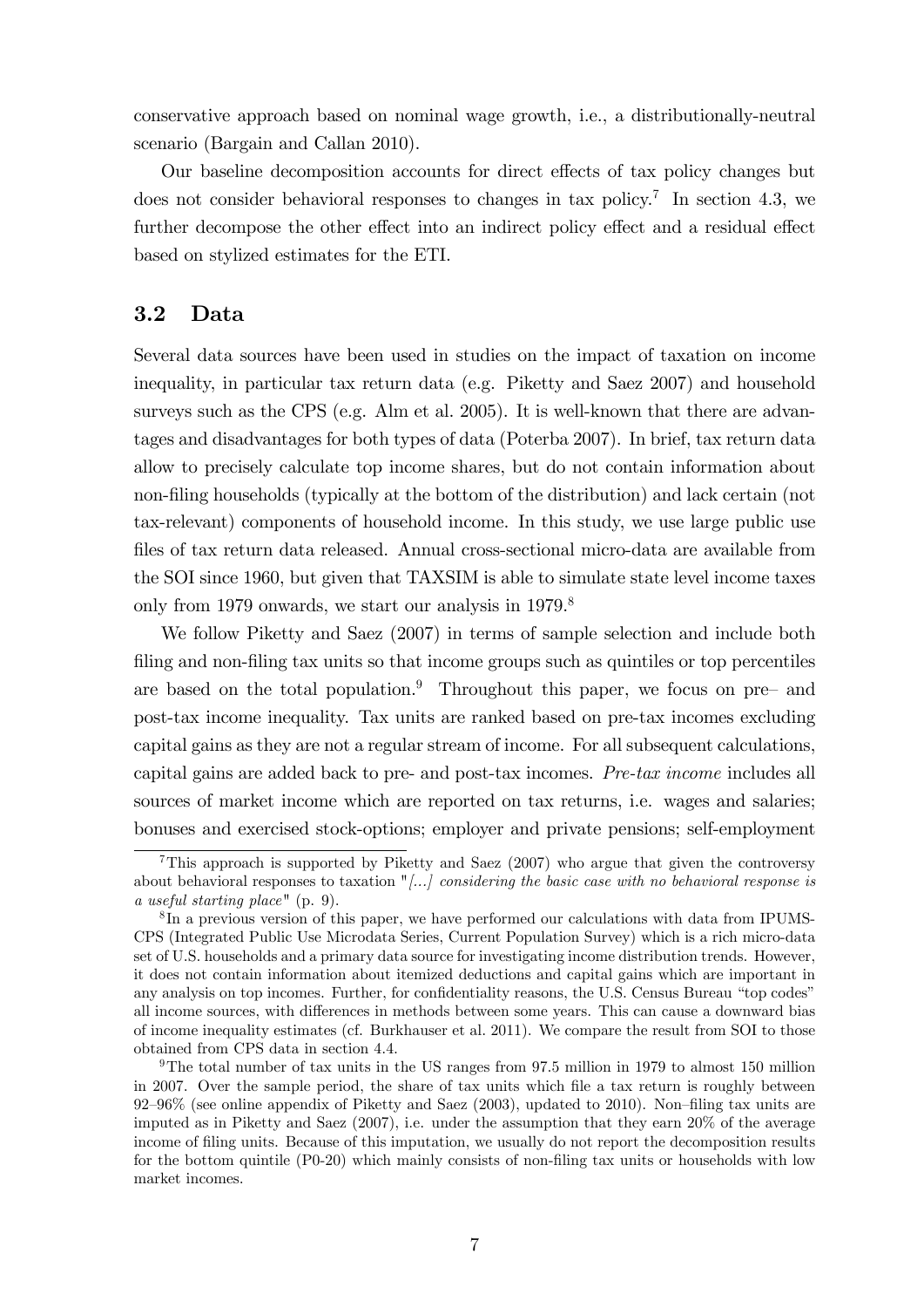conservative approach based on nominal wage growth, i.e., a distributionally-neutral scenario (Bargain and Callan 2010).

Our baseline decomposition accounts for direct effects of tax policy changes but does not consider behavioral responses to changes in tax policy.[7] In section 4.3, we further decompose the other effect into an indirect policy effect and a residual effect based on stylized estimates for the ETI.

## 3.2 Data

Several data sources have been used in studies on the impact of taxation on income inequality, in particular tax return data (e.g. Piketty and Saez 2007) and household surveys such as the CPS (e.g. Alm et al. 2005). It is well-known that there are advantages and disadvantages for both types of data (Poterba 2007). In brief, tax return data allow to precisely calculate top income shares, but do not contain information about non-filing households (typically at the bottom of the distribution) and lack certain (not tax-relevant) components of household income. In this study, we use large public use files of tax return data released. Annual cross-sectional micro-data are available from the SOI since 1960, but given that TAXSIM is able to simulate state level income taxes only from 1979 onwards, we start our analysis in 1979.[8]

We follow Piketty and Saez (2007) in terms of sample selection and include both filing and non-filing tax units so that income groups such as quintiles or top percentiles are based on the total population.[9] Throughout this paper, we focus on pre– and post-tax income inequality. Tax units are ranked based on pre-tax incomes excluding capital gains as they are not a regular stream of income. For all subsequent calculations, capital gains are added back to pre- and post-tax incomes. *Pre-tax income* includes all sources of market income which are reported on tax returns, i.e. wages and salaries; bonuses and exercised stock-options; employer and private pensions; self-employment

---

[7] This approach is supported by Piketty and Saez (2007) who argue that given the controversy about behavioral responses to taxation "*[...] considering the basic case with no behavioral response is a useful starting place*" (p. 9).

[8] In a previous version of this paper, we have performed our calculations with data from IPUMS-CPS (Integrated Public Use Microdata Series, Current Population Survey) which is a rich micro-data set of U.S. households and a primary data source for investigating income distribution trends. However, it does not contain information about itemized deductions and capital gains which are important in any analysis on top incomes. Further, for confidentiality reasons, the U.S. Census Bureau "top codes" all income sources, with differences in methods between some years. This can cause a downward bias of income inequality estimates (cf. Burkhauser et al. 2011). We compare the result from SOI to those obtained from CPS data in section 4.4.

[9] The total number of tax units in the US ranges from 97.5 million in 1979 to almost 150 million in 2007. Over the sample period, the share of tax units which file a tax return is roughly between 92–96% (see online appendix of Piketty and Saez (2003), updated to 2010). Non–filing tax units are imputed as in Piketty and Saez (2007), i.e. under the assumption that they earn 20% of the average income of filing units. Because of this imputation, we usually do not report the decomposition results for the bottom quintile (P0-20) which mainly consists of non-filing tax units or households with low market incomes.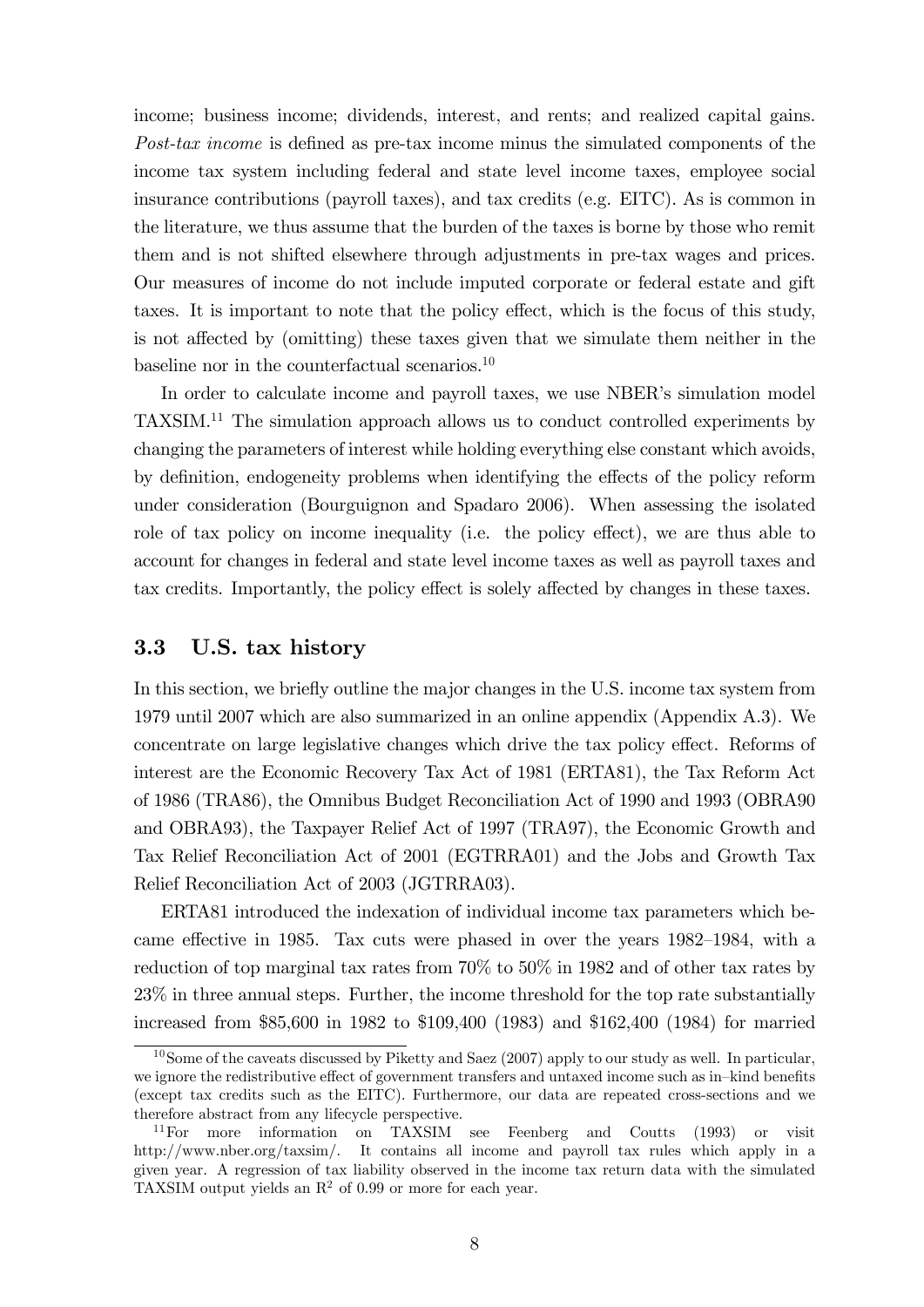income; business income; dividends, interest, and rents; and realized capital gains. *Post-tax income* is defined as pre-tax income minus the simulated components of the income tax system including federal and state level income taxes, employee social insurance contributions (payroll taxes), and tax credits (e.g. EITC). As is common in the literature, we thus assume that the burden of the taxes is borne by those who remit them and is not shifted elsewhere through adjustments in pre-tax wages and prices. Our measures of income do not include imputed corporate or federal estate and gift taxes. It is important to note that the policy effect, which is the focus of this study, is not affected by (omitting) these taxes given that we simulate them neither in the baseline nor in the counterfactual scenarios.[10]

In order to calculate income and payroll taxes, we use NBER's simulation model TAXSIM.[11] The simulation approach allows us to conduct controlled experiments by changing the parameters of interest while holding everything else constant which avoids, by definition, endogeneity problems when identifying the effects of the policy reform under consideration (Bourguignon and Spadaro 2006). When assessing the isolated role of tax policy on income inequality (i.e. the policy effect), we are thus able to account for changes in federal and state level income taxes as well as payroll taxes and tax credits. Importantly, the policy effect is solely affected by changes in these taxes.

### 3.3 U.S. tax history

In this section, we briefly outline the major changes in the U.S. income tax system from 1979 until 2007 which are also summarized in an online appendix (Appendix A.3). We concentrate on large legislative changes which drive the tax policy effect. Reforms of interest are the Economic Recovery Tax Act of 1981 (ERTA81), the Tax Reform Act of 1986 (TRA86), the Omnibus Budget Reconciliation Act of 1990 and 1993 (OBRA90 and OBRA93), the Taxpayer Relief Act of 1997 (TRA97), the Economic Growth and Tax Relief Reconciliation Act of 2001 (EGTRRA01) and the Jobs and Growth Tax Relief Reconciliation Act of 2003 (JGTRRA03).

ERTA81 introduced the indexation of individual income tax parameters which became effective in 1985. Tax cuts were phased in over the years 1982–1984, with a reduction of top marginal tax rates from 70% to 50% in 1982 and of other tax rates by 23% in three annual steps. Further, the income threshold for the top rate substantially increased from \$85,600 in 1982 to \$109,400 (1983) and \$162,400 (1984) for married

---

[10] Some of the caveats discussed by Piketty and Saez (2007) apply to our study as well. In particular, we ignore the redistributive effect of government transfers and untaxed income such as in–kind benefits (except tax credits such as the EITC). Furthermore, our data are repeated cross-sections and we therefore abstract from any lifecycle perspective.

[11] For more information on TAXSIM see Feenberg and Coutts (1993) or visit http://www.nber.org/taxsim/. It contains all income and payroll tax rules which apply in a given year. A regression of tax liability observed in the income tax return data with the simulated TAXSIM output yields an $R^2$ of 0.99 or more for each year.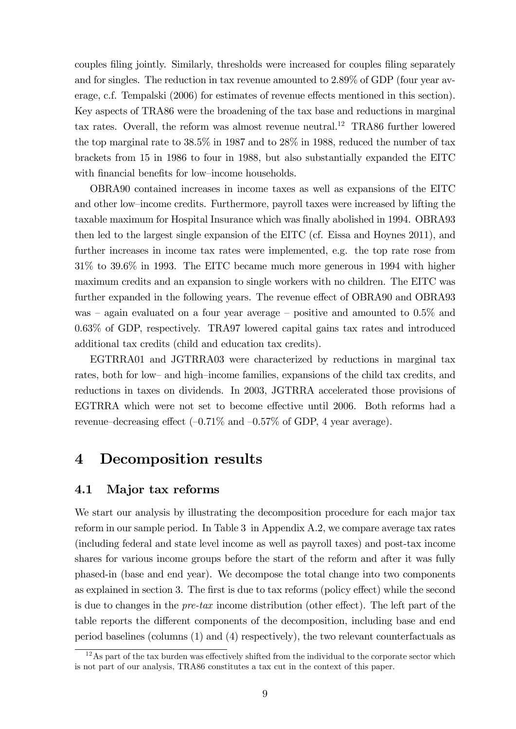couples filing jointly. Similarly, thresholds were increased for couples filing separately and for singles. The reduction in tax revenue amounted to 2.89% of GDP (four year average, c.f. Tempalski (2006) for estimates of revenue effects mentioned in this section). Key aspects of TRA86 were the broadening of the tax base and reductions in marginal tax rates. Overall, the reform was almost revenue neutral.[12] TRA86 further lowered the top marginal rate to 38.5% in 1987 and to 28% in 1988, reduced the number of tax brackets from 15 in 1986 to four in 1988, but also substantially expanded the EITC with financial benefits for low–income households.

OBRA90 contained increases in income taxes as well as expansions of the EITC and other low–income credits. Furthermore, payroll taxes were increased by lifting the taxable maximum for Hospital Insurance which was finally abolished in 1994. OBRA93 then led to the largest single expansion of the EITC (cf. Eissa and Hoynes 2011), and further increases in income tax rates were implemented, e.g. the top rate rose from 31% to 39.6% in 1993. The EITC became much more generous in 1994 with higher maximum credits and an expansion to single workers with no children. The EITC was further expanded in the following years. The revenue effect of OBRA90 and OBRA93 was – again evaluated on a four year average – positive and amounted to 0.5% and 0.63% of GDP, respectively. TRA97 lowered capital gains tax rates and introduced additional tax credits (child and education tax credits).

EGTRRA01 and JGTRRA03 were characterized by reductions in marginal tax rates, both for low– and high–income families, expansions of the child tax credits, and reductions in taxes on dividends. In 2003, JGTRRA accelerated those provisions of EGTRRA which were not set to become effective until 2006. Both reforms had a revenue–decreasing effect (–0.71% and –0.57% of GDP, 4 year average).

# 4 Decomposition results

## 4.1 Major tax reforms

We start our analysis by illustrating the decomposition procedure for each major tax reform in our sample period. In Table 3 in Appendix A.2, we compare average tax rates (including federal and state level income as well as payroll taxes) and post-tax income shares for various income groups before the start of the reform and after it was fully phased-in (base and end year). We decompose the total change into two components as explained in section 3. The first is due to tax reforms (policy effect) while the second is due to changes in the *pre-tax* income distribution (other effect). The left part of the table reports the different components of the decomposition, including base and end period baselines (columns (1) and (4) respectively), the two relevant counterfactuals as

[12] As part of the tax burden was effectively shifted from the individual to the corporate sector which is not part of our analysis, TRA86 constitutes a tax cut in the context of this paper.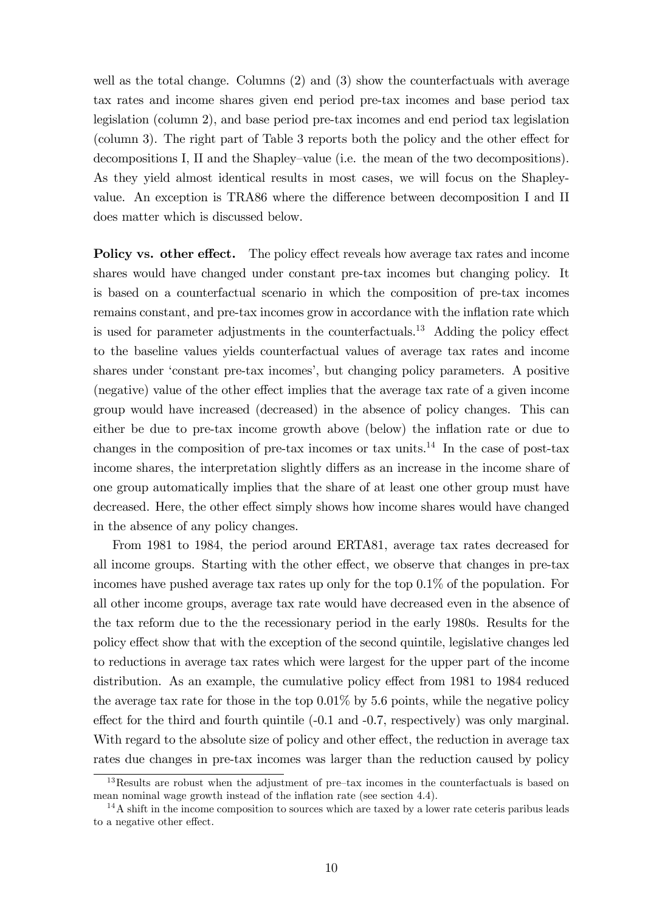well as the total change. Columns (2) and (3) show the counterfactuals with average tax rates and income shares given end period pre-tax incomes and base period tax legislation (column 2), and base period pre-tax incomes and end period tax legislation (column 3). The right part of Table 3 reports both the policy and the other effect for decompositions I, II and the Shapley–value (i.e. the mean of the two decompositions). As they yield almost identical results in most cases, we will focus on the Shapley-value. An exception is TRA86 where the difference between decomposition I and II does matter which is discussed below.

**Policy vs. other effect.** The policy effect reveals how average tax rates and income shares would have changed under constant pre-tax incomes but changing policy. It is based on a counterfactual scenario in which the composition of pre-tax incomes remains constant, and pre-tax incomes grow in accordance with the inflation rate which is used for parameter adjustments in the counterfactuals.[13] Adding the policy effect to the baseline values yields counterfactual values of average tax rates and income shares under 'constant pre-tax incomes', but changing policy parameters. A positive (negative) value of the other effect implies that the average tax rate of a given income group would have increased (decreased) in the absence of policy changes. This can either be due to pre-tax income growth above (below) the inflation rate or due to changes in the composition of pre-tax incomes or tax units.[14] In the case of post-tax income shares, the interpretation slightly differs as an increase in the income share of one group automatically implies that the share of at least one other group must have decreased. Here, the other effect simply shows how income shares would have changed in the absence of any policy changes.

From 1981 to 1984, the period around ERTA81, average tax rates decreased for all income groups. Starting with the other effect, we observe that changes in pre-tax incomes have pushed average tax rates up only for the top 0.1% of the population. For all other income groups, average tax rate would have decreased even in the absence of the tax reform due to the the recessionary period in the early 1980s. Results for the policy effect show that with the exception of the second quintile, legislative changes led to reductions in average tax rates which were largest for the upper part of the income distribution. As an example, the cumulative policy effect from 1981 to 1984 reduced the average tax rate for those in the top 0.01% by 5.6 points, while the negative policy effect for the third and fourth quintile (-0.1 and -0.7, respectively) was only marginal. With regard to the absolute size of policy and other effect, the reduction in average tax rates due changes in pre-tax incomes was larger than the reduction caused by policy

[13] Results are robust when the adjustment of pre–tax incomes in the counterfactuals is based on mean nominal wage growth instead of the inflation rate (see section 4.4).

[14] A shift in the income composition to sources which are taxed by a lower rate ceteris paribus leads to a negative other effect.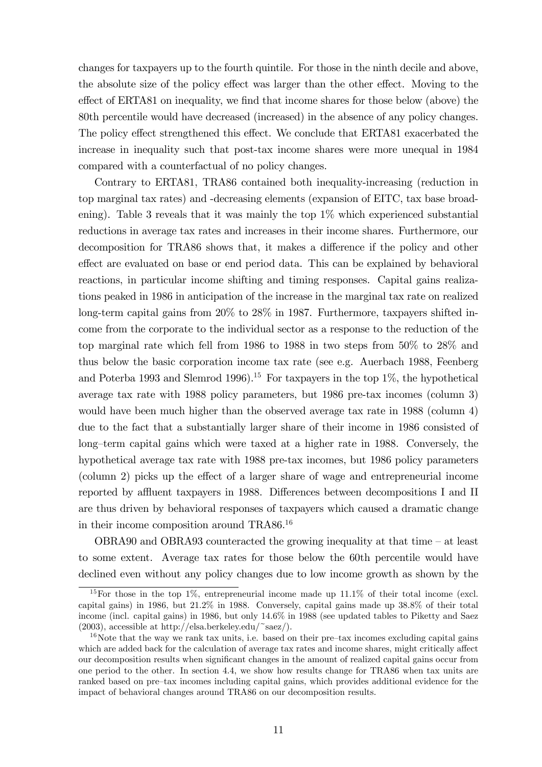changes for taxpayers up to the fourth quintile. For those in the ninth decile and above, the absolute size of the policy effect was larger than the other effect. Moving to the effect of ERTA81 on inequality, we find that income shares for those below (above) the 80th percentile would have decreased (increased) in the absence of any policy changes. The policy effect strengthened this effect. We conclude that ERTA81 exacerbated the increase in inequality such that post-tax income shares were more unequal in 1984 compared with a counterfactual of no policy changes.

Contrary to ERTA81, TRA86 contained both inequality-increasing (reduction in top marginal tax rates) and -decreasing elements (expansion of EITC, tax base broadening). Table 3 reveals that it was mainly the top 1% which experienced substantial reductions in average tax rates and increases in their income shares. Furthermore, our decomposition for TRA86 shows that, it makes a difference if the policy and other effect are evaluated on base or end period data. This can be explained by behavioral reactions, in particular income shifting and timing responses. Capital gains realizations peaked in 1986 in anticipation of the increase in the marginal tax rate on realized long-term capital gains from 20% to 28% in 1987. Furthermore, taxpayers shifted income from the corporate to the individual sector as a response to the reduction of the top marginal rate which fell from 1986 to 1988 in two steps from 50% to 28% and thus below the basic corporation income tax rate (see e.g. Auerbach 1988, Feenberg and Poterba 1993 and Slemrod 1996).[15] For taxpayers in the top 1%, the hypothetical average tax rate with 1988 policy parameters, but 1986 pre-tax incomes (column 3) would have been much higher than the observed average tax rate in 1988 (column 4) due to the fact that a substantially larger share of their income in 1986 consisted of long–term capital gains which were taxed at a higher rate in 1988. Conversely, the hypothetical average tax rate with 1988 pre-tax incomes, but 1986 policy parameters (column 2) picks up the effect of a larger share of wage and entrepreneurial income reported by affluent taxpayers in 1988. Differences between decompositions I and II are thus driven by behavioral responses of taxpayers which caused a dramatic change in their income composition around TRA86.[16]

OBRA90 and OBRA93 counteracted the growing inequality at that time – at least to some extent. Average tax rates for those below the 60th percentile would have declined even without any policy changes due to low income growth as shown by the

[15] For those in the top 1%, entrepreneurial income made up 11.1% of their total income (excl. capital gains) in 1986, but 21.2% in 1988. Conversely, capital gains made up 38.8% of their total income (incl. capital gains) in 1986, but only 14.6% in 1988 (see updated tables to Piketty and Saez (2003), accessible at http://elsa.berkeley.edu/~saez/).

[16] Note that the way we rank tax units, i.e. based on their pre–tax incomes excluding capital gains which are added back for the calculation of average tax rates and income shares, might critically affect our decomposition results when significant changes in the amount of realized capital gains occur from one period to the other. In section 4.4, we show how results change for TRA86 when tax units are ranked based on pre–tax incomes including capital gains, which provides additional evidence for the impact of behavioral changes around TRA86 on our decomposition results.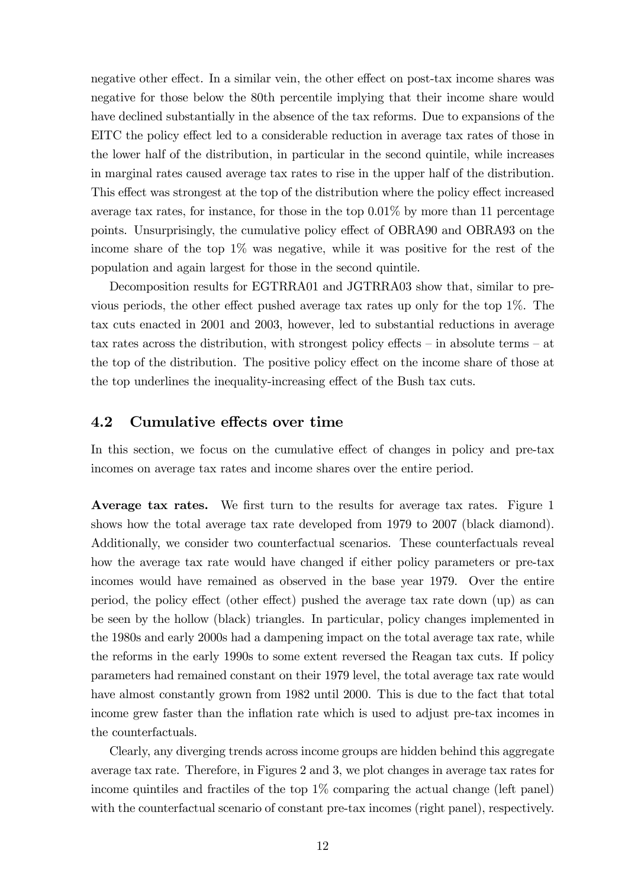negative other effect. In a similar vein, the other effect on post-tax income shares was negative for those below the 80th percentile implying that their income share would have declined substantially in the absence of the tax reforms. Due to expansions of the EITC the policy effect led to a considerable reduction in average tax rates of those in the lower half of the distribution, in particular in the second quintile, while increases in marginal rates caused average tax rates to rise in the upper half of the distribution. This effect was strongest at the top of the distribution where the policy effect increased average tax rates, for instance, for those in the top 0.01% by more than 11 percentage points. Unsurprisingly, the cumulative policy effect of OBRA90 and OBRA93 on the income share of the top 1% was negative, while it was positive for the rest of the population and again largest for those in the second quintile.

Decomposition results for EGTRRA01 and JGTRRA03 show that, similar to previous periods, the other effect pushed average tax rates up only for the top 1%. The tax cuts enacted in 2001 and 2003, however, led to substantial reductions in average tax rates across the distribution, with strongest policy effects – in absolute terms – at the top of the distribution. The positive policy effect on the income share of those at the top underlines the inequality-increasing effect of the Bush tax cuts.

## 4.2 Cumulative effects over time

In this section, we focus on the cumulative effect of changes in policy and pre-tax incomes on average tax rates and income shares over the entire period.

**Average tax rates.** We first turn to the results for average tax rates. Figure 1 shows how the total average tax rate developed from 1979 to 2007 (black diamond). Additionally, we consider two counterfactual scenarios. These counterfactuals reveal how the average tax rate would have changed if either policy parameters or pre-tax incomes would have remained as observed in the base year 1979. Over the entire period, the policy effect (other effect) pushed the average tax rate down (up) as can be seen by the hollow (black) triangles. In particular, policy changes implemented in the 1980s and early 2000s had a dampening impact on the total average tax rate, while the reforms in the early 1990s to some extent reversed the Reagan tax cuts. If policy parameters had remained constant on their 1979 level, the total average tax rate would have almost constantly grown from 1982 until 2000. This is due to the fact that total income grew faster than the inflation rate which is used to adjust pre-tax incomes in the counterfactuals.

Clearly, any diverging trends across income groups are hidden behind this aggregate average tax rate. Therefore, in Figures 2 and 3, we plot changes in average tax rates for income quintiles and fractiles of the top 1% comparing the actual change (left panel) with the counterfactual scenario of constant pre-tax incomes (right panel), respectively.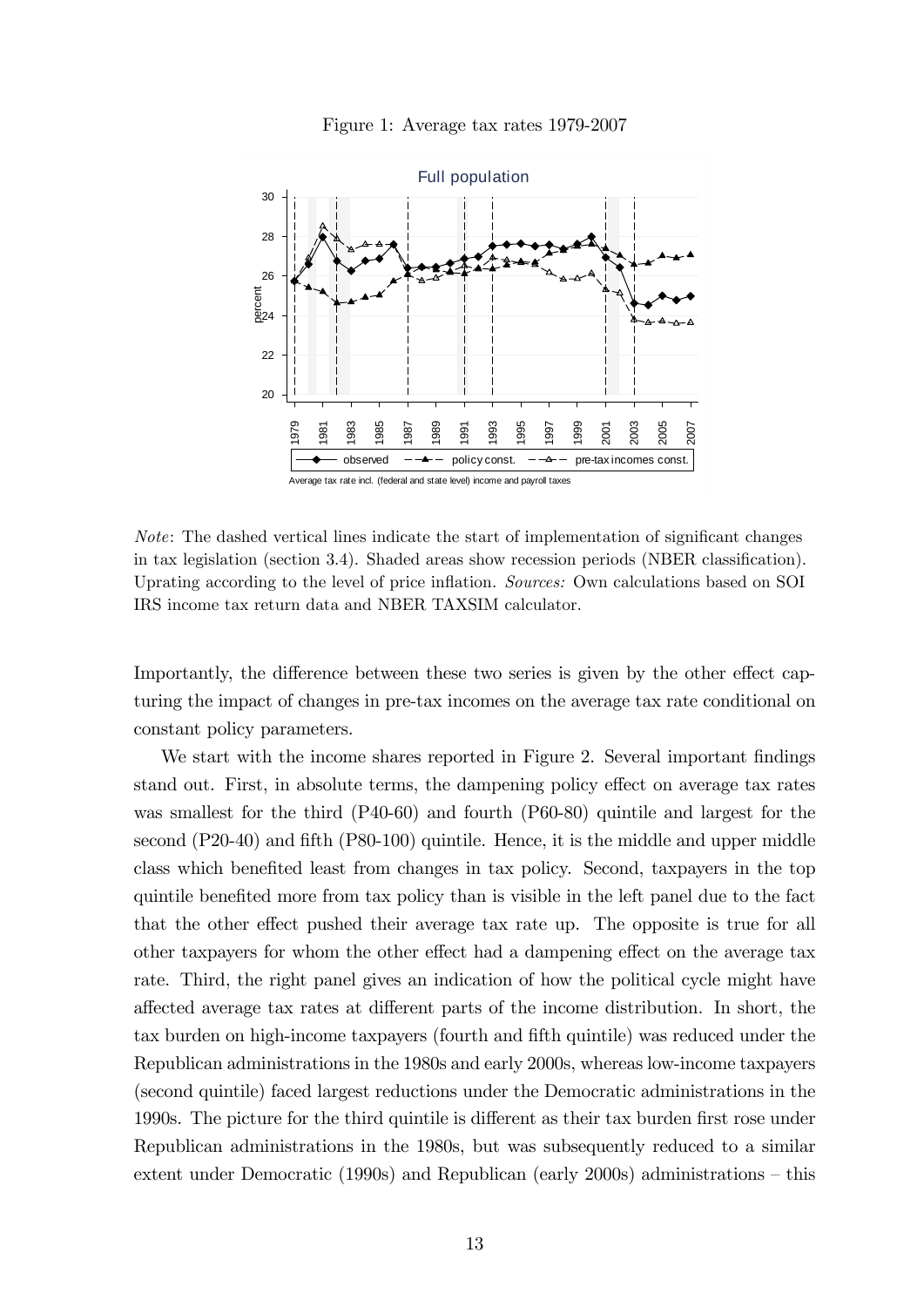Figure 1: Average tax rates 1979-2007

*Note*: The dashed vertical lines indicate the start of implementation of significant changes in tax legislation (section 3.4). Shaded areas show recession periods (NBER classification). Uprating according to the level of price inflation. *Sources:* Own calculations based on SOI IRS income tax return data and NBER TAXSIM calculator.

Importantly, the difference between these two series is given by the other effect capturing the impact of changes in pre-tax incomes on the average tax rate conditional on constant policy parameters.

We start with the income shares reported in Figure 2. Several important findings stand out. First, in absolute terms, the dampening policy effect on average tax rates was smallest for the third (P40-60) and fourth (P60-80) quintile and largest for the second (P20-40) and fifth (P80-100) quintile. Hence, it is the middle and upper middle class which benefited least from changes in tax policy. Second, taxpayers in the top quintile benefited more from tax policy than is visible in the left panel due to the fact that the other effect pushed their average tax rate up. The opposite is true for all other taxpayers for whom the other effect had a dampening effect on the average tax rate. Third, the right panel gives an indication of how the political cycle might have affected average tax rates at different parts of the income distribution. In short, the tax burden on high-income taxpayers (fourth and fifth quintile) was reduced under the Republican administrations in the 1980s and early 2000s, whereas low-income taxpayers (second quintile) faced largest reductions under the Democratic administrations in the 1990s. The picture for the third quintile is different as their tax burden first rose under Republican administrations in the 1980s, but was subsequently reduced to a similar extent under Democratic (1990s) and Republican (early 2000s) administrations – this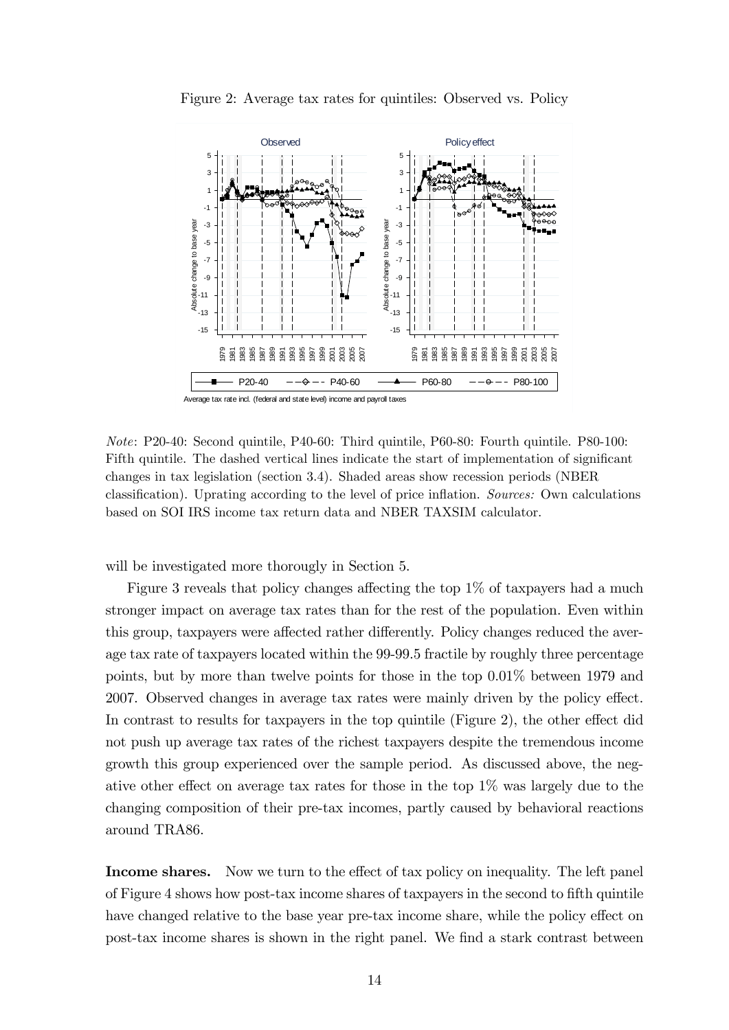Figure 2: Average tax rates for quintiles: Observed vs. Policy

*Note*: P20-40: Second quintile, P40-60: Third quintile, P60-80: Fourth quintile. P80-100: Fifth quintile. The dashed vertical lines indicate the start of implementation of significant changes in tax legislation (section 3.4). Shaded areas show recession periods (NBER classification). Uprating according to the level of price inflation. *Sources:* Own calculations based on SOI IRS income tax return data and NBER TAXSIM calculator.

will be investigated more thorougly in Section 5.

Figure 3 reveals that policy changes affecting the top 1% of taxpayers had a much stronger impact on average tax rates than for the rest of the population. Even within this group, taxpayers were affected rather differently. Policy changes reduced the average tax rate of taxpayers located within the 99-99.5 fractile by roughly three percentage points, but by more than twelve points for those in the top 0.01% between 1979 and 2007. Observed changes in average tax rates were mainly driven by the policy effect. In contrast to results for taxpayers in the top quintile (Figure 2), the other effect did not push up average tax rates of the richest taxpayers despite the tremendous income growth this group experienced over the sample period. As discussed above, the negative other effect on average tax rates for those in the top 1% was largely due to the changing composition of their pre-tax incomes, partly caused by behavioral reactions around TRA86.

**Income shares.** Now we turn to the effect of tax policy on inequality. The left panel of Figure 4 shows how post-tax income shares of taxpayers in the second to fifth quintile have changed relative to the base year pre-tax income share, while the policy effect on post-tax income shares is shown in the right panel. We find a stark contrast between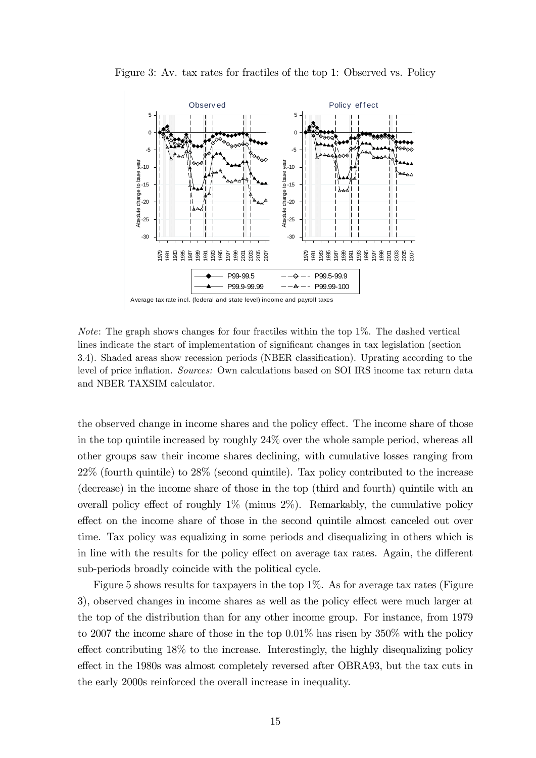Figure 3: Av. tax rates for fractiles of the top 1: Observed vs. Policy

Average tax rate incl. (federal and state level) income and payroll taxes

*Note*: The graph shows changes for four fractiles within the top 1%. The dashed vertical lines indicate the start of implementation of significant changes in tax legislation (section 3.4). Shaded areas show recession periods (NBER classification). Uprating according to the level of price inflation. *Sources:* Own calculations based on SOI IRS income tax return data and NBER TAXSIM calculator.

the observed change in income shares and the policy effect. The income share of those in the top quintile increased by roughly 24% over the whole sample period, whereas all other groups saw their income shares declining, with cumulative losses ranging from 22% (fourth quintile) to 28% (second quintile). Tax policy contributed to the increase (decrease) in the income share of those in the top (third and fourth) quintile with an overall policy effect of roughly 1% (minus 2%). Remarkably, the cumulative policy effect on the income share of those in the second quintile almost canceled out over time. Tax policy was equalizing in some periods and disequalizing in others which is in line with the results for the policy effect on average tax rates. Again, the different sub-periods broadly coincide with the political cycle.

Figure 5 shows results for taxpayers in the top 1%. As for average tax rates (Figure 3), observed changes in income shares as well as the policy effect were much larger at the top of the distribution than for any other income group. For instance, from 1979 to 2007 the income share of those in the top 0.01% has risen by 350% with the policy effect contributing 18% to the increase. Interestingly, the highly disequalizing policy effect in the 1980s was almost completely reversed after OBRA93, but the tax cuts in the early 2000s reinforced the overall increase in inequality.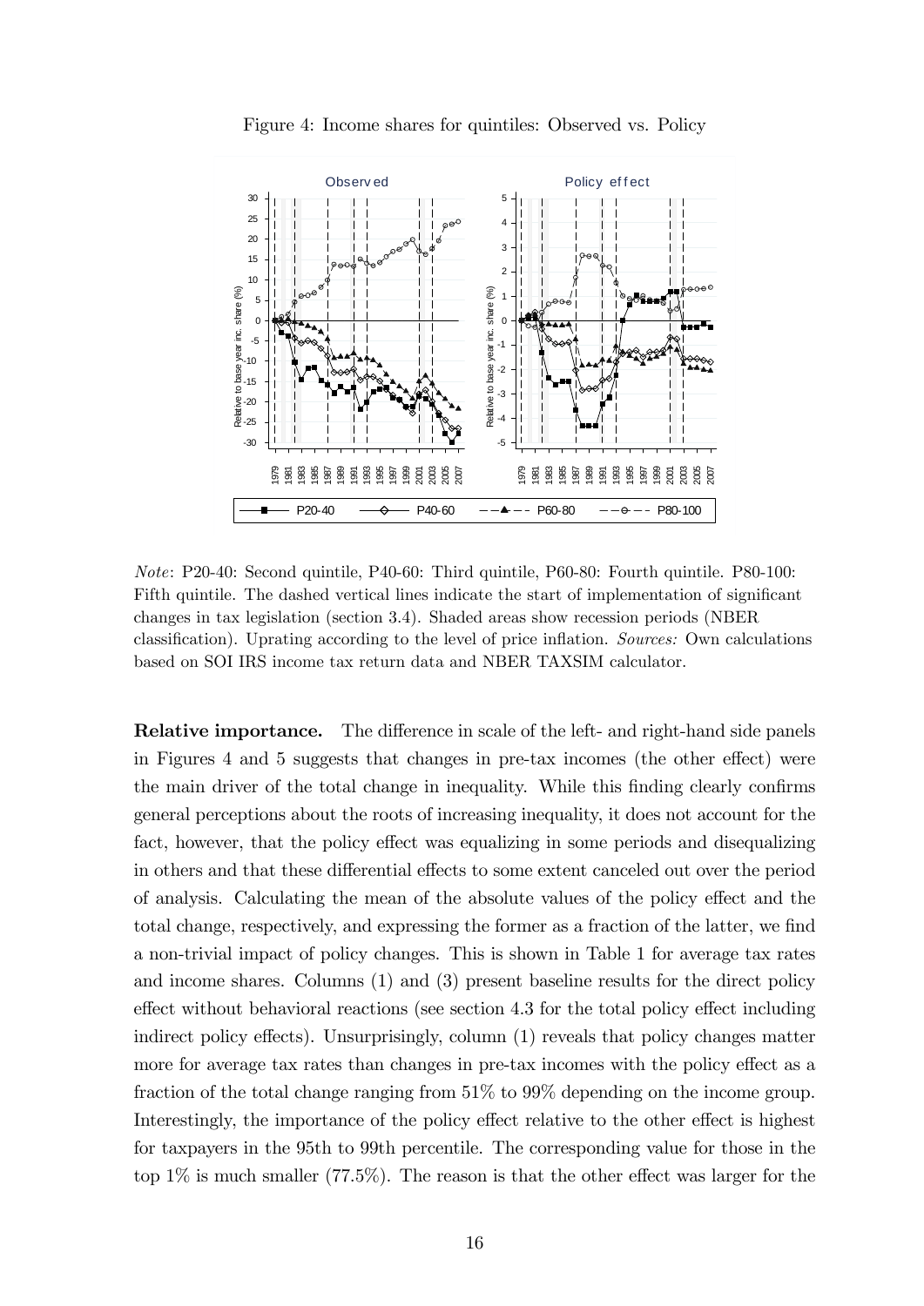Figure 4: Income shares for quintiles: Observed vs. Policy

*Note*: P20-40: Second quintile, P40-60: Third quintile, P60-80: Fourth quintile. P80-100: Fifth quintile. The dashed vertical lines indicate the start of implementation of significant changes in tax legislation (section 3.4). Shaded areas show recession periods (NBER classification). Uprating according to the level of price inflation. *Sources:* Own calculations based on SOI IRS income tax return data and NBER TAXSIM calculator.

**Relative importance.** The difference in scale of the left- and right-hand side panels in Figures 4 and 5 suggests that changes in pre-tax incomes (the other effect) were the main driver of the total change in inequality. While this finding clearly confirms general perceptions about the roots of increasing inequality, it does not account for the fact, however, that the policy effect was equalizing in some periods and disequalizing in others and that these differential effects to some extent canceled out over the period of analysis. Calculating the mean of the absolute values of the policy effect and the total change, respectively, and expressing the former as a fraction of the latter, we find a non-trivial impact of policy changes. This is shown in Table 1 for average tax rates and income shares. Columns (1) and (3) present baseline results for the direct policy effect without behavioral reactions (see section 4.3 for the total policy effect including indirect policy effects). Unsurprisingly, column (1) reveals that policy changes matter more for average tax rates than changes in pre-tax incomes with the policy effect as a fraction of the total change ranging from 51% to 99% depending on the income group. Interestingly, the importance of the policy effect relative to the other effect is highest for taxpayers in the 95th to 99th percentile. The corresponding value for those in the top 1% is much smaller (77.5%). The reason is that the other effect was larger for the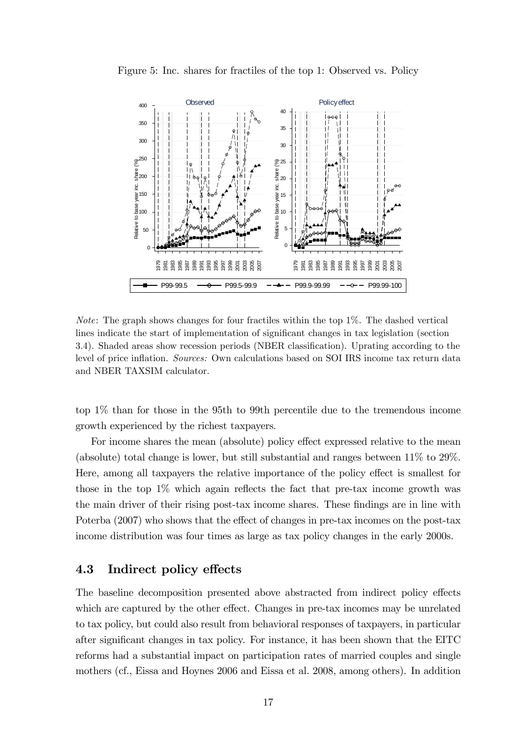Figure 5: Inc. shares for fractiles of the top 1: Observed vs. Policy

*Note*: The graph shows changes for four fractiles within the top 1%. The dashed vertical lines indicate the start of implementation of significant changes in tax legislation (section 3.4). Shaded areas show recession periods (NBER classification). Uprating according to the level of price inflation. *Sources:* Own calculations based on SOI IRS income tax return data and NBER TAXSIM calculator.

top 1% than for those in the 95th to 99th percentile due to the tremendous income growth experienced by the richest taxpayers.

For income shares the mean (absolute) policy effect expressed relative to the mean (absolute) total change is lower, but still substantial and ranges between 11% to 29%. Here, among all taxpayers the relative importance of the policy effect is smallest for those in the top 1% which again reflects the fact that pre-tax income growth was the main driver of their rising post-tax income shares. These findings are in line with Poterba (2007) who shows that the effect of changes in pre-tax incomes on the post-tax income distribution was four times as large as tax policy changes in the early 2000s.

## 4.3 Indirect policy effects

The baseline decomposition presented above abstracted from indirect policy effects which are captured by the other effect. Changes in pre-tax incomes may be unrelated to tax policy, but could also result from behavioral responses of taxpayers, in particular after significant changes in tax policy. For instance, it has been shown that the EITC reforms had a substantial impact on participation rates of married couples and single mothers (cf., Eissa and Hoynes 2006 and Eissa et al. 2008, among others). In addition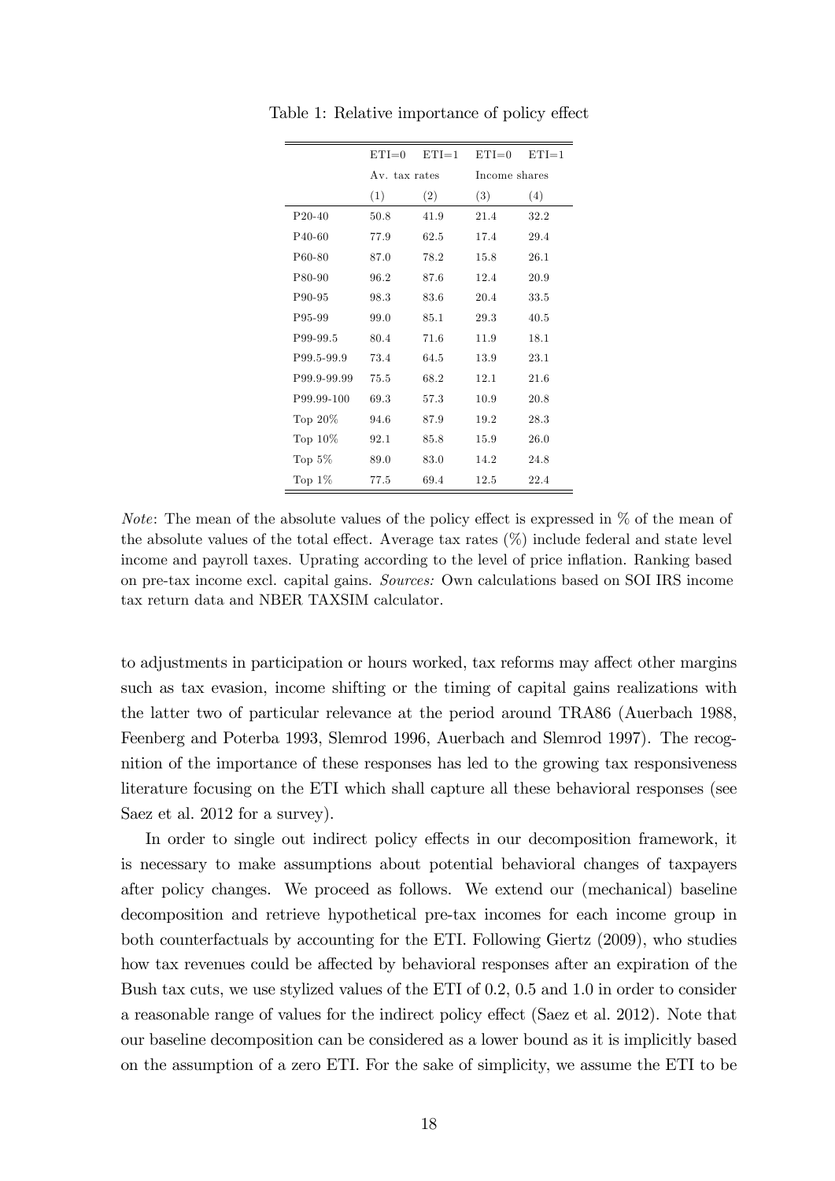Table 1: Relative importance of policy effect

| | ETI=0 | ETI=1 | ETI=0 | ETI=1 |
|---|---|---|---|---|
| | Av. tax rates | | Income shares | |
| | (1) | (2) | (3) | (4) |
| P20-40 | 50.8 | 41.9 | 21.4 | 32.2 |
| P40-60 | 77.9 | 62.5 | 17.4 | 29.4 |
| P60-80 | 87.0 | 78.2 | 15.8 | 26.1 |
| P80-90 | 96.2 | 87.6 | 12.4 | 20.9 |
| P90-95 | 98.3 | 83.6 | 20.4 | 33.5 |
| P95-99 | 99.0 | 85.1 | 29.3 | 40.5 |
| P99-99.5 | 80.4 | 71.6 | 11.9 | 18.1 |
| P99.5-99.9 | 73.4 | 64.5 | 13.9 | 23.1 |
| P99.9-99.99 | 75.5 | 68.2 | 12.1 | 21.6 |
| P99.99-100 | 69.3 | 57.3 | 10.9 | 20.8 |
| Top 20% | 94.6 | 87.9 | 19.2 | 28.3 |
| Top 10% | 92.1 | 85.8 | 15.9 | 26.0 |
| Top 5% | 89.0 | 83.0 | 14.2 | 24.8 |
| Top 1% | 77.5 | 69.4 | 12.5 | 22.4 |

*Note*: The mean of the absolute values of the policy effect is expressed in % of the mean of the absolute values of the total effect. Average tax rates (%) include federal and state level income and payroll taxes. Uprating according to the level of price inflation. Ranking based on pre-tax income excl. capital gains. *Sources:* Own calculations based on SOI IRS income tax return data and NBER TAXSIM calculator.

to adjustments in participation or hours worked, tax reforms may affect other margins such as tax evasion, income shifting or the timing of capital gains realizations with the latter two of particular relevance at the period around TRA86 (Auerbach 1988, Feenberg and Poterba 1993, Slemrod 1996, Auerbach and Slemrod 1997). The recognition of the importance of these responses has led to the growing tax responsiveness literature focusing on the ETI which shall capture all these behavioral responses (see Saez et al. 2012 for a survey).

In order to single out indirect policy effects in our decomposition framework, it is necessary to make assumptions about potential behavioral changes of taxpayers after policy changes. We proceed as follows. We extend our (mechanical) baseline decomposition and retrieve hypothetical pre-tax incomes for each income group in both counterfactuals by accounting for the ETI. Following Giertz (2009), who studies how tax revenues could be affected by behavioral responses after an expiration of the Bush tax cuts, we use stylized values of the ETI of 0.2, 0.5 and 1.0 in order to consider a reasonable range of values for the indirect policy effect (Saez et al. 2012). Note that our baseline decomposition can be considered as a lower bound as it is implicitly based on the assumption of a zero ETI. For the sake of simplicity, we assume the ETI to be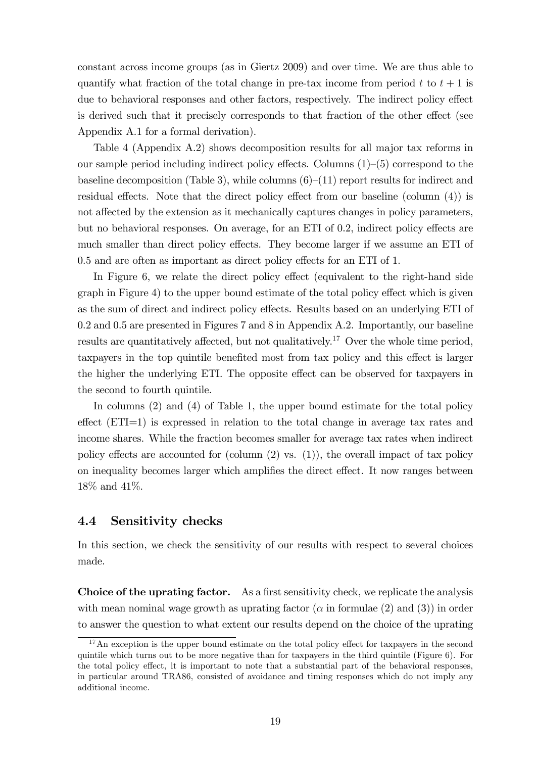constant across income groups (as in Giertz 2009) and over time. We are thus able to quantify what fraction of the total change in pre-tax income from period $t$ to $t+1$ is due to behavioral responses and other factors, respectively. The indirect policy effect is derived such that it precisely corresponds to that fraction of the other effect (see Appendix A.1 for a formal derivation).

Table 4 (Appendix A.2) shows decomposition results for all major tax reforms in our sample period including indirect policy effects. Columns (1)–(5) correspond to the baseline decomposition (Table 3), while columns (6)–(11) report results for indirect and residual effects. Note that the direct policy effect from our baseline (column (4)) is not affected by the extension as it mechanically captures changes in policy parameters, but no behavioral responses. On average, for an ETI of 0.2, indirect policy effects are much smaller than direct policy effects. They become larger if we assume an ETI of 0.5 and are often as important as direct policy effects for an ETI of 1.

In Figure 6, we relate the direct policy effect (equivalent to the right-hand side graph in Figure 4) to the upper bound estimate of the total policy effect which is given as the sum of direct and indirect policy effects. Results based on an underlying ETI of 0.2 and 0.5 are presented in Figures 7 and 8 in Appendix A.2. Importantly, our baseline results are quantitatively affected, but not qualitatively.[17] Over the whole time period, taxpayers in the top quintile benefited most from tax policy and this effect is larger the higher the underlying ETI. The opposite effect can be observed for taxpayers in the second to fourth quintile.

In columns (2) and (4) of Table 1, the upper bound estimate for the total policy effect (ETI=1) is expressed in relation to the total change in average tax rates and income shares. While the fraction becomes smaller for average tax rates when indirect policy effects are accounted for (column (2) vs. (1)), the overall impact of tax policy on inequality becomes larger which amplifies the direct effect. It now ranges between 18% and 41%.

## 4.4 Sensitivity checks

In this section, we check the sensitivity of our results with respect to several choices made.

**Choice of the uprating factor.** As a first sensitivity check, we replicate the analysis with mean nominal wage growth as uprating factor ($\alpha$ in formulae (2) and (3)) in order to answer the question to what extent our results depend on the choice of the uprating

[17] An exception is the upper bound estimate on the total policy effect for taxpayers in the second quintile which turns out to be more negative than for taxpayers in the third quintile (Figure 6). For the total policy effect, it is important to note that a substantial part of the behavioral responses, in particular around TRA86, consisted of avoidance and timing responses which do not imply any additional income.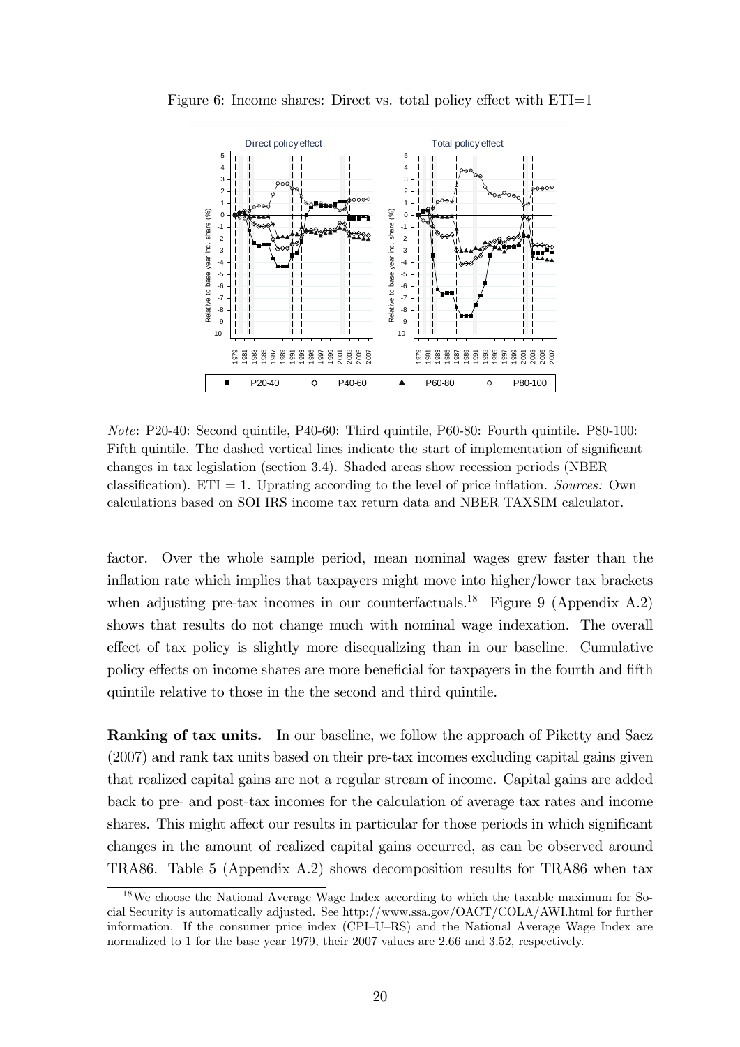Figure 6: Income shares: Direct vs. total policy effect with ETI=1

*Note*: P20-40: Second quintile, P40-60: Third quintile, P60-80: Fourth quintile. P80-100: Fifth quintile. The dashed vertical lines indicate the start of implementation of significant changes in tax legislation (section 3.4). Shaded areas show recession periods (NBER classification). ETI = 1. Uprating according to the level of price inflation. *Sources:* Own calculations based on SOI IRS income tax return data and NBER TAXSIM calculator.

factor. Over the whole sample period, mean nominal wages grew faster than the inflation rate which implies that taxpayers might move into higher/lower tax brackets when adjusting pre-tax incomes in our counterfactuals.[18] Figure 9 (Appendix A.2) shows that results do not change much with nominal wage indexation. The overall effect of tax policy is slightly more disequalizing than in our baseline. Cumulative policy effects on income shares are more beneficial for taxpayers in the fourth and fifth quintile relative to those in the the second and third quintile.

**Ranking of tax units.** In our baseline, we follow the approach of Piketty and Saez (2007) and rank tax units based on their pre-tax incomes excluding capital gains given that realized capital gains are not a regular stream of income. Capital gains are added back to pre- and post-tax incomes for the calculation of average tax rates and income shares. This might affect our results in particular for those periods in which significant changes in the amount of realized capital gains occurred, as can be observed around TRA86. Table 5 (Appendix A.2) shows decomposition results for TRA86 when tax

[18] We choose the National Average Wage Index according to which the taxable maximum for Social Security is automatically adjusted. See http://www.ssa.gov/OACT/COLA/AWI.html for further information. If the consumer price index (CPI–U–RS) and the National Average Wage Index are normalized to 1 for the base year 1979, their 2007 values are 2.66 and 3.52, respectively.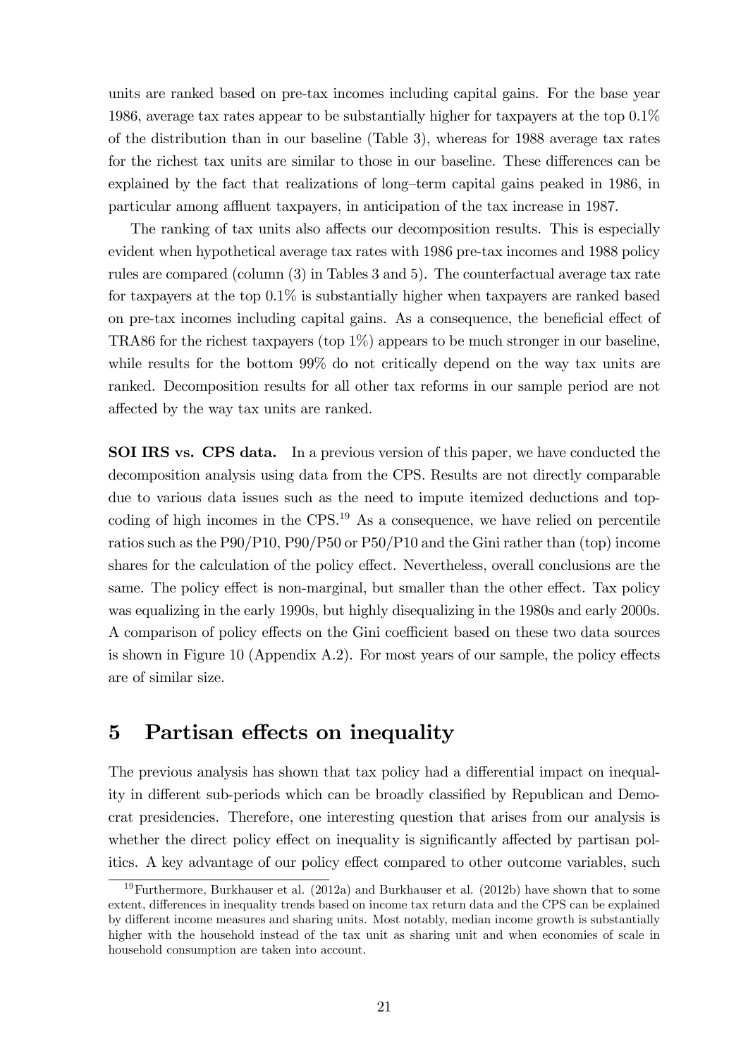units are ranked based on pre-tax incomes including capital gains. For the base year 1986, average tax rates appear to be substantially higher for taxpayers at the top 0.1% of the distribution than in our baseline (Table 3), whereas for 1988 average tax rates for the richest tax units are similar to those in our baseline. These differences can be explained by the fact that realizations of long–term capital gains peaked in 1986, in particular among affluent taxpayers, in anticipation of the tax increase in 1987.

The ranking of tax units also affects our decomposition results. This is especially evident when hypothetical average tax rates with 1986 pre-tax incomes and 1988 policy rules are compared (column (3) in Tables 3 and 5). The counterfactual average tax rate for taxpayers at the top 0.1% is substantially higher when taxpayers are ranked based on pre-tax incomes including capital gains. As a consequence, the beneficial effect of TRA86 for the richest taxpayers (top 1%) appears to be much stronger in our baseline, while results for the bottom 99% do not critically depend on the way tax units are ranked. Decomposition results for all other tax reforms in our sample period are not affected by the way tax units are ranked.

**SOI IRS vs. CPS data.** In a previous version of this paper, we have conducted the decomposition analysis using data from the CPS. Results are not directly comparable due to various data issues such as the need to impute itemized deductions and top-coding of high incomes in the CPS.[19] As a consequence, we have relied on percentile ratios such as the P90/P10, P90/P50 or P50/P10 and the Gini rather than (top) income shares for the calculation of the policy effect. Nevertheless, overall conclusions are the same. The policy effect is non-marginal, but smaller than the other effect. Tax policy was equalizing in the early 1990s, but highly disequalizing in the 1980s and early 2000s. A comparison of policy effects on the Gini coefficient based on these two data sources is shown in Figure 10 (Appendix A.2). For most years of our sample, the policy effects are of similar size.

# 5 Partisan effects on inequality

The previous analysis has shown that tax policy had a differential impact on inequality in different sub-periods which can be broadly classified by Republican and Democrat presidencies. Therefore, one interesting question that arises from our analysis is whether the direct policy effect on inequality is significantly affected by partisan politics. A key advantage of our policy effect compared to other outcome variables, such

[19] Furthermore, Burkhauser et al. (2012a) and Burkhauser et al. (2012b) have shown that to some extent, differences in inequality trends based on income tax return data and the CPS can be explained by different income measures and sharing units. Most notably, median income growth is substantially higher with the household instead of the tax unit as sharing unit and when economies of scale in household consumption are taken into account.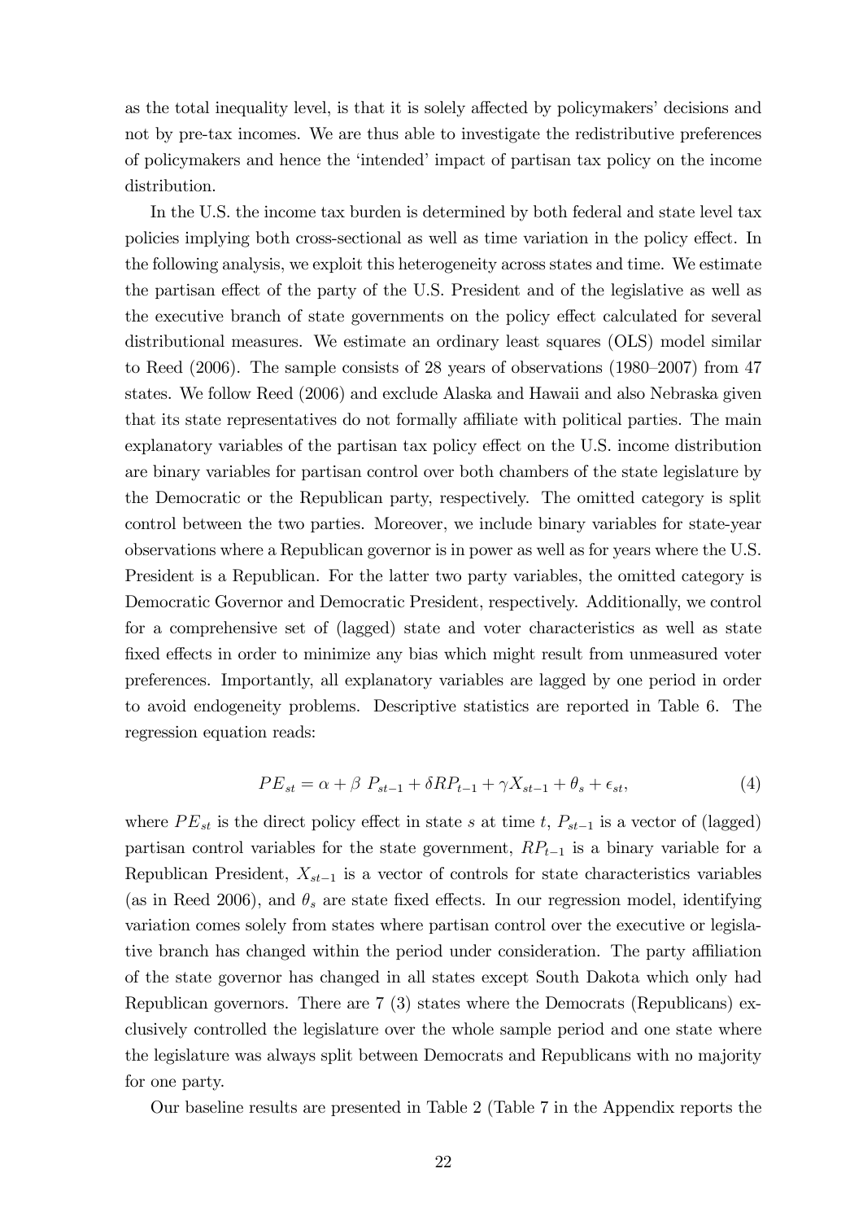as the total inequality level, is that it is solely affected by policymakers' decisions and not by pre-tax incomes. We are thus able to investigate the redistributive preferences of policymakers and hence the 'intended' impact of partisan tax policy on the income distribution.

In the U.S. the income tax burden is determined by both federal and state level tax policies implying both cross-sectional as well as time variation in the policy effect. In the following analysis, we exploit this heterogeneity across states and time. We estimate the partisan effect of the party of the U.S. President and of the legislative as well as the executive branch of state governments on the policy effect calculated for several distributional measures. We estimate an ordinary least squares (OLS) model similar to Reed (2006). The sample consists of 28 years of observations (1980–2007) from 47 states. We follow Reed (2006) and exclude Alaska and Hawaii and also Nebraska given that its state representatives do not formally affiliate with political parties. The main explanatory variables of the partisan tax policy effect on the U.S. income distribution are binary variables for partisan control over both chambers of the state legislature by the Democratic or the Republican party, respectively. The omitted category is split control between the two parties. Moreover, we include binary variables for state-year observations where a Republican governor is in power as well as for years where the U.S. President is a Republican. For the latter two party variables, the omitted category is Democratic Governor and Democratic President, respectively. Additionally, we control for a comprehensive set of (lagged) state and voter characteristics as well as state fixed effects in order to minimize any bias which might result from unmeasured voter preferences. Importantly, all explanatory variables are lagged by one period in order to avoid endogeneity problems. Descriptive statistics are reported in Table 6. The regression equation reads:

$$PE_{st} = \alpha + \beta \; P_{st-1} + \delta RP_{t-1} + \gamma X_{st-1} + \theta_s + \epsilon_{st}, \tag{4}$$

where $PE_{st}$ is the direct policy effect in state $s$ at time $t$, $P_{st-1}$ is a vector of (lagged) partisan control variables for the state government, $RP_{t-1}$ is a binary variable for a Republican President, $X_{st-1}$ is a vector of controls for state characteristics variables (as in Reed 2006), and $\theta_s$ are state fixed effects. In our regression model, identifying variation comes solely from states where partisan control over the executive or legislative branch has changed within the period under consideration. The party affiliation of the state governor has changed in all states except South Dakota which only had Republican governors. There are 7 (3) states where the Democrats (Republicans) exclusively controlled the legislature over the whole sample period and one state where the legislature was always split between Democrats and Republicans with no majority for one party.

Our baseline results are presented in Table 2 (Table 7 in the Appendix reports the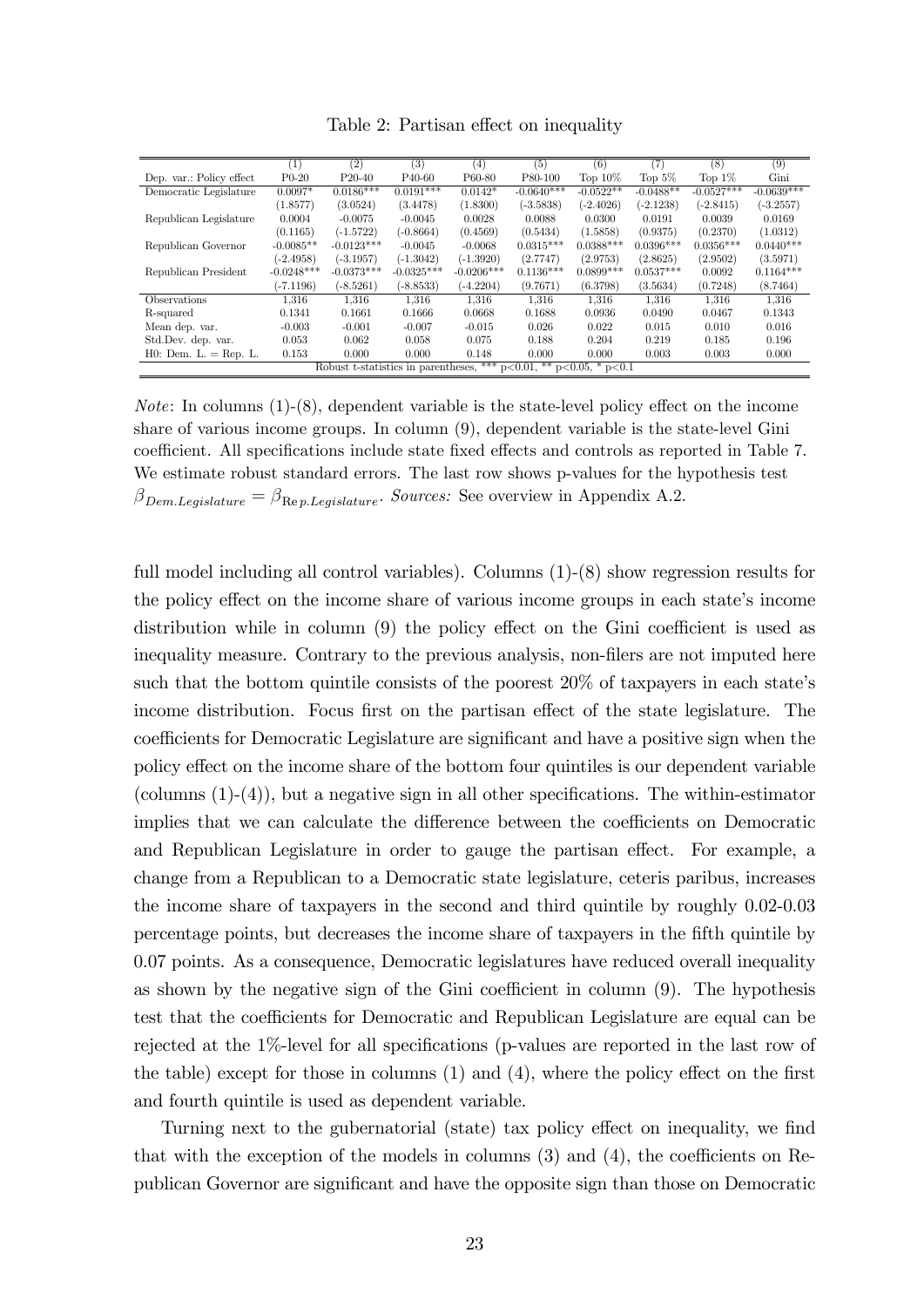Table 2: Partisan effect on inequality

| | (1) | (2) | (3) | (4) | (5) | (6) | (7) | (8) | (9) |
|---|---|---|---|---|---|---|---|---|---|
| Dep. var.: Policy effect | P0-20 | P20-40 | P40-60 | P60-80 | P80-100 | Top 10% | Top 5% | Top 1% | Gini |
| Democratic Legislature | 0.0097* | 0.0186*** | 0.0191*** | 0.0142* | -0.0640*** | -0.0522** | -0.0488** | -0.0527*** | -0.0639*** |
| | (1.8577) | (3.0524) | (3.4478) | (1.8300) | (-3.5838) | (-2.4026) | (-2.1238) | (-2.8415) | (-3.2557) |
| Republican Legislature | 0.0004 | -0.0075 | -0.0045 | 0.0028 | 0.0088 | 0.0300 | 0.0191 | 0.0039 | 0.0169 |
| | (0.1165) | (-1.5722) | (-0.8664) | (0.4569) | (0.5434) | (1.5858) | (0.9375) | (0.2370) | (1.0312) |
| Republican Governor | -0.0085** | -0.0123*** | -0.0045 | -0.0068 | 0.0315*** | 0.0388*** | 0.0396*** | 0.0356*** | 0.0440*** |
| | (-2.4958) | (-3.1957) | (-1.3042) | (-1.3920) | (2.7747) | (2.9753) | (2.8625) | (2.9502) | (3.5971) |
| Republican President | -0.0248*** | -0.0373*** | -0.0325*** | -0.0206*** | 0.1136*** | 0.0899*** | 0.0537*** | 0.0092 | 0.1164*** |
| | (-7.1196) | (-8.5261) | (-8.8533) | (-4.2204) | (9.7671) | (6.3798) | (3.5634) | (0.7248) | (8.7464) |
| Observations | 1,316 | 1,316 | 1,316 | 1,316 | 1,316 | 1,316 | 1,316 | 1,316 | 1,316 |
| R-squared | 0.1341 | 0.1661 | 0.1666 | 0.0668 | 0.1688 | 0.0936 | 0.0490 | 0.0467 | 0.1343 |
| Mean dep. var. | -0.003 | -0.001 | -0.007 | -0.015 | 0.026 | 0.022 | 0.015 | 0.010 | 0.016 |
| Std.Dev. dep. var. | 0.053 | 0.062 | 0.058 | 0.075 | 0.188 | 0.204 | 0.219 | 0.185 | 0.196 |
| H0: Dem. L. = Rep. L. | 0.153 | 0.000 | 0.000 | 0.148 | 0.000 | 0.000 | 0.003 | 0.003 | 0.000 |

Robust t-statistics in parentheses, *** p<0.01, ** p<0.05, * p<0.1

*Note*: In columns (1)-(8), dependent variable is the state-level policy effect on the income share of various income groups. In column (9), dependent variable is the state-level Gini coefficient. All specifications include state fixed effects and controls as reported in Table 7. We estimate robust standard errors. The last row shows p-values for the hypothesis test $\beta_{Dem.Legislature} = \beta_{Rep.Legislature}$. *Sources:* See overview in Appendix A.2.

full model including all control variables). Columns (1)-(8) show regression results for the policy effect on the income share of various income groups in each state's income distribution while in column (9) the policy effect on the Gini coefficient is used as inequality measure. Contrary to the previous analysis, non-filers are not imputed here such that the bottom quintile consists of the poorest 20% of taxpayers in each state's income distribution. Focus first on the partisan effect of the state legislature. The coefficients for Democratic Legislature are significant and have a positive sign when the policy effect on the income share of the bottom four quintiles is our dependent variable (columns (1)-(4)), but a negative sign in all other specifications. The within-estimator implies that we can calculate the difference between the coefficients on Democratic and Republican Legislature in order to gauge the partisan effect. For example, a change from a Republican to a Democratic state legislature, ceteris paribus, increases the income share of taxpayers in the second and third quintile by roughly 0.02-0.03 percentage points, but decreases the income share of taxpayers in the fifth quintile by 0.07 points. As a consequence, Democratic legislatures have reduced overall inequality as shown by the negative sign of the Gini coefficient in column (9). The hypothesis test that the coefficients for Democratic and Republican Legislature are equal can be rejected at the 1%-level for all specifications (p-values are reported in the last row of the table) except for those in columns (1) and (4), where the policy effect on the first and fourth quintile is used as dependent variable.

Turning next to the gubernatorial (state) tax policy effect on inequality, we find that with the exception of the models in columns (3) and (4), the coefficients on Republican Governor are significant and have the opposite sign than those on Democratic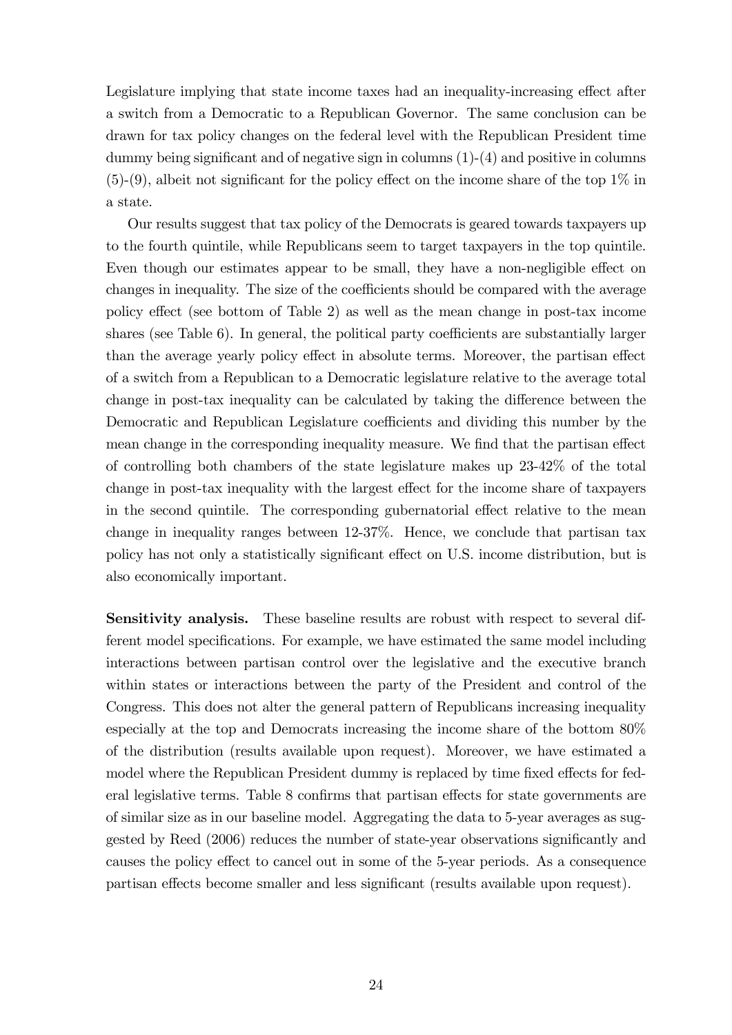Legislature implying that state income taxes had an inequality-increasing effect after a switch from a Democratic to a Republican Governor. The same conclusion can be drawn for tax policy changes on the federal level with the Republican President time dummy being significant and of negative sign in columns (1)-(4) and positive in columns (5)-(9), albeit not significant for the policy effect on the income share of the top 1% in a state.

Our results suggest that tax policy of the Democrats is geared towards taxpayers up to the fourth quintile, while Republicans seem to target taxpayers in the top quintile. Even though our estimates appear to be small, they have a non-negligible effect on changes in inequality. The size of the coefficients should be compared with the average policy effect (see bottom of Table 2) as well as the mean change in post-tax income shares (see Table 6). In general, the political party coefficients are substantially larger than the average yearly policy effect in absolute terms. Moreover, the partisan effect of a switch from a Republican to a Democratic legislature relative to the average total change in post-tax inequality can be calculated by taking the difference between the Democratic and Republican Legislature coefficients and dividing this number by the mean change in the corresponding inequality measure. We find that the partisan effect of controlling both chambers of the state legislature makes up 23-42% of the total change in post-tax inequality with the largest effect for the income share of taxpayers in the second quintile. The corresponding gubernatorial effect relative to the mean change in inequality ranges between 12-37%. Hence, we conclude that partisan tax policy has not only a statistically significant effect on U.S. income distribution, but is also economically important.

**Sensitivity analysis.** These baseline results are robust with respect to several different model specifications. For example, we have estimated the same model including interactions between partisan control over the legislative and the executive branch within states or interactions between the party of the President and control of the Congress. This does not alter the general pattern of Republicans increasing inequality especially at the top and Democrats increasing the income share of the bottom 80% of the distribution (results available upon request). Moreover, we have estimated a model where the Republican President dummy is replaced by time fixed effects for federal legislative terms. Table 8 confirms that partisan effects for state governments are of similar size as in our baseline model. Aggregating the data to 5-year averages as suggested by Reed (2006) reduces the number of state-year observations significantly and causes the policy effect to cancel out in some of the 5-year periods. As a consequence partisan effects become smaller and less significant (results available upon request).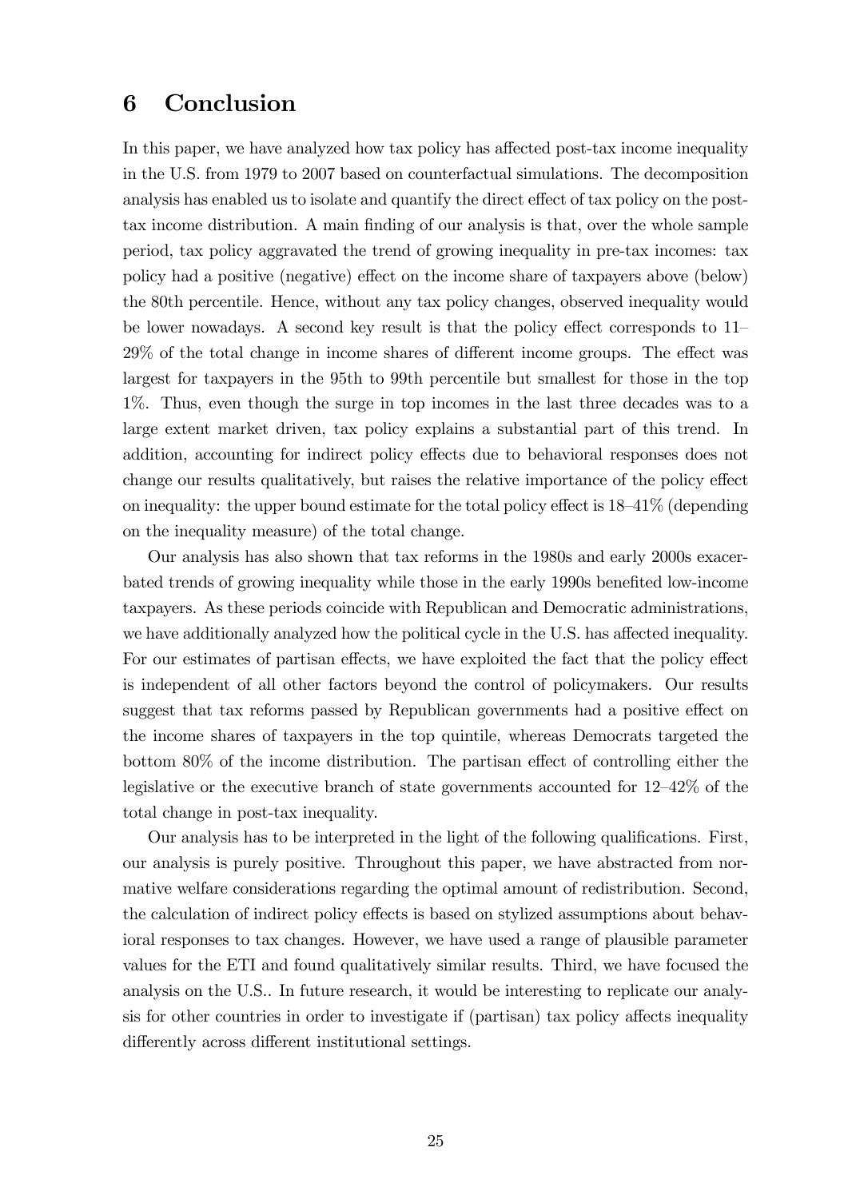# 6 Conclusion

In this paper, we have analyzed how tax policy has affected post-tax income inequality in the U.S. from 1979 to 2007 based on counterfactual simulations. The decomposition analysis has enabled us to isolate and quantify the direct effect of tax policy on the post-tax income distribution. A main finding of our analysis is that, over the whole sample period, tax policy aggravated the trend of growing inequality in pre-tax incomes: tax policy had a positive (negative) effect on the income share of taxpayers above (below) the 80th percentile. Hence, without any tax policy changes, observed inequality would be lower nowadays. A second key result is that the policy effect corresponds to 11–29% of the total change in income shares of different income groups. The effect was largest for taxpayers in the 95th to 99th percentile but smallest for those in the top 1%. Thus, even though the surge in top incomes in the last three decades was to a large extent market driven, tax policy explains a substantial part of this trend. In addition, accounting for indirect policy effects due to behavioral responses does not change our results qualitatively, but raises the relative importance of the policy effect on inequality: the upper bound estimate for the total policy effect is 18–41% (depending on the inequality measure) of the total change.

Our analysis has also shown that tax reforms in the 1980s and early 2000s exacerbated trends of growing inequality while those in the early 1990s benefited low-income taxpayers. As these periods coincide with Republican and Democratic administrations, we have additionally analyzed how the political cycle in the U.S. has affected inequality. For our estimates of partisan effects, we have exploited the fact that the policy effect is independent of all other factors beyond the control of policymakers. Our results suggest that tax reforms passed by Republican governments had a positive effect on the income shares of taxpayers in the top quintile, whereas Democrats targeted the bottom 80% of the income distribution. The partisan effect of controlling either the legislative or the executive branch of state governments accounted for 12–42% of the total change in post-tax inequality.

Our analysis has to be interpreted in the light of the following qualifications. First, our analysis is purely positive. Throughout this paper, we have abstracted from normative welfare considerations regarding the optimal amount of redistribution. Second, the calculation of indirect policy effects is based on stylized assumptions about behavioral responses to tax changes. However, we have used a range of plausible parameter values for the ETI and found qualitatively similar results. Third, we have focused the analysis on the U.S.. In future research, it would be interesting to replicate our analysis for other countries in order to investigate if (partisan) tax policy affects inequality differently across different institutional settings.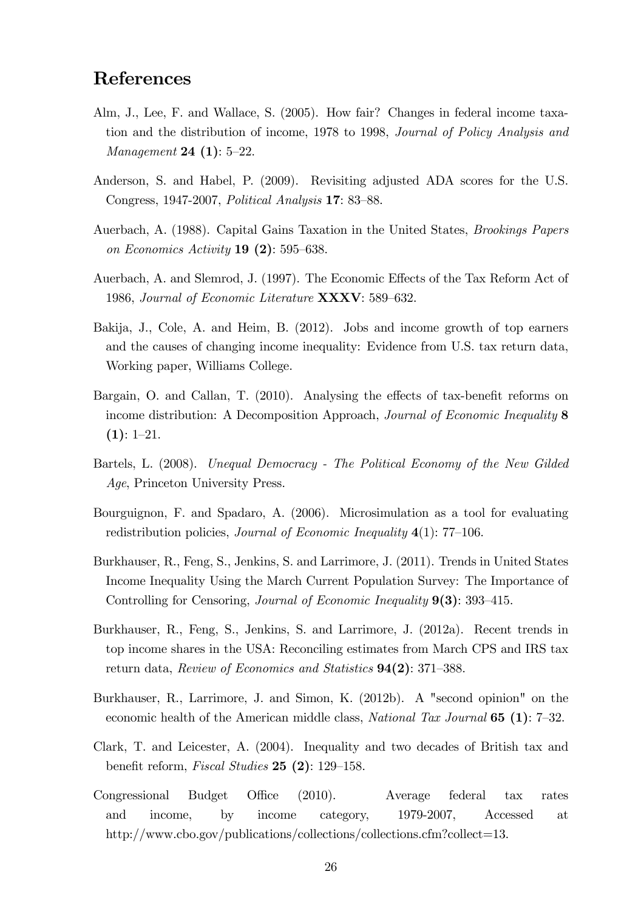## References

Alm, J., Lee, F. and Wallace, S. (2005). How fair? Changes in federal income taxation and the distribution of income, 1978 to 1998, *Journal of Policy Analysis and Management* **24 (1)**: 5–22.

Anderson, S. and Habel, P. (2009). Revisiting adjusted ADA scores for the U.S. Congress, 1947-2007, *Political Analysis* **17**: 83–88.

Auerbach, A. (1988). Capital Gains Taxation in the United States, *Brookings Papers on Economics Activity* **19 (2)**: 595–638.

Auerbach, A. and Slemrod, J. (1997). The Economic Effects of the Tax Reform Act of 1986, *Journal of Economic Literature* **XXXV**: 589–632.

Bakija, J., Cole, A. and Heim, B. (2012). Jobs and income growth of top earners and the causes of changing income inequality: Evidence from U.S. tax return data, Working paper, Williams College.

Bargain, O. and Callan, T. (2010). Analysing the effects of tax-benefit reforms on income distribution: A Decomposition Approach, *Journal of Economic Inequality* **8 (1)**: 1–21.

Bartels, L. (2008). *Unequal Democracy - The Political Economy of the New Gilded Age*, Princeton University Press.

Bourguignon, F. and Spadaro, A. (2006). Microsimulation as a tool for evaluating redistribution policies, *Journal of Economic Inequality* **4**(1): 77–106.

Burkhauser, R., Feng, S., Jenkins, S. and Larrimore, J. (2011). Trends in United States Income Inequality Using the March Current Population Survey: The Importance of Controlling for Censoring, *Journal of Economic Inequality* **9(3)**: 393–415.

Burkhauser, R., Feng, S., Jenkins, S. and Larrimore, J. (2012a). Recent trends in top income shares in the USA: Reconciling estimates from March CPS and IRS tax return data, *Review of Economics and Statistics* **94(2)**: 371–388.

Burkhauser, R., Larrimore, J. and Simon, K. (2012b). A "second opinion" on the economic health of the American middle class, *National Tax Journal* **65 (1)**: 7–32.

Clark, T. and Leicester, A. (2004). Inequality and two decades of British tax and benefit reform, *Fiscal Studies* **25 (2)**: 129–158.

Congressional Budget Office (2010). Average federal tax rates and income, by income category, 1979-2007, Accessed at http://www.cbo.gov/publications/collections/collections.cfm?collect=13.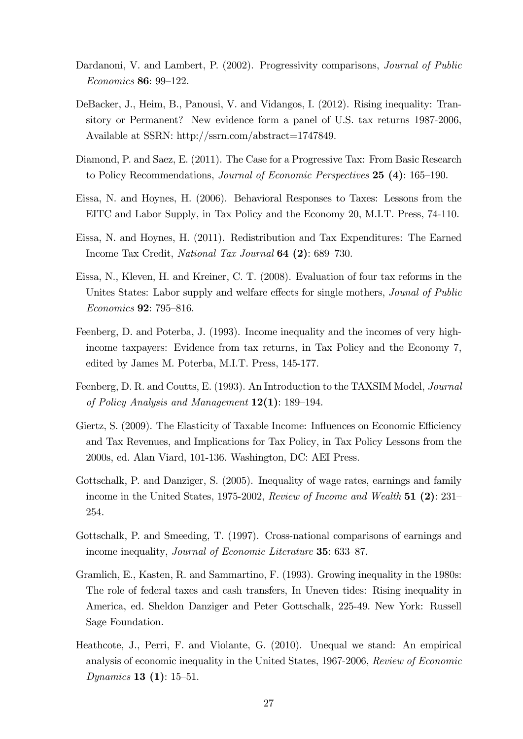Dardanoni, V. and Lambert, P. (2002). Progressivity comparisons, *Journal of Public Economics* **86**: 99–122.

DeBacker, J., Heim, B., Panousi, V. and Vidangos, I. (2012). Rising inequality: Transitory or Permanent? New evidence form a panel of U.S. tax returns 1987-2006, Available at SSRN: http://ssrn.com/abstract=1747849.

Diamond, P. and Saez, E. (2011). The Case for a Progressive Tax: From Basic Research to Policy Recommendations, *Journal of Economic Perspectives* **25 (4)**: 165–190.

Eissa, N. and Hoynes, H. (2006). Behavioral Responses to Taxes: Lessons from the EITC and Labor Supply, in Tax Policy and the Economy 20, M.I.T. Press, 74-110.

Eissa, N. and Hoynes, H. (2011). Redistribution and Tax Expenditures: The Earned Income Tax Credit, *National Tax Journal* **64 (2)**: 689–730.

Eissa, N., Kleven, H. and Kreiner, C. T. (2008). Evaluation of four tax reforms in the Unites States: Labor supply and welfare effects for single mothers, *Jounal of Public Economics* **92**: 795–816.

Feenberg, D. and Poterba, J. (1993). Income inequality and the incomes of very high-income taxpayers: Evidence from tax returns, in Tax Policy and the Economy 7, edited by James M. Poterba, M.I.T. Press, 145-177.

Feenberg, D. R. and Coutts, E. (1993). An Introduction to the TAXSIM Model, *Journal of Policy Analysis and Management* **12(1)**: 189–194.

Giertz, S. (2009). The Elasticity of Taxable Income: Influences on Economic Efficiency and Tax Revenues, and Implications for Tax Policy, in Tax Policy Lessons from the 2000s, ed. Alan Viard, 101-136. Washington, DC: AEI Press.

Gottschalk, P. and Danziger, S. (2005). Inequality of wage rates, earnings and family income in the United States, 1975-2002, *Review of Income and Wealth* **51 (2)**: 231–254.

Gottschalk, P. and Smeeding, T. (1997). Cross-national comparisons of earnings and income inequality, *Journal of Economic Literature* **35**: 633–87.

Gramlich, E., Kasten, R. and Sammartino, F. (1993). Growing inequality in the 1980s: The role of federal taxes and cash transfers, In Uneven tides: Rising inequality in America, ed. Sheldon Danziger and Peter Gottschalk, 225-49. New York: Russell Sage Foundation.

Heathcote, J., Perri, F. and Violante, G. (2010). Unequal we stand: An empirical analysis of economic inequality in the United States, 1967-2006, *Review of Economic Dynamics* **13 (1)**: 15–51.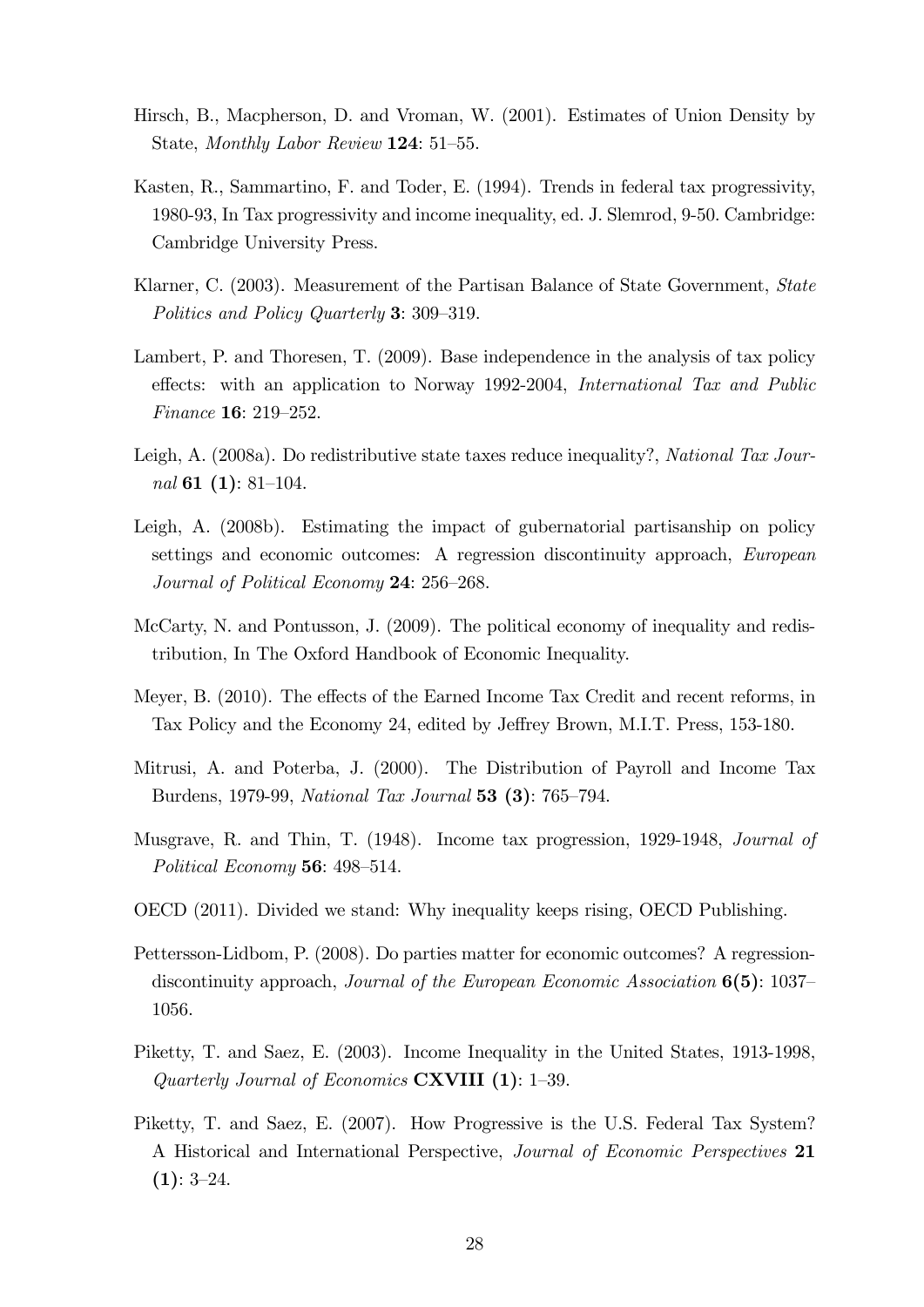Hirsch, B., Macpherson, D. and Vroman, W. (2001). Estimates of Union Density by State, *Monthly Labor Review* **124**: 51–55.

Kasten, R., Sammartino, F. and Toder, E. (1994). Trends in federal tax progressivity, 1980-93, In Tax progressivity and income inequality, ed. J. Slemrod, 9-50. Cambridge: Cambridge University Press.

Klarner, C. (2003). Measurement of the Partisan Balance of State Government, *State Politics and Policy Quarterly* **3**: 309–319.

Lambert, P. and Thoresen, T. (2009). Base independence in the analysis of tax policy effects: with an application to Norway 1992-2004, *International Tax and Public Finance* **16**: 219–252.

Leigh, A. (2008a). Do redistributive state taxes reduce inequality?, *National Tax Journal* **61 (1)**: 81–104.

Leigh, A. (2008b). Estimating the impact of gubernatorial partisanship on policy settings and economic outcomes: A regression discontinuity approach, *European Journal of Political Economy* **24**: 256–268.

McCarty, N. and Pontusson, J. (2009). The political economy of inequality and redistribution, In The Oxford Handbook of Economic Inequality.

Meyer, B. (2010). The effects of the Earned Income Tax Credit and recent reforms, in Tax Policy and the Economy 24, edited by Jeffrey Brown, M.I.T. Press, 153-180.

Mitrusi, A. and Poterba, J. (2000). The Distribution of Payroll and Income Tax Burdens, 1979-99, *National Tax Journal* **53 (3)**: 765–794.

Musgrave, R. and Thin, T. (1948). Income tax progression, 1929-1948, *Journal of Political Economy* **56**: 498–514.

OECD (2011). Divided we stand: Why inequality keeps rising, OECD Publishing.

Pettersson-Lidbom, P. (2008). Do parties matter for economic outcomes? A regression-discontinuity approach, *Journal of the European Economic Association* **6(5)**: 1037–1056.

Piketty, T. and Saez, E. (2003). Income Inequality in the United States, 1913-1998, *Quarterly Journal of Economics* **CXVIII (1)**: 1–39.

Piketty, T. and Saez, E. (2007). How Progressive is the U.S. Federal Tax System? A Historical and International Perspective, *Journal of Economic Perspectives* **21 (1)**: 3–24.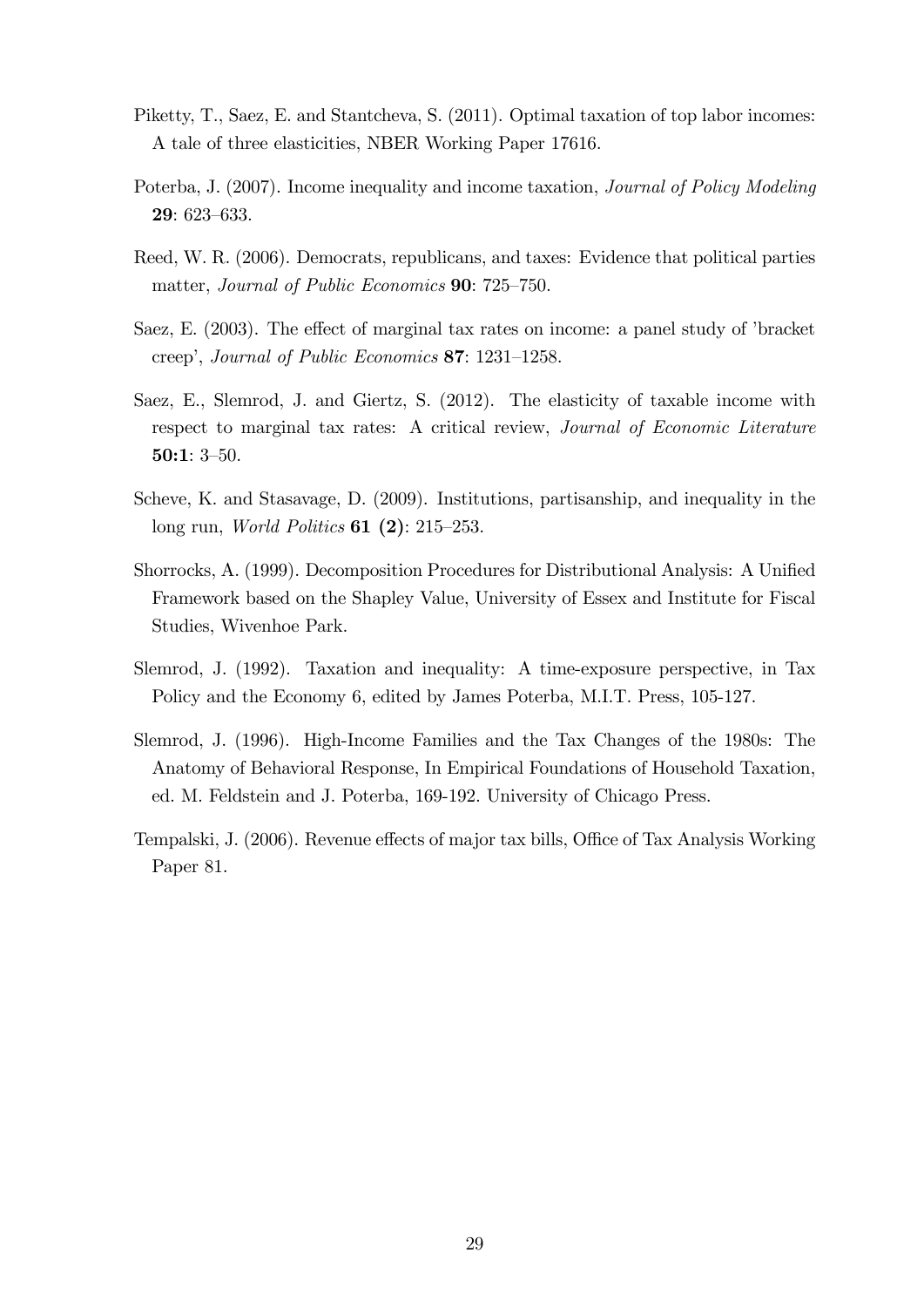Piketty, T., Saez, E. and Stantcheva, S. (2011). Optimal taxation of top labor incomes: A tale of three elasticities, NBER Working Paper 17616.

Poterba, J. (2007). Income inequality and income taxation, *Journal of Policy Modeling* **29**: 623–633.

Reed, W. R. (2006). Democrats, republicans, and taxes: Evidence that political parties matter, *Journal of Public Economics* **90**: 725–750.

Saez, E. (2003). The effect of marginal tax rates on income: a panel study of 'bracket creep', *Journal of Public Economics* **87**: 1231–1258.

Saez, E., Slemrod, J. and Giertz, S. (2012). The elasticity of taxable income with respect to marginal tax rates: A critical review, *Journal of Economic Literature* **50:1**: 3–50.

Scheve, K. and Stasavage, D. (2009). Institutions, partisanship, and inequality in the long run, *World Politics* **61 (2)**: 215–253.

Shorrocks, A. (1999). Decomposition Procedures for Distributional Analysis: A Unified Framework based on the Shapley Value, University of Essex and Institute for Fiscal Studies, Wivenhoe Park.

Slemrod, J. (1992). Taxation and inequality: A time-exposure perspective, in Tax Policy and the Economy 6, edited by James Poterba, M.I.T. Press, 105-127.

Slemrod, J. (1996). High-Income Families and the Tax Changes of the 1980s: The Anatomy of Behavioral Response, In Empirical Foundations of Household Taxation, ed. M. Feldstein and J. Poterba, 169-192. University of Chicago Press.

Tempalski, J. (2006). Revenue effects of major tax bills, Office of Tax Analysis Working Paper 81.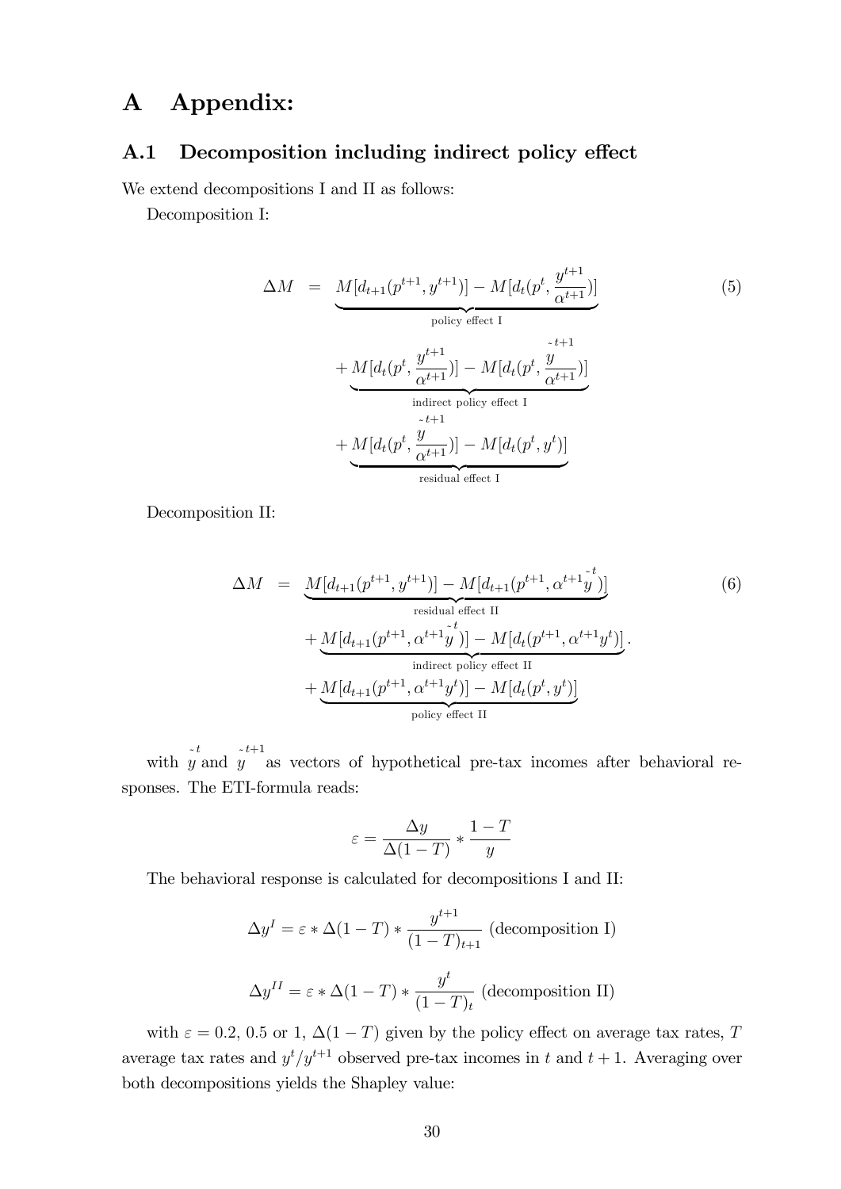# A Appendix:

## A.1 Decomposition including indirect policy effect

We extend decompositions I and II as follows:

Decomposition I:

$$
\begin{aligned}
\Delta M &= \underbrace{M[d_{t+1}(p^{t+1}, y^{t+1})] - M[d_t(p^t, \frac{y^{t+1}}{\alpha^{t+1}})]}_{\text{policy effect I}} \\
&\quad + \underbrace{M[d_t(p^t, \frac{y^{t+1}}{\alpha^{t+1}})] - M[d_t(p^t, \frac{\tilde{y}^{t+1}}{\alpha^{t+1}})]}_{\text{indirect policy effect I}} \\
&\quad + \underbrace{M[d_t(p^t, \frac{\tilde{y}^{t+1}}{\alpha^{t+1}})] - M[d_t(p^t, y^t)]}_{\text{residual effect I}}
\end{aligned}
\tag{5}
$$

Decomposition II:

$$
\begin{aligned}
\Delta M &= \underbrace{M[d_{t+1}(p^{t+1}, y^{t+1})] - M[d_{t+1}(p^{t+1}, \alpha^{t+1}\tilde{y}^{t})]}_{\text{residual effect II}} \\
&\quad + \underbrace{M[d_{t+1}(p^{t+1}, \alpha^{t+1}\tilde{y}^{t})] - M[d_t(p^{t+1}, \alpha^{t+1}y^t)]}_{\text{indirect policy effect II}}. \\
&\quad + \underbrace{M[d_{t+1}(p^{t+1}, \alpha^{t+1}y^t)] - M[d_t(p^t, y^t)]}_{\text{policy effect II}}
\end{aligned}
\tag{6}
$$

with $\tilde{y}^{t}$ and $\tilde{y}^{t+1}$ as vectors of hypothetical pre-tax incomes after behavioral responses. The ETI-formula reads:

$$
\varepsilon = \frac{\Delta y}{\Delta(1-T)} * \frac{1-T}{y}
$$

The behavioral response is calculated for decompositions I and II:

$$
\Delta y^{I} = \varepsilon * \Delta(1-T) * \frac{y^{t+1}}{(1-T)_{t+1}} \text{ (decomposition I)}
$$

$$
\Delta y^{II} = \varepsilon * \Delta(1-T) * \frac{y^{t}}{(1-T)_{t}} \text{ (decomposition II)}
$$

with $\varepsilon = 0.2$, $0.5$ or $1$, $\Delta(1-T)$ given by the policy effect on average tax rates, $T$ average tax rates and $y^t/y^{t+1}$ observed pre-tax incomes in $t$ and $t+1$. Averaging over both decompositions yields the Shapley value: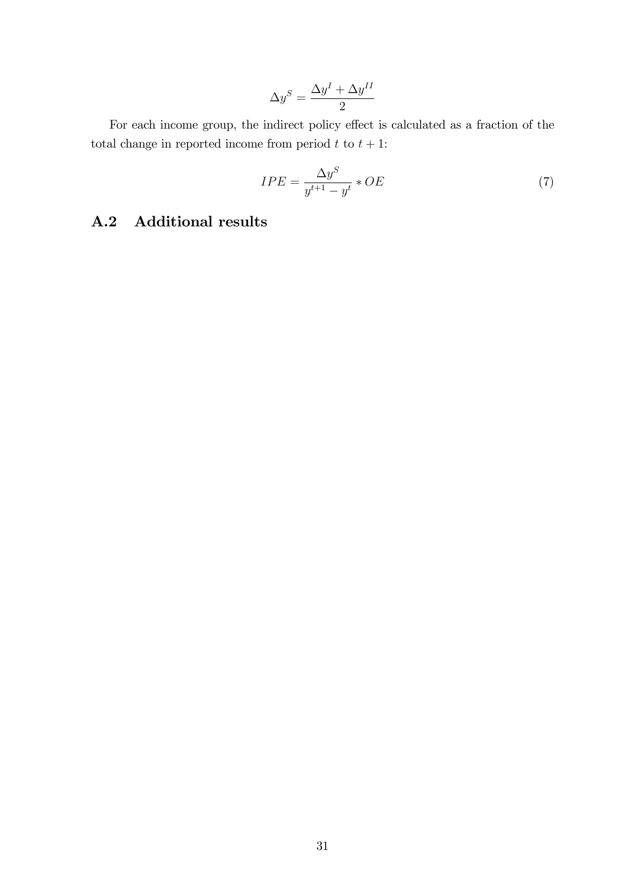$$\Delta y^S = \frac{\Delta y^I + \Delta y^{II}}{2}$$

For each income group, the indirect policy effect is calculated as a fraction of the total change in reported income from period $t$ to $t+1$:

$$IPE = \frac{\Delta y^S}{y^{t+1} - y^t} * OE \tag{7}$$

## A.2 Additional results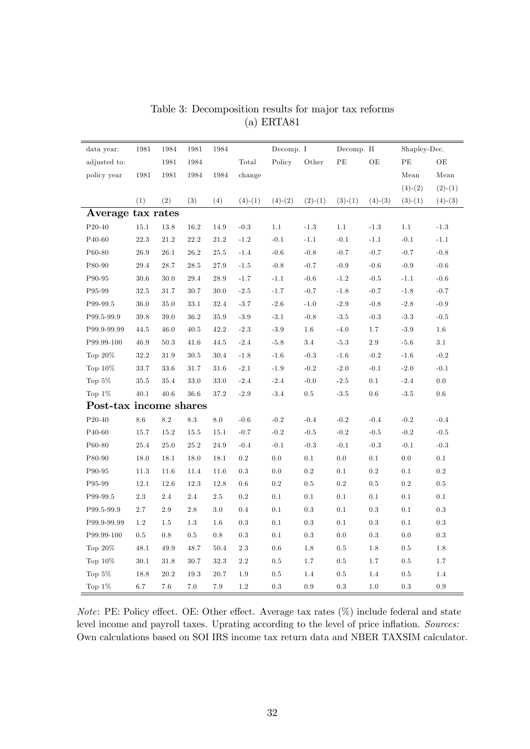Table 3: Decomposition results for major tax reforms
(a) ERTA81

| data year: | 1981 | 1984 | 1981 | 1984 | | Decomp. I | | Decomp. II | | Shapley-Dec. | |
|---|---|---|---|---|---|---|---|---|---|---|---|
| adjusted to: | | 1981 | 1984 | | Total | Policy | Other | PE | OE | PE | OE |
| policy year | 1981 | 1981 | 1984 | 1984 | change | | | | | Mean | Mean |
| | | | | | | | | | | (4)-(2) | (2)-(1) |
| | (1) | (2) | (3) | (4) | (4)-(1) | (4)-(2) | (2)-(1) | (3)-(1) | (4)-(3) | (3)-(1) | (4)-(3) |
| **Average tax rates** | | | | | | | | | | | |
| P20-40 | 15.1 | 13.8 | 16.2 | 14.9 | -0.3 | 1.1 | -1.3 | 1.1 | -1.3 | 1.1 | -1.3 |
| P40-60 | 22.3 | 21.2 | 22.2 | 21.2 | -1.2 | -0.1 | -1.1 | -0.1 | -1.1 | -0.1 | -1.1 |
| P60-80 | 26.9 | 26.1 | 26.2 | 25.5 | -1.4 | -0.6 | -0.8 | -0.7 | -0.7 | -0.7 | -0.8 |
| P80-90 | 29.4 | 28.7 | 28.5 | 27.9 | -1.5 | -0.8 | -0.7 | -0.9 | -0.6 | -0.9 | -0.6 |
| P90-95 | 30.6 | 30.0 | 29.4 | 28.9 | -1.7 | -1.1 | -0.6 | -1.2 | -0.5 | -1.1 | -0.6 |
| P95-99 | 32.5 | 31.7 | 30.7 | 30.0 | -2.5 | -1.7 | -0.7 | -1.8 | -0.7 | -1.8 | -0.7 |
| P99-99.5 | 36.0 | 35.0 | 33.1 | 32.4 | -3.7 | -2.6 | -1.0 | -2.9 | -0.8 | -2.8 | -0.9 |
| P99.5-99.9 | 39.8 | 39.0 | 36.2 | 35.9 | -3.9 | -3.1 | -0.8 | -3.5 | -0.3 | -3.3 | -0.5 |
| P99.9-99.99 | 44.5 | 46.0 | 40.5 | 42.2 | -2.3 | -3.9 | 1.6 | -4.0 | 1.7 | -3.9 | 1.6 |
| P99.99-100 | 46.9 | 50.3 | 41.6 | 44.5 | -2.4 | -5.8 | 3.4 | -5.3 | 2.9 | -5.6 | 3.1 |
| Top 20% | 32.2 | 31.9 | 30.5 | 30.4 | -1.8 | -1.6 | -0.3 | -1.6 | -0.2 | -1.6 | -0.2 |
| Top 10% | 33.7 | 33.6 | 31.7 | 31.6 | -2.1 | -1.9 | -0.2 | -2.0 | -0.1 | -2.0 | -0.1 |
| Top 5% | 35.5 | 35.4 | 33.0 | 33.0 | -2.4 | -2.4 | -0.0 | -2.5 | 0.1 | -2.4 | 0.0 |
| Top 1% | 40.1 | 40.6 | 36.6 | 37.2 | -2.9 | -3.4 | 0.5 | -3.5 | 0.6 | -3.5 | 0.6 |
| **Post-tax income shares** | | | | | | | | | | | |
| P20-40 | 8.6 | 8.2 | 8.3 | 8.0 | -0.6 | -0.2 | -0.4 | -0.2 | -0.4 | -0.2 | -0.4 |
| P40-60 | 15.7 | 15.2 | 15.5 | 15.1 | -0.7 | -0.2 | -0.5 | -0.2 | -0.5 | -0.2 | -0.5 |
| P60-80 | 25.4 | 25.0 | 25.2 | 24.9 | -0.4 | -0.1 | -0.3 | -0.1 | -0.3 | -0.1 | -0.3 |
| P80-90 | 18.0 | 18.1 | 18.0 | 18.1 | 0.2 | 0.0 | 0.1 | 0.0 | 0.1 | 0.0 | 0.1 |
| P90-95 | 11.3 | 11.6 | 11.4 | 11.6 | 0.3 | 0.0 | 0.2 | 0.1 | 0.2 | 0.1 | 0.2 |
| P95-99 | 12.1 | 12.6 | 12.3 | 12.8 | 0.6 | 0.2 | 0.5 | 0.2 | 0.5 | 0.2 | 0.5 |
| P99-99.5 | 2.3 | 2.4 | 2.4 | 2.5 | 0.2 | 0.1 | 0.1 | 0.1 | 0.1 | 0.1 | 0.1 |
| P99.5-99.9 | 2.7 | 2.9 | 2.8 | 3.0 | 0.4 | 0.1 | 0.3 | 0.1 | 0.3 | 0.1 | 0.3 |
| P99.9-99.99 | 1.2 | 1.5 | 1.3 | 1.6 | 0.3 | 0.1 | 0.3 | 0.1 | 0.3 | 0.1 | 0.3 |
| P99.99-100 | 0.5 | 0.8 | 0.5 | 0.8 | 0.3 | 0.1 | 0.3 | 0.0 | 0.3 | 0.0 | 0.3 |
| Top 20% | 48.1 | 49.9 | 48.7 | 50.4 | 2.3 | 0.6 | 1.8 | 0.5 | 1.8 | 0.5 | 1.8 |
| Top 10% | 30.1 | 31.8 | 30.7 | 32.3 | 2.2 | 0.5 | 1.7 | 0.5 | 1.7 | 0.5 | 1.7 |
| Top 5% | 18.8 | 20.2 | 19.3 | 20.7 | 1.9 | 0.5 | 1.4 | 0.5 | 1.4 | 0.5 | 1.4 |
| Top 1% | 6.7 | 7.6 | 7.0 | 7.9 | 1.2 | 0.3 | 0.9 | 0.3 | 1.0 | 0.3 | 0.9 |

*Note*: PE: Policy effect. OE: Other effect. Average tax rates (%) include federal and state level income and payroll taxes. Uprating according to the level of price inflation. *Sources:* Own calculations based on SOI IRS income tax return data and NBER TAXSIM calculator.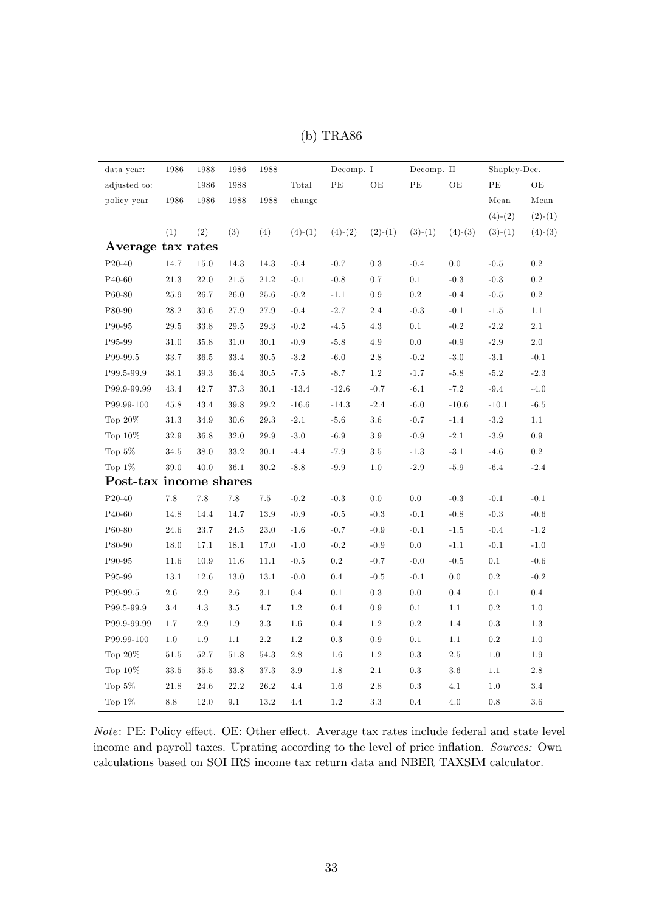(b) TRA86

| data year: | 1986 | 1988 | 1986 | 1988 | | Decomp. I | | Decomp. II | | Shapley-Dec. | |
|---|---|---|---|---|---|---|---|---|---|---|---|
| adjusted to: | | 1986 | 1988 | | Total | PE | OE | PE | OE | PE | OE |
| policy year | 1986 | 1986 | 1988 | 1988 | change | | | | | Mean | Mean |
| | | | | | | | | | | (4)-(2) | (2)-(1) |
| | (1) | (2) | (3) | (4) | (4)-(1) | (4)-(2) | (2)-(1) | (3)-(1) | (4)-(3) | (3)-(1) | (4)-(3) |
| **Average tax rates** | | | | | | | | | | | |
| P20-40 | 14.7 | 15.0 | 14.3 | 14.3 | -0.4 | -0.7 | 0.3 | -0.4 | 0.0 | -0.5 | 0.2 |
| P40-60 | 21.3 | 22.0 | 21.5 | 21.2 | -0.1 | -0.8 | 0.7 | 0.1 | -0.3 | -0.3 | 0.2 |
| P60-80 | 25.9 | 26.7 | 26.0 | 25.6 | -0.2 | -1.1 | 0.9 | 0.2 | -0.4 | -0.5 | 0.2 |
| P80-90 | 28.2 | 30.6 | 27.9 | 27.9 | -0.4 | -2.7 | 2.4 | -0.3 | -0.1 | -1.5 | 1.1 |
| P90-95 | 29.5 | 33.8 | 29.5 | 29.3 | -0.2 | -4.5 | 4.3 | 0.1 | -0.2 | -2.2 | 2.1 |
| P95-99 | 31.0 | 35.8 | 31.0 | 30.1 | -0.9 | -5.8 | 4.9 | 0.0 | -0.9 | -2.9 | 2.0 |
| P99-99.5 | 33.7 | 36.5 | 33.4 | 30.5 | -3.2 | -6.0 | 2.8 | -0.2 | -3.0 | -3.1 | -0.1 |
| P99.5-99.9 | 38.1 | 39.3 | 36.4 | 30.5 | -7.5 | -8.7 | 1.2 | -1.7 | -5.8 | -5.2 | -2.3 |
| P99.9-99.99 | 43.4 | 42.7 | 37.3 | 30.1 | -13.4 | -12.6 | -0.7 | -6.1 | -7.2 | -9.4 | -4.0 |
| P99.99-100 | 45.8 | 43.4 | 39.8 | 29.2 | -16.6 | -14.3 | -2.4 | -6.0 | -10.6 | -10.1 | -6.5 |
| Top 20% | 31.3 | 34.9 | 30.6 | 29.3 | -2.1 | -5.6 | 3.6 | -0.7 | -1.4 | -3.2 | 1.1 |
| Top 10% | 32.9 | 36.8 | 32.0 | 29.9 | -3.0 | -6.9 | 3.9 | -0.9 | -2.1 | -3.9 | 0.9 |
| Top 5% | 34.5 | 38.0 | 33.2 | 30.1 | -4.4 | -7.9 | 3.5 | -1.3 | -3.1 | -4.6 | 0.2 |
| Top 1% | 39.0 | 40.0 | 36.1 | 30.2 | -8.8 | -9.9 | 1.0 | -2.9 | -5.9 | -6.4 | -2.4 |
| **Post-tax income shares** | | | | | | | | | | | |
| P20-40 | 7.8 | 7.8 | 7.8 | 7.5 | -0.2 | -0.3 | 0.0 | 0.0 | -0.3 | -0.1 | -0.1 |
| P40-60 | 14.8 | 14.4 | 14.7 | 13.9 | -0.9 | -0.5 | -0.3 | -0.1 | -0.8 | -0.3 | -0.6 |
| P60-80 | 24.6 | 23.7 | 24.5 | 23.0 | -1.6 | -0.7 | -0.9 | -0.1 | -1.5 | -0.4 | -1.2 |
| P80-90 | 18.0 | 17.1 | 18.1 | 17.0 | -1.0 | -0.2 | -0.9 | 0.0 | -1.1 | -0.1 | -1.0 |
| P90-95 | 11.6 | 10.9 | 11.6 | 11.1 | -0.5 | 0.2 | -0.7 | -0.0 | -0.5 | 0.1 | -0.6 |
| P95-99 | 13.1 | 12.6 | 13.0 | 13.1 | -0.0 | 0.4 | -0.5 | -0.1 | 0.0 | 0.2 | -0.2 |
| P99-99.5 | 2.6 | 2.9 | 2.6 | 3.1 | 0.4 | 0.1 | 0.3 | 0.0 | 0.4 | 0.1 | 0.4 |
| P99.5-99.9 | 3.4 | 4.3 | 3.5 | 4.7 | 1.2 | 0.4 | 0.9 | 0.1 | 1.1 | 0.2 | 1.0 |
| P99.9-99.99 | 1.7 | 2.9 | 1.9 | 3.3 | 1.6 | 0.4 | 1.2 | 0.2 | 1.4 | 0.3 | 1.3 |
| P99.99-100 | 1.0 | 1.9 | 1.1 | 2.2 | 1.2 | 0.3 | 0.9 | 0.1 | 1.1 | 0.2 | 1.0 |
| Top 20% | 51.5 | 52.7 | 51.8 | 54.3 | 2.8 | 1.6 | 1.2 | 0.3 | 2.5 | 1.0 | 1.9 |
| Top 10% | 33.5 | 35.5 | 33.8 | 37.3 | 3.9 | 1.8 | 2.1 | 0.3 | 3.6 | 1.1 | 2.8 |
| Top 5% | 21.8 | 24.6 | 22.2 | 26.2 | 4.4 | 1.6 | 2.8 | 0.3 | 4.1 | 1.0 | 3.4 |
| Top 1% | 8.8 | 12.0 | 9.1 | 13.2 | 4.4 | 1.2 | 3.3 | 0.4 | 4.0 | 0.8 | 3.6 |

*Note*: PE: Policy effect. OE: Other effect. Average tax rates include federal and state level income and payroll taxes. Uprating according to the level of price inflation. *Sources:* Own calculations based on SOI IRS income tax return data and NBER TAXSIM calculator.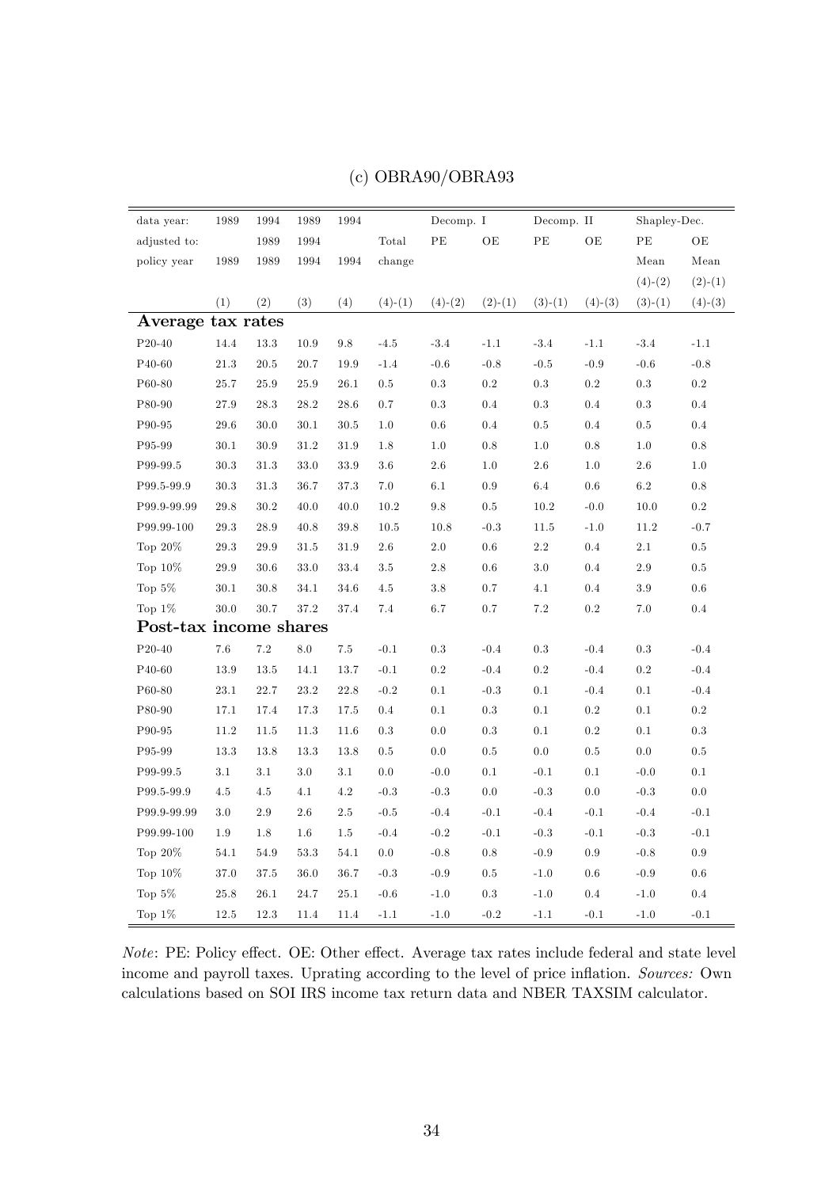(c) OBRA90/OBRA93

| data year: | 1989 | 1994 | 1989 | 1994 | | Decomp. I | | Decomp. II | | Shapley-Dec. | |
|---|---|---|---|---|---|---|---|---|---|---|---|
| adjusted to: | | 1989 | 1994 | | Total | PE | OE | PE | OE | PE | OE |
| policy year | 1989 | 1989 | 1994 | 1994 | change | | | | | Mean | Mean |
| | | | | | | | | | | (4)-(2) | (2)-(1) |
| | (1) | (2) | (3) | (4) | (4)-(1) | (4)-(2) | (2)-(1) | (3)-(1) | (4)-(3) | (3)-(1) | (4)-(3) |
| **Average tax rates** | | | | | | | | | | | |
| P20-40 | 14.4 | 13.3 | 10.9 | 9.8 | -4.5 | -3.4 | -1.1 | -3.4 | -1.1 | -3.4 | -1.1 |
| P40-60 | 21.3 | 20.5 | 20.7 | 19.9 | -1.4 | -0.6 | -0.8 | -0.5 | -0.9 | -0.6 | -0.8 |
| P60-80 | 25.7 | 25.9 | 25.9 | 26.1 | 0.5 | 0.3 | 0.2 | 0.3 | 0.2 | 0.3 | 0.2 |
| P80-90 | 27.9 | 28.3 | 28.2 | 28.6 | 0.7 | 0.3 | 0.4 | 0.3 | 0.4 | 0.3 | 0.4 |
| P90-95 | 29.6 | 30.0 | 30.1 | 30.5 | 1.0 | 0.6 | 0.4 | 0.5 | 0.4 | 0.5 | 0.4 |
| P95-99 | 30.1 | 30.9 | 31.2 | 31.9 | 1.8 | 1.0 | 0.8 | 1.0 | 0.8 | 1.0 | 0.8 |
| P99-99.5 | 30.3 | 31.3 | 33.0 | 33.9 | 3.6 | 2.6 | 1.0 | 2.6 | 1.0 | 2.6 | 1.0 |
| P99.5-99.9 | 30.3 | 31.3 | 36.7 | 37.3 | 7.0 | 6.1 | 0.9 | 6.4 | 0.6 | 6.2 | 0.8 |
| P99.9-99.99 | 29.8 | 30.2 | 40.0 | 40.0 | 10.2 | 9.8 | 0.5 | 10.2 | -0.0 | 10.0 | 0.2 |
| P99.99-100 | 29.3 | 28.9 | 40.8 | 39.8 | 10.5 | 10.8 | -0.3 | 11.5 | -1.0 | 11.2 | -0.7 |
| Top 20% | 29.3 | 29.9 | 31.5 | 31.9 | 2.6 | 2.0 | 0.6 | 2.2 | 0.4 | 2.1 | 0.5 |
| Top 10% | 29.9 | 30.6 | 33.0 | 33.4 | 3.5 | 2.8 | 0.6 | 3.0 | 0.4 | 2.9 | 0.5 |
| Top 5% | 30.1 | 30.8 | 34.1 | 34.6 | 4.5 | 3.8 | 0.7 | 4.1 | 0.4 | 3.9 | 0.6 |
| Top 1% | 30.0 | 30.7 | 37.2 | 37.4 | 7.4 | 6.7 | 0.7 | 7.2 | 0.2 | 7.0 | 0.4 |
| **Post-tax income shares** | | | | | | | | | | | |
| P20-40 | 7.6 | 7.2 | 8.0 | 7.5 | -0.1 | 0.3 | -0.4 | 0.3 | -0.4 | 0.3 | -0.4 |
| P40-60 | 13.9 | 13.5 | 14.1 | 13.7 | -0.1 | 0.2 | -0.4 | 0.2 | -0.4 | 0.2 | -0.4 |
| P60-80 | 23.1 | 22.7 | 23.2 | 22.8 | -0.2 | 0.1 | -0.3 | 0.1 | -0.4 | 0.1 | -0.4 |
| P80-90 | 17.1 | 17.4 | 17.3 | 17.5 | 0.4 | 0.1 | 0.3 | 0.1 | 0.2 | 0.1 | 0.2 |
| P90-95 | 11.2 | 11.5 | 11.3 | 11.6 | 0.3 | 0.0 | 0.3 | 0.1 | 0.2 | 0.1 | 0.3 |
| P95-99 | 13.3 | 13.8 | 13.3 | 13.8 | 0.5 | 0.0 | 0.5 | 0.0 | 0.5 | 0.0 | 0.5 |
| P99-99.5 | 3.1 | 3.1 | 3.0 | 3.1 | 0.0 | -0.0 | 0.1 | -0.1 | 0.1 | -0.0 | 0.1 |
| P99.5-99.9 | 4.5 | 4.5 | 4.1 | 4.2 | -0.3 | -0.3 | 0.0 | -0.3 | 0.0 | -0.3 | 0.0 |
| P99.9-99.99 | 3.0 | 2.9 | 2.6 | 2.5 | -0.5 | -0.4 | -0.1 | -0.4 | -0.1 | -0.4 | -0.1 |
| P99.99-100 | 1.9 | 1.8 | 1.6 | 1.5 | -0.4 | -0.2 | -0.1 | -0.3 | -0.1 | -0.3 | -0.1 |
| Top 20% | 54.1 | 54.9 | 53.3 | 54.1 | 0.0 | -0.8 | 0.8 | -0.9 | 0.9 | -0.8 | 0.9 |
| Top 10% | 37.0 | 37.5 | 36.0 | 36.7 | -0.3 | -0.9 | 0.5 | -1.0 | 0.6 | -0.9 | 0.6 |
| Top 5% | 25.8 | 26.1 | 24.7 | 25.1 | -0.6 | -1.0 | 0.3 | -1.0 | 0.4 | -1.0 | 0.4 |
| Top 1% | 12.5 | 12.3 | 11.4 | 11.4 | -1.1 | -1.0 | -0.2 | -1.1 | -0.1 | -1.0 | -0.1 |

*Note*: PE: Policy effect. OE: Other effect. Average tax rates include federal and state level income and payroll taxes. Uprating according to the level of price inflation. *Sources:* Own calculations based on SOI IRS income tax return data and NBER TAXSIM calculator.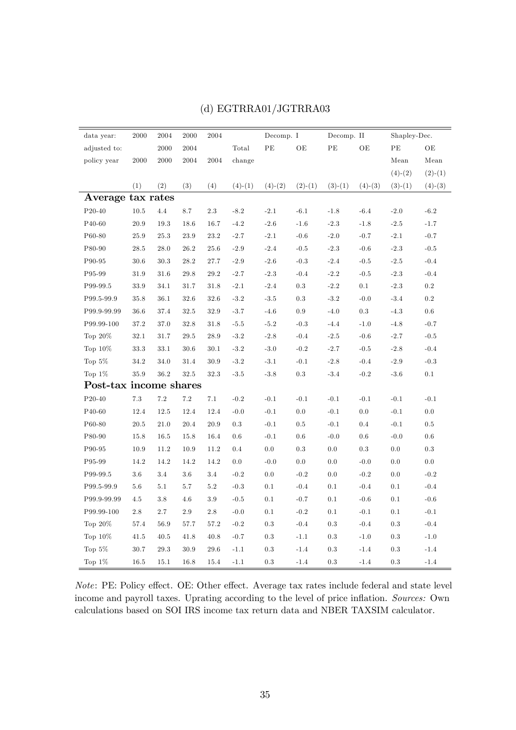(d) EGTRRA01/JGTRRA03

| data year: | 2000 | 2004 | 2000 | 2004 | | Decomp. I | | Decomp. II | | Shapley-Dec. | |
|---|---|---|---|---|---|---|---|---|---|---|---|
| adjusted to: | | 2000 | 2004 | | Total | PE | OE | PE | OE | PE | OE |
| policy year | 2000 | 2000 | 2004 | 2004 | change | | | | | Mean | Mean |
| | | | | | | | | | | (4)-(2) | (2)-(1) |
| | (1) | (2) | (3) | (4) | (4)-(1) | (4)-(2) | (2)-(1) | (3)-(1) | (4)-(3) | (3)-(1) | (4)-(3) |
| **Average tax rates** | | | | | | | | | | | |
| P20-40 | 10.5 | 4.4 | 8.7 | 2.3 | -8.2 | -2.1 | -6.1 | -1.8 | -6.4 | -2.0 | -6.2 |
| P40-60 | 20.9 | 19.3 | 18.6 | 16.7 | -4.2 | -2.6 | -1.6 | -2.3 | -1.8 | -2.5 | -1.7 |
| P60-80 | 25.9 | 25.3 | 23.9 | 23.2 | -2.7 | -2.1 | -0.6 | -2.0 | -0.7 | -2.1 | -0.7 |
| P80-90 | 28.5 | 28.0 | 26.2 | 25.6 | -2.9 | -2.4 | -0.5 | -2.3 | -0.6 | -2.3 | -0.5 |
| P90-95 | 30.6 | 30.3 | 28.2 | 27.7 | -2.9 | -2.6 | -0.3 | -2.4 | -0.5 | -2.5 | -0.4 |
| P95-99 | 31.9 | 31.6 | 29.8 | 29.2 | -2.7 | -2.3 | -0.4 | -2.2 | -0.5 | -2.3 | -0.4 |
| P99-99.5 | 33.9 | 34.1 | 31.7 | 31.8 | -2.1 | -2.4 | 0.3 | -2.2 | 0.1 | -2.3 | 0.2 |
| P99.5-99.9 | 35.8 | 36.1 | 32.6 | 32.6 | -3.2 | -3.5 | 0.3 | -3.2 | -0.0 | -3.4 | 0.2 |
| P99.9-99.99 | 36.6 | 37.4 | 32.5 | 32.9 | -3.7 | -4.6 | 0.9 | -4.0 | 0.3 | -4.3 | 0.6 |
| P99.99-100 | 37.2 | 37.0 | 32.8 | 31.8 | -5.5 | -5.2 | -0.3 | -4.4 | -1.0 | -4.8 | -0.7 |
| Top 20% | 32.1 | 31.7 | 29.5 | 28.9 | -3.2 | -2.8 | -0.4 | -2.5 | -0.6 | -2.7 | -0.5 |
| Top 10% | 33.3 | 33.1 | 30.6 | 30.1 | -3.2 | -3.0 | -0.2 | -2.7 | -0.5 | -2.8 | -0.4 |
| Top 5% | 34.2 | 34.0 | 31.4 | 30.9 | -3.2 | -3.1 | -0.1 | -2.8 | -0.4 | -2.9 | -0.3 |
| Top 1% | 35.9 | 36.2 | 32.5 | 32.3 | -3.5 | -3.8 | 0.3 | -3.4 | -0.2 | -3.6 | 0.1 |
| **Post-tax income shares** | | | | | | | | | | | |
| P20-40 | 7.3 | 7.2 | 7.2 | 7.1 | -0.2 | -0.1 | -0.1 | -0.1 | -0.1 | -0.1 | -0.1 |
| P40-60 | 12.4 | 12.5 | 12.4 | 12.4 | -0.0 | -0.1 | 0.0 | -0.1 | 0.0 | -0.1 | 0.0 |
| P60-80 | 20.5 | 21.0 | 20.4 | 20.9 | 0.3 | -0.1 | 0.5 | -0.1 | 0.4 | -0.1 | 0.5 |
| P80-90 | 15.8 | 16.5 | 15.8 | 16.4 | 0.6 | -0.1 | 0.6 | -0.0 | 0.6 | -0.0 | 0.6 |
| P90-95 | 10.9 | 11.2 | 10.9 | 11.2 | 0.4 | 0.0 | 0.3 | 0.0 | 0.3 | 0.0 | 0.3 |
| P95-99 | 14.2 | 14.2 | 14.2 | 14.2 | 0.0 | -0.0 | 0.0 | 0.0 | -0.0 | 0.0 | 0.0 |
| P99-99.5 | 3.6 | 3.4 | 3.6 | 3.4 | -0.2 | 0.0 | -0.2 | 0.0 | -0.2 | 0.0 | -0.2 |
| P99.5-99.9 | 5.6 | 5.1 | 5.7 | 5.2 | -0.3 | 0.1 | -0.4 | 0.1 | -0.4 | 0.1 | -0.4 |
| P99.9-99.99 | 4.5 | 3.8 | 4.6 | 3.9 | -0.5 | 0.1 | -0.7 | 0.1 | -0.6 | 0.1 | -0.6 |
| P99.99-100 | 2.8 | 2.7 | 2.9 | 2.8 | -0.0 | 0.1 | -0.2 | 0.1 | -0.1 | 0.1 | -0.1 |
| Top 20% | 57.4 | 56.9 | 57.7 | 57.2 | -0.2 | 0.3 | -0.4 | 0.3 | -0.4 | 0.3 | -0.4 |
| Top 10% | 41.5 | 40.5 | 41.8 | 40.8 | -0.7 | 0.3 | -1.1 | 0.3 | -1.0 | 0.3 | -1.0 |
| Top 5% | 30.7 | 29.3 | 30.9 | 29.6 | -1.1 | 0.3 | -1.4 | 0.3 | -1.4 | 0.3 | -1.4 |
| Top 1% | 16.5 | 15.1 | 16.8 | 15.4 | -1.1 | 0.3 | -1.4 | 0.3 | -1.4 | 0.3 | -1.4 |

*Note*: PE: Policy effect. OE: Other effect. Average tax rates include federal and state level income and payroll taxes. Uprating according to the level of price inflation. *Sources:* Own calculations based on SOI IRS income tax return data and NBER TAXSIM calculator.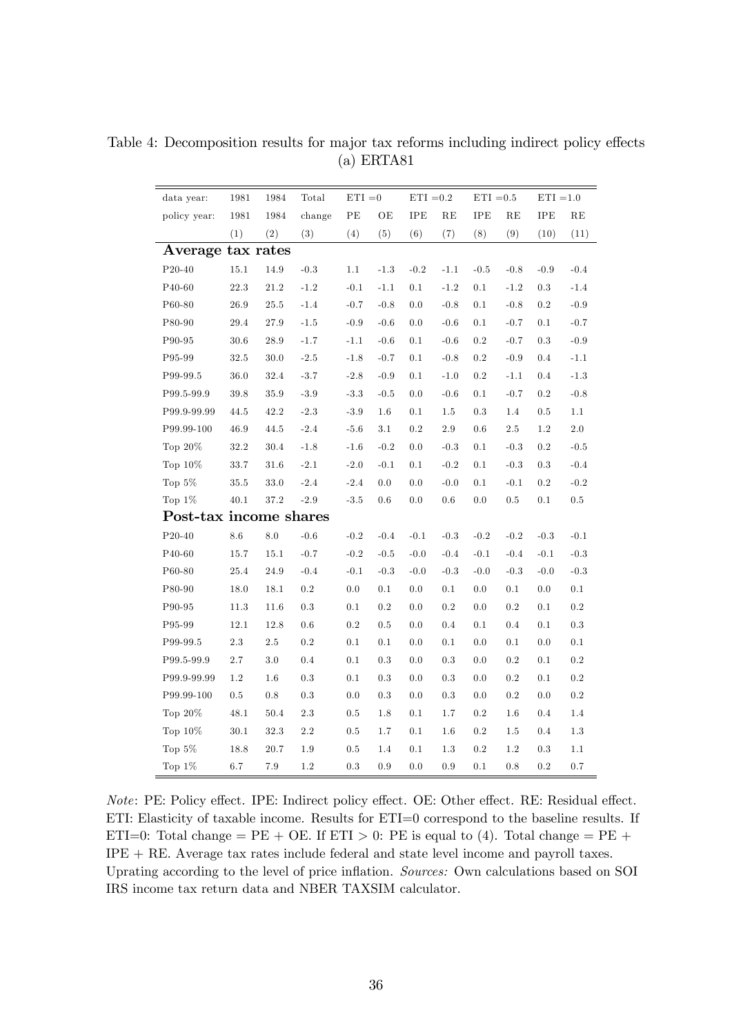Table 4: Decomposition results for major tax reforms including indirect policy effects
(a) ERTA81

| data year: | 1981 | 1984 | Total | ETI =0 | | ETI =0.2 | | ETI =0.5 | | ETI =1.0 | |
|---|---|---|---|---|---|---|---|---|---|---|---|
| policy year: | 1981 | 1984 | change | PE | OE | IPE | RE | IPE | RE | IPE | RE |
| | (1) | (2) | (3) | (4) | (5) | (6) | (7) | (8) | (9) | (10) | (11) |
| **Average tax rates** | | | | | | | | | | | |
| P20-40 | 15.1 | 14.9 | -0.3 | 1.1 | -1.3 | -0.2 | -1.1 | -0.5 | -0.8 | -0.9 | -0.4 |
| P40-60 | 22.3 | 21.2 | -1.2 | -0.1 | -1.1 | 0.1 | -1.2 | 0.1 | -1.2 | 0.3 | -1.4 |
| P60-80 | 26.9 | 25.5 | -1.4 | -0.7 | -0.8 | 0.0 | -0.8 | 0.1 | -0.8 | 0.2 | -0.9 |
| P80-90 | 29.4 | 27.9 | -1.5 | -0.9 | -0.6 | 0.0 | -0.6 | 0.1 | -0.7 | 0.1 | -0.7 |
| P90-95 | 30.6 | 28.9 | -1.7 | -1.1 | -0.6 | 0.1 | -0.6 | 0.2 | -0.7 | 0.3 | -0.9 |
| P95-99 | 32.5 | 30.0 | -2.5 | -1.8 | -0.7 | 0.1 | -0.8 | 0.2 | -0.9 | 0.4 | -1.1 |
| P99-99.5 | 36.0 | 32.4 | -3.7 | -2.8 | -0.9 | 0.1 | -1.0 | 0.2 | -1.1 | 0.4 | -1.3 |
| P99.5-99.9 | 39.8 | 35.9 | -3.9 | -3.3 | -0.5 | 0.0 | -0.6 | 0.1 | -0.7 | 0.2 | -0.8 |
| P99.9-99.99 | 44.5 | 42.2 | -2.3 | -3.9 | 1.6 | 0.1 | 1.5 | 0.3 | 1.4 | 0.5 | 1.1 |
| P99.99-100 | 46.9 | 44.5 | -2.4 | -5.6 | 3.1 | 0.2 | 2.9 | 0.6 | 2.5 | 1.2 | 2.0 |
| Top 20% | 32.2 | 30.4 | -1.8 | -1.6 | -0.2 | 0.0 | -0.3 | 0.1 | -0.3 | 0.2 | -0.5 |
| Top 10% | 33.7 | 31.6 | -2.1 | -2.0 | -0.1 | 0.1 | -0.2 | 0.1 | -0.3 | 0.3 | -0.4 |
| Top 5% | 35.5 | 33.0 | -2.4 | -2.4 | 0.0 | 0.0 | -0.0 | 0.1 | -0.1 | 0.2 | -0.2 |
| Top 1% | 40.1 | 37.2 | -2.9 | -3.5 | 0.6 | 0.0 | 0.6 | 0.0 | 0.5 | 0.1 | 0.5 |
| **Post-tax income shares** | | | | | | | | | | | |
| P20-40 | 8.6 | 8.0 | -0.6 | -0.2 | -0.4 | -0.1 | -0.3 | -0.2 | -0.2 | -0.3 | -0.1 |
| P40-60 | 15.7 | 15.1 | -0.7 | -0.2 | -0.5 | -0.0 | -0.4 | -0.1 | -0.4 | -0.1 | -0.3 |
| P60-80 | 25.4 | 24.9 | -0.4 | -0.1 | -0.3 | -0.0 | -0.3 | -0.0 | -0.3 | -0.0 | -0.3 |
| P80-90 | 18.0 | 18.1 | 0.2 | 0.0 | 0.1 | 0.0 | 0.1 | 0.0 | 0.1 | 0.0 | 0.1 |
| P90-95 | 11.3 | 11.6 | 0.3 | 0.1 | 0.2 | 0.0 | 0.2 | 0.0 | 0.2 | 0.1 | 0.2 |
| P95-99 | 12.1 | 12.8 | 0.6 | 0.2 | 0.5 | 0.0 | 0.4 | 0.1 | 0.4 | 0.1 | 0.3 |
| P99-99.5 | 2.3 | 2.5 | 0.2 | 0.1 | 0.1 | 0.0 | 0.1 | 0.0 | 0.1 | 0.0 | 0.1 |
| P99.5-99.9 | 2.7 | 3.0 | 0.4 | 0.1 | 0.3 | 0.0 | 0.3 | 0.0 | 0.2 | 0.1 | 0.2 |
| P99.9-99.99 | 1.2 | 1.6 | 0.3 | 0.1 | 0.3 | 0.0 | 0.3 | 0.0 | 0.2 | 0.1 | 0.2 |
| P99.99-100 | 0.5 | 0.8 | 0.3 | 0.0 | 0.3 | 0.0 | 0.3 | 0.0 | 0.2 | 0.0 | 0.2 |
| Top 20% | 48.1 | 50.4 | 2.3 | 0.5 | 1.8 | 0.1 | 1.7 | 0.2 | 1.6 | 0.4 | 1.4 |
| Top 10% | 30.1 | 32.3 | 2.2 | 0.5 | 1.7 | 0.1 | 1.6 | 0.2 | 1.5 | 0.4 | 1.3 |
| Top 5% | 18.8 | 20.7 | 1.9 | 0.5 | 1.4 | 0.1 | 1.3 | 0.2 | 1.2 | 0.3 | 1.1 |
| Top 1% | 6.7 | 7.9 | 1.2 | 0.3 | 0.9 | 0.0 | 0.9 | 0.1 | 0.8 | 0.2 | 0.7 |

*Note*: PE: Policy effect. IPE: Indirect policy effect. OE: Other effect. RE: Residual effect. ETI: Elasticity of taxable income. Results for ETI=0 correspond to the baseline results. If ETI=0: Total change = PE + OE. If ETI > 0: PE is equal to (4). Total change = PE + IPE + RE. Average tax rates include federal and state level income and payroll taxes. Uprating according to the level of price inflation. *Sources:* Own calculations based on SOI IRS income tax return data and NBER TAXSIM calculator.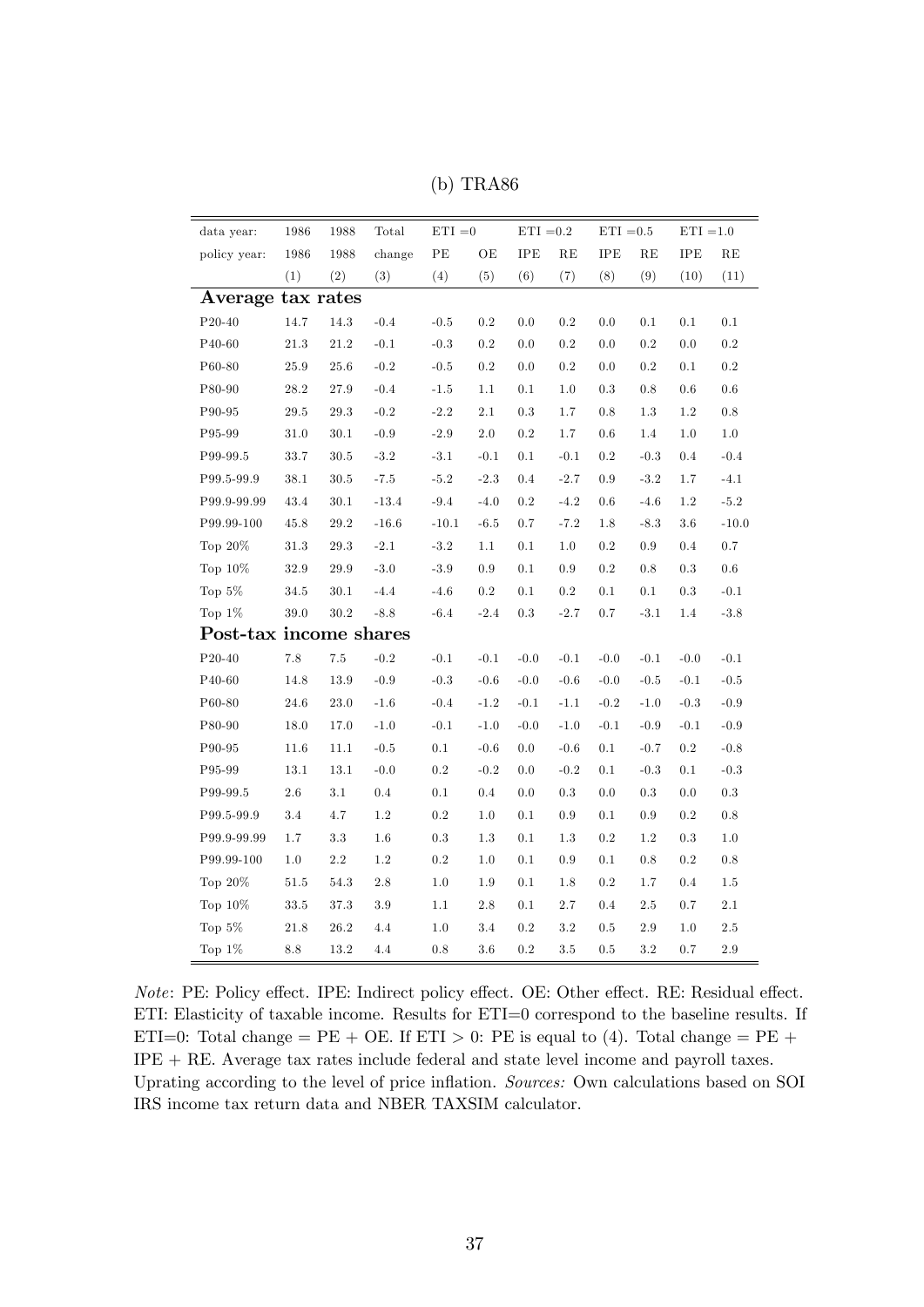(b) TRA86

| data year: | 1986 | 1988 | Total | ETI =0 | | ETI =0.2 | | ETI =0.5 | | ETI =1.0 | |
|---|---|---|---|---|---|---|---|---|---|---|---|
| policy year: | 1986 | 1988 | change | PE | OE | IPE | RE | IPE | RE | IPE | RE |
| | (1) | (2) | (3) | (4) | (5) | (6) | (7) | (8) | (9) | (10) | (11) |
| **Average tax rates** | | | | | | | | | | | |
| P20-40 | 14.7 | 14.3 | -0.4 | -0.5 | 0.2 | 0.0 | 0.2 | 0.0 | 0.1 | 0.1 | 0.1 |
| P40-60 | 21.3 | 21.2 | -0.1 | -0.3 | 0.2 | 0.0 | 0.2 | 0.0 | 0.2 | 0.0 | 0.2 |
| P60-80 | 25.9 | 25.6 | -0.2 | -0.5 | 0.2 | 0.0 | 0.2 | 0.0 | 0.2 | 0.1 | 0.2 |
| P80-90 | 28.2 | 27.9 | -0.4 | -1.5 | 1.1 | 0.1 | 1.0 | 0.3 | 0.8 | 0.6 | 0.6 |
| P90-95 | 29.5 | 29.3 | -0.2 | -2.2 | 2.1 | 0.3 | 1.7 | 0.8 | 1.3 | 1.2 | 0.8 |
| P95-99 | 31.0 | 30.1 | -0.9 | -2.9 | 2.0 | 0.2 | 1.7 | 0.6 | 1.4 | 1.0 | 1.0 |
| P99-99.5 | 33.7 | 30.5 | -3.2 | -3.1 | -0.1 | 0.1 | -0.1 | 0.2 | -0.3 | 0.4 | -0.4 |
| P99.5-99.9 | 38.1 | 30.5 | -7.5 | -5.2 | -2.3 | 0.4 | -2.7 | 0.9 | -3.2 | 1.7 | -4.1 |
| P99.9-99.99 | 43.4 | 30.1 | -13.4 | -9.4 | -4.0 | 0.2 | -4.2 | 0.6 | -4.6 | 1.2 | -5.2 |
| P99.99-100 | 45.8 | 29.2 | -16.6 | -10.1 | -6.5 | 0.7 | -7.2 | 1.8 | -8.3 | 3.6 | -10.0 |
| Top 20% | 31.3 | 29.3 | -2.1 | -3.2 | 1.1 | 0.1 | 1.0 | 0.2 | 0.9 | 0.4 | 0.7 |
| Top 10% | 32.9 | 29.9 | -3.0 | -3.9 | 0.9 | 0.1 | 0.9 | 0.2 | 0.8 | 0.3 | 0.6 |
| Top 5% | 34.5 | 30.1 | -4.4 | -4.6 | 0.2 | 0.1 | 0.2 | 0.1 | 0.1 | 0.3 | -0.1 |
| Top 1% | 39.0 | 30.2 | -8.8 | -6.4 | -2.4 | 0.3 | -2.7 | 0.7 | -3.1 | 1.4 | -3.8 |
| **Post-tax income shares** | | | | | | | | | | | |
| P20-40 | 7.8 | 7.5 | -0.2 | -0.1 | -0.1 | -0.0 | -0.1 | -0.0 | -0.1 | -0.0 | -0.1 |
| P40-60 | 14.8 | 13.9 | -0.9 | -0.3 | -0.6 | -0.0 | -0.6 | -0.0 | -0.5 | -0.1 | -0.5 |
| P60-80 | 24.6 | 23.0 | -1.6 | -0.4 | -1.2 | -0.1 | -1.1 | -0.2 | -1.0 | -0.3 | -0.9 |
| P80-90 | 18.0 | 17.0 | -1.0 | -0.1 | -1.0 | -0.0 | -1.0 | -0.1 | -0.9 | -0.1 | -0.9 |
| P90-95 | 11.6 | 11.1 | -0.5 | 0.1 | -0.6 | 0.0 | -0.6 | 0.1 | -0.7 | 0.2 | -0.8 |
| P95-99 | 13.1 | 13.1 | -0.0 | 0.2 | -0.2 | 0.0 | -0.2 | 0.1 | -0.3 | 0.1 | -0.3 |
| P99-99.5 | 2.6 | 3.1 | 0.4 | 0.1 | 0.4 | 0.0 | 0.3 | 0.0 | 0.3 | 0.0 | 0.3 |
| P99.5-99.9 | 3.4 | 4.7 | 1.2 | 0.2 | 1.0 | 0.1 | 0.9 | 0.1 | 0.9 | 0.2 | 0.8 |
| P99.9-99.99 | 1.7 | 3.3 | 1.6 | 0.3 | 1.3 | 0.1 | 1.3 | 0.2 | 1.2 | 0.3 | 1.0 |
| P99.99-100 | 1.0 | 2.2 | 1.2 | 0.2 | 1.0 | 0.1 | 0.9 | 0.1 | 0.8 | 0.2 | 0.8 |
| Top 20% | 51.5 | 54.3 | 2.8 | 1.0 | 1.9 | 0.1 | 1.8 | 0.2 | 1.7 | 0.4 | 1.5 |
| Top 10% | 33.5 | 37.3 | 3.9 | 1.1 | 2.8 | 0.1 | 2.7 | 0.4 | 2.5 | 0.7 | 2.1 |
| Top 5% | 21.8 | 26.2 | 4.4 | 1.0 | 3.4 | 0.2 | 3.2 | 0.5 | 2.9 | 1.0 | 2.5 |
| Top 1% | 8.8 | 13.2 | 4.4 | 0.8 | 3.6 | 0.2 | 3.5 | 0.5 | 3.2 | 0.7 | 2.9 |

*Note*: PE: Policy effect. IPE: Indirect policy effect. OE: Other effect. RE: Residual effect. ETI: Elasticity of taxable income. Results for ETI=0 correspond to the baseline results. If ETI=0: Total change = PE + OE. If ETI > 0: PE is equal to (4). Total change = PE + IPE + RE. Average tax rates include federal and state level income and payroll taxes. Uprating according to the level of price inflation. *Sources:* Own calculations based on SOI IRS income tax return data and NBER TAXSIM calculator.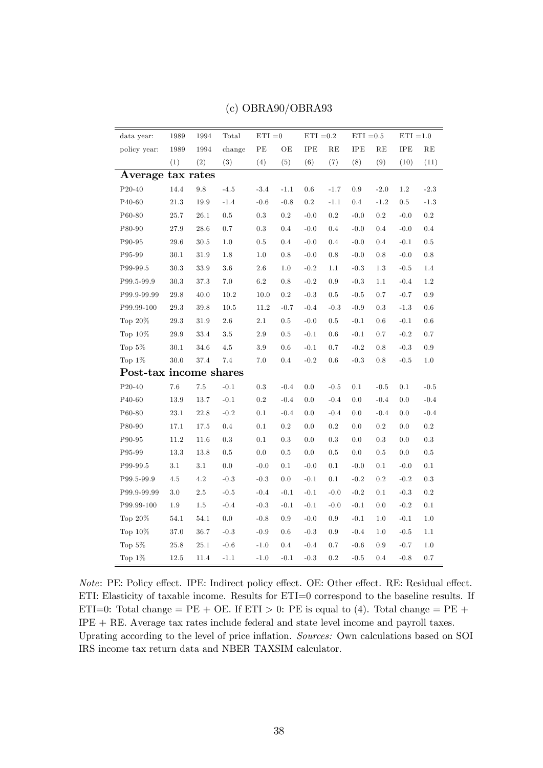(c) OBRA90/OBRA93

| data year: | 1989 | 1994 | Total | ETI =0 | | ETI =0.2 | | ETI =0.5 | | ETI =1.0 | |
|---|---|---|---|---|---|---|---|---|---|---|---|
| policy year: | 1989 | 1994 | change | PE | OE | IPE | RE | IPE | RE | IPE | RE |
| | (1) | (2) | (3) | (4) | (5) | (6) | (7) | (8) | (9) | (10) | (11) |
| **Average tax rates** | | | | | | | | | | | |
| P20-40 | 14.4 | 9.8 | -4.5 | -3.4 | -1.1 | 0.6 | -1.7 | 0.9 | -2.0 | 1.2 | -2.3 |
| P40-60 | 21.3 | 19.9 | -1.4 | -0.6 | -0.8 | 0.2 | -1.1 | 0.4 | -1.2 | 0.5 | -1.3 |
| P60-80 | 25.7 | 26.1 | 0.5 | 0.3 | 0.2 | -0.0 | 0.2 | -0.0 | 0.2 | -0.0 | 0.2 |
| P80-90 | 27.9 | 28.6 | 0.7 | 0.3 | 0.4 | -0.0 | 0.4 | -0.0 | 0.4 | -0.0 | 0.4 |
| P90-95 | 29.6 | 30.5 | 1.0 | 0.5 | 0.4 | -0.0 | 0.4 | -0.0 | 0.4 | -0.1 | 0.5 |
| P95-99 | 30.1 | 31.9 | 1.8 | 1.0 | 0.8 | -0.0 | 0.8 | -0.0 | 0.8 | -0.0 | 0.8 |
| P99-99.5 | 30.3 | 33.9 | 3.6 | 2.6 | 1.0 | -0.2 | 1.1 | -0.3 | 1.3 | -0.5 | 1.4 |
| P99.5-99.9 | 30.3 | 37.3 | 7.0 | 6.2 | 0.8 | -0.2 | 0.9 | -0.3 | 1.1 | -0.4 | 1.2 |
| P99.9-99.99 | 29.8 | 40.0 | 10.2 | 10.0 | 0.2 | -0.3 | 0.5 | -0.5 | 0.7 | -0.7 | 0.9 |
| P99.99-100 | 29.3 | 39.8 | 10.5 | 11.2 | -0.7 | -0.4 | -0.3 | -0.9 | 0.3 | -1.3 | 0.6 |
| Top 20% | 29.3 | 31.9 | 2.6 | 2.1 | 0.5 | -0.0 | 0.5 | -0.1 | 0.6 | -0.1 | 0.6 |
| Top 10% | 29.9 | 33.4 | 3.5 | 2.9 | 0.5 | -0.1 | 0.6 | -0.1 | 0.7 | -0.2 | 0.7 |
| Top 5% | 30.1 | 34.6 | 4.5 | 3.9 | 0.6 | -0.1 | 0.7 | -0.2 | 0.8 | -0.3 | 0.9 |
| Top 1% | 30.0 | 37.4 | 7.4 | 7.0 | 0.4 | -0.2 | 0.6 | -0.3 | 0.8 | -0.5 | 1.0 |
| **Post-tax income shares** | | | | | | | | | | | |
| P20-40 | 7.6 | 7.5 | -0.1 | 0.3 | -0.4 | 0.0 | -0.5 | 0.1 | -0.5 | 0.1 | -0.5 |
| P40-60 | 13.9 | 13.7 | -0.1 | 0.2 | -0.4 | 0.0 | -0.4 | 0.0 | -0.4 | 0.0 | -0.4 |
| P60-80 | 23.1 | 22.8 | -0.2 | 0.1 | -0.4 | 0.0 | -0.4 | 0.0 | -0.4 | 0.0 | -0.4 |
| P80-90 | 17.1 | 17.5 | 0.4 | 0.1 | 0.2 | 0.0 | 0.2 | 0.0 | 0.2 | 0.0 | 0.2 |
| P90-95 | 11.2 | 11.6 | 0.3 | 0.1 | 0.3 | 0.0 | 0.3 | 0.0 | 0.3 | 0.0 | 0.3 |
| P95-99 | 13.3 | 13.8 | 0.5 | 0.0 | 0.5 | 0.0 | 0.5 | 0.0 | 0.5 | 0.0 | 0.5 |
| P99-99.5 | 3.1 | 3.1 | 0.0 | -0.0 | 0.1 | -0.0 | 0.1 | -0.0 | 0.1 | -0.0 | 0.1 |
| P99.5-99.9 | 4.5 | 4.2 | -0.3 | -0.3 | 0.0 | -0.1 | 0.1 | -0.2 | 0.2 | -0.2 | 0.3 |
| P99.9-99.99 | 3.0 | 2.5 | -0.5 | -0.4 | -0.1 | -0.1 | -0.0 | -0.2 | 0.1 | -0.3 | 0.2 |
| P99.99-100 | 1.9 | 1.5 | -0.4 | -0.3 | -0.1 | -0.1 | -0.0 | -0.1 | 0.0 | -0.2 | 0.1 |
| Top 20% | 54.1 | 54.1 | 0.0 | -0.8 | 0.9 | -0.0 | 0.9 | -0.1 | 1.0 | -0.1 | 1.0 |
| Top 10% | 37.0 | 36.7 | -0.3 | -0.9 | 0.6 | -0.3 | 0.9 | -0.4 | 1.0 | -0.5 | 1.1 |
| Top 5% | 25.8 | 25.1 | -0.6 | -1.0 | 0.4 | -0.4 | 0.7 | -0.6 | 0.9 | -0.7 | 1.0 |
| Top 1% | 12.5 | 11.4 | -1.1 | -1.0 | -0.1 | -0.3 | 0.2 | -0.5 | 0.4 | -0.8 | 0.7 |

*Note*: PE: Policy effect. IPE: Indirect policy effect. OE: Other effect. RE: Residual effect. ETI: Elasticity of taxable income. Results for ETI=0 correspond to the baseline results. If ETI=0: Total change = PE + OE. If ETI > 0: PE is equal to (4). Total change = PE + IPE + RE. Average tax rates include federal and state level income and payroll taxes. Uprating according to the level of price inflation. *Sources:* Own calculations based on SOI IRS income tax return data and NBER TAXSIM calculator.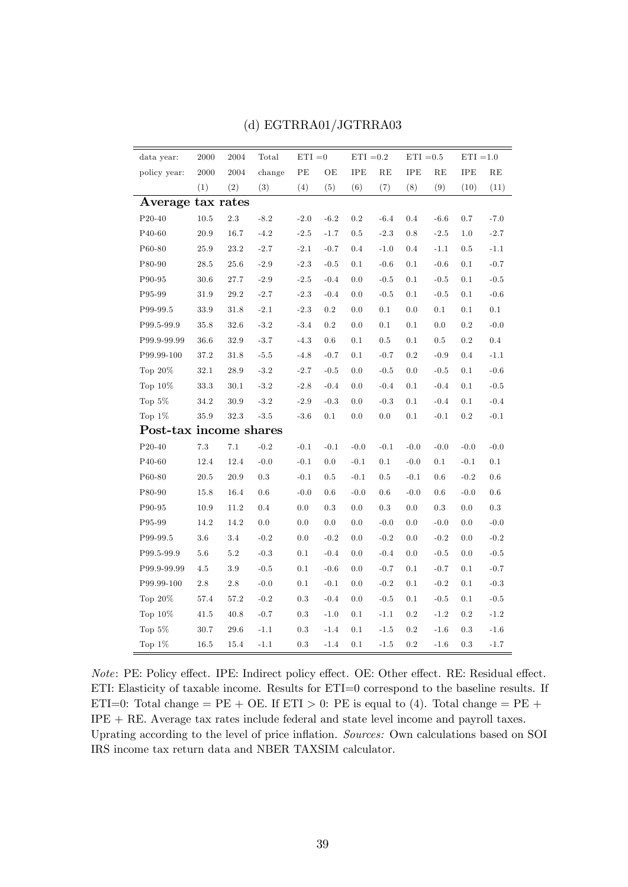## (d) EGTRRA01/JGTRRA03

| data year: | 2000 | 2004 | Total | ETI =0 | | ETI =0.2 | | ETI =0.5 | | ETI =1.0 | |
|---|---|---|---|---|---|---|---|---|---|---|---|
| policy year: | 2000 | 2004 | change | PE | OE | IPE | RE | IPE | RE | IPE | RE |
| | (1) | (2) | (3) | (4) | (5) | (6) | (7) | (8) | (9) | (10) | (11) |
| **Average tax rates** | | | | | | | | | | | |
| P20-40 | 10.5 | 2.3 | -8.2 | -2.0 | -6.2 | 0.2 | -6.4 | 0.4 | -6.6 | 0.7 | -7.0 |
| P40-60 | 20.9 | 16.7 | -4.2 | -2.5 | -1.7 | 0.5 | -2.3 | 0.8 | -2.5 | 1.0 | -2.7 |
| P60-80 | 25.9 | 23.2 | -2.7 | -2.1 | -0.7 | 0.4 | -1.0 | 0.4 | -1.1 | 0.5 | -1.1 |
| P80-90 | 28.5 | 25.6 | -2.9 | -2.3 | -0.5 | 0.1 | -0.6 | 0.1 | -0.6 | 0.1 | -0.7 |
| P90-95 | 30.6 | 27.7 | -2.9 | -2.5 | -0.4 | 0.0 | -0.5 | 0.1 | -0.5 | 0.1 | -0.5 |
| P95-99 | 31.9 | 29.2 | -2.7 | -2.3 | -0.4 | 0.0 | -0.5 | 0.1 | -0.5 | 0.1 | -0.6 |
| P99-99.5 | 33.9 | 31.8 | -2.1 | -2.3 | 0.2 | 0.0 | 0.1 | 0.0 | 0.1 | 0.1 | 0.1 |
| P99.5-99.9 | 35.8 | 32.6 | -3.2 | -3.4 | 0.2 | 0.0 | 0.1 | 0.1 | 0.0 | 0.2 | -0.0 |
| P99.9-99.99 | 36.6 | 32.9 | -3.7 | -4.3 | 0.6 | 0.1 | 0.5 | 0.1 | 0.5 | 0.2 | 0.4 |
| P99.99-100 | 37.2 | 31.8 | -5.5 | -4.8 | -0.7 | 0.1 | -0.7 | 0.2 | -0.9 | 0.4 | -1.1 |
| Top 20% | 32.1 | 28.9 | -3.2 | -2.7 | -0.5 | 0.0 | -0.5 | 0.0 | -0.5 | 0.1 | -0.6 |
| Top 10% | 33.3 | 30.1 | -3.2 | -2.8 | -0.4 | 0.0 | -0.4 | 0.1 | -0.4 | 0.1 | -0.5 |
| Top 5% | 34.2 | 30.9 | -3.2 | -2.9 | -0.3 | 0.0 | -0.3 | 0.1 | -0.4 | 0.1 | -0.4 |
| Top 1% | 35.9 | 32.3 | -3.5 | -3.6 | 0.1 | 0.0 | 0.0 | 0.1 | -0.1 | 0.2 | -0.1 |
| **Post-tax income shares** | | | | | | | | | | | |
| P20-40 | 7.3 | 7.1 | -0.2 | -0.1 | -0.1 | -0.0 | -0.1 | -0.0 | -0.0 | -0.0 | -0.0 |
| P40-60 | 12.4 | 12.4 | -0.0 | -0.1 | 0.0 | -0.1 | 0.1 | -0.0 | 0.1 | -0.1 | 0.1 |
| P60-80 | 20.5 | 20.9 | 0.3 | -0.1 | 0.5 | -0.1 | 0.5 | -0.1 | 0.6 | -0.2 | 0.6 |
| P80-90 | 15.8 | 16.4 | 0.6 | -0.0 | 0.6 | -0.0 | 0.6 | -0.0 | 0.6 | -0.0 | 0.6 |
| P90-95 | 10.9 | 11.2 | 0.4 | 0.0 | 0.3 | 0.0 | 0.3 | 0.0 | 0.3 | 0.0 | 0.3 |
| P95-99 | 14.2 | 14.2 | 0.0 | 0.0 | 0.0 | 0.0 | -0.0 | 0.0 | -0.0 | 0.0 | -0.0 |
| P99-99.5 | 3.6 | 3.4 | -0.2 | 0.0 | -0.2 | 0.0 | -0.2 | 0.0 | -0.2 | 0.0 | -0.2 |
| P99.5-99.9 | 5.6 | 5.2 | -0.3 | 0.1 | -0.4 | 0.0 | -0.4 | 0.0 | -0.5 | 0.0 | -0.5 |
| P99.9-99.99 | 4.5 | 3.9 | -0.5 | 0.1 | -0.6 | 0.0 | -0.7 | 0.1 | -0.7 | 0.1 | -0.7 |
| P99.99-100 | 2.8 | 2.8 | -0.0 | 0.1 | -0.1 | 0.0 | -0.2 | 0.1 | -0.2 | 0.1 | -0.3 |
| Top 20% | 57.4 | 57.2 | -0.2 | 0.3 | -0.4 | 0.0 | -0.5 | 0.1 | -0.5 | 0.1 | -0.5 |
| Top 10% | 41.5 | 40.8 | -0.7 | 0.3 | -1.0 | 0.1 | -1.1 | 0.2 | -1.2 | 0.2 | -1.2 |
| Top 5% | 30.7 | 29.6 | -1.1 | 0.3 | -1.4 | 0.1 | -1.5 | 0.2 | -1.6 | 0.3 | -1.6 |
| Top 1% | 16.5 | 15.4 | -1.1 | 0.3 | -1.4 | 0.1 | -1.5 | 0.2 | -1.6 | 0.3 | -1.7 |

*Note*: PE: Policy effect. IPE: Indirect policy effect. OE: Other effect. RE: Residual effect. ETI: Elasticity of taxable income. Results for ETI=0 correspond to the baseline results. If ETI=0: Total change = PE + OE. If ETI > 0: PE is equal to (4). Total change = PE + IPE + RE. Average tax rates include federal and state level income and payroll taxes. Uprating according to the level of price inflation. *Sources:* Own calculations based on SOI IRS income tax return data and NBER TAXSIM calculator.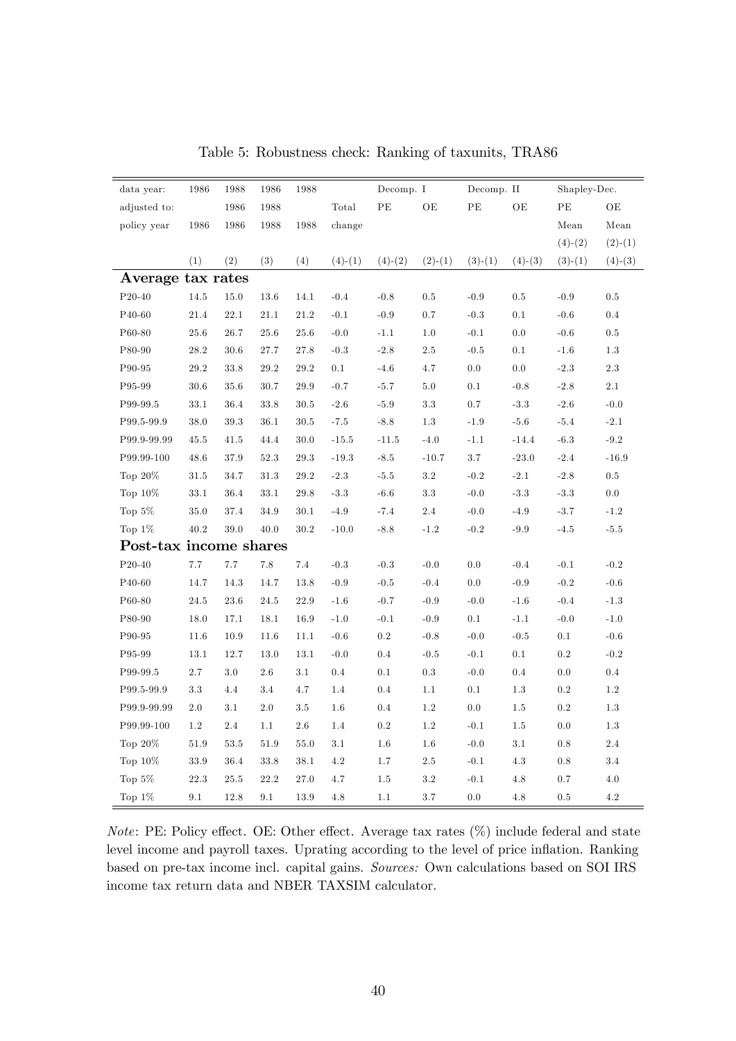Table 5: Robustness check: Ranking of taxunits, TRA86

| data year: | 1986 | 1988 | 1986 | 1988 | | Decomp. I | | Decomp. II | | Shapley-Dec. | |
|---|---|---|---|---|---|---|---|---|---|---|---|
| adjusted to: | | 1986 | 1988 | | Total | PE | OE | PE | OE | PE | OE |
| policy year | 1986 | 1986 | 1988 | 1988 | change | | | | | Mean | Mean |
| | | | | | | | | | | (4)-(2) | (2)-(1) |
| | (1) | (2) | (3) | (4) | (4)-(1) | (4)-(2) | (2)-(1) | (3)-(1) | (4)-(3) | (3)-(1) | (4)-(3) |
| **Average tax rates** | | | | | | | | | | | |
| P20-40 | 14.5 | 15.0 | 13.6 | 14.1 | -0.4 | -0.8 | 0.5 | -0.9 | 0.5 | -0.9 | 0.5 |
| P40-60 | 21.4 | 22.1 | 21.1 | 21.2 | -0.1 | -0.9 | 0.7 | -0.3 | 0.1 | -0.6 | 0.4 |
| P60-80 | 25.6 | 26.7 | 25.6 | 25.6 | -0.0 | -1.1 | 1.0 | -0.1 | 0.0 | -0.6 | 0.5 |
| P80-90 | 28.2 | 30.6 | 27.7 | 27.8 | -0.3 | -2.8 | 2.5 | -0.5 | 0.1 | -1.6 | 1.3 |
| P90-95 | 29.2 | 33.8 | 29.2 | 29.2 | 0.1 | -4.6 | 4.7 | 0.0 | 0.0 | -2.3 | 2.3 |
| P95-99 | 30.6 | 35.6 | 30.7 | 29.9 | -0.7 | -5.7 | 5.0 | 0.1 | -0.8 | -2.8 | 2.1 |
| P99-99.5 | 33.1 | 36.4 | 33.8 | 30.5 | -2.6 | -5.9 | 3.3 | 0.7 | -3.3 | -2.6 | -0.0 |
| P99.5-99.9 | 38.0 | 39.3 | 36.1 | 30.5 | -7.5 | -8.8 | 1.3 | -1.9 | -5.6 | -5.4 | -2.1 |
| P99.9-99.99 | 45.5 | 41.5 | 44.4 | 30.0 | -15.5 | -11.5 | -4.0 | -1.1 | -14.4 | -6.3 | -9.2 |
| P99.99-100 | 48.6 | 37.9 | 52.3 | 29.3 | -19.3 | -8.5 | -10.7 | 3.7 | -23.0 | -2.4 | -16.9 |
| Top 20% | 31.5 | 34.7 | 31.3 | 29.2 | -2.3 | -5.5 | 3.2 | -0.2 | -2.1 | -2.8 | 0.5 |
| Top 10% | 33.1 | 36.4 | 33.1 | 29.8 | -3.3 | -6.6 | 3.3 | -0.0 | -3.3 | -3.3 | 0.0 |
| Top 5% | 35.0 | 37.4 | 34.9 | 30.1 | -4.9 | -7.4 | 2.4 | -0.0 | -4.9 | -3.7 | -1.2 |
| Top 1% | 40.2 | 39.0 | 40.0 | 30.2 | -10.0 | -8.8 | -1.2 | -0.2 | -9.9 | -4.5 | -5.5 |
| **Post-tax income shares** | | | | | | | | | | | |
| P20-40 | 7.7 | 7.7 | 7.8 | 7.4 | -0.3 | -0.3 | -0.0 | 0.0 | -0.4 | -0.1 | -0.2 |
| P40-60 | 14.7 | 14.3 | 14.7 | 13.8 | -0.9 | -0.5 | -0.4 | 0.0 | -0.9 | -0.2 | -0.6 |
| P60-80 | 24.5 | 23.6 | 24.5 | 22.9 | -1.6 | -0.7 | -0.9 | -0.0 | -1.6 | -0.4 | -1.3 |
| P80-90 | 18.0 | 17.1 | 18.1 | 16.9 | -1.0 | -0.1 | -0.9 | 0.1 | -1.1 | -0.0 | -1.0 |
| P90-95 | 11.6 | 10.9 | 11.6 | 11.1 | -0.6 | 0.2 | -0.8 | -0.0 | -0.5 | 0.1 | -0.6 |
| P95-99 | 13.1 | 12.7 | 13.0 | 13.1 | -0.0 | 0.4 | -0.5 | -0.1 | 0.1 | 0.2 | -0.2 |
| P99-99.5 | 2.7 | 3.0 | 2.6 | 3.1 | 0.4 | 0.1 | 0.3 | -0.0 | 0.4 | 0.0 | 0.4 |
| P99.5-99.9 | 3.3 | 4.4 | 3.4 | 4.7 | 1.4 | 0.4 | 1.1 | 0.1 | 1.3 | 0.2 | 1.2 |
| P99.9-99.99 | 2.0 | 3.1 | 2.0 | 3.5 | 1.6 | 0.4 | 1.2 | 0.0 | 1.5 | 0.2 | 1.3 |
| P99.99-100 | 1.2 | 2.4 | 1.1 | 2.6 | 1.4 | 0.2 | 1.2 | -0.1 | 1.5 | 0.0 | 1.3 |
| Top 20% | 51.9 | 53.5 | 51.9 | 55.0 | 3.1 | 1.6 | 1.6 | -0.0 | 3.1 | 0.8 | 2.4 |
| Top 10% | 33.9 | 36.4 | 33.8 | 38.1 | 4.2 | 1.7 | 2.5 | -0.1 | 4.3 | 0.8 | 3.4 |
| Top 5% | 22.3 | 25.5 | 22.2 | 27.0 | 4.7 | 1.5 | 3.2 | -0.1 | 4.8 | 0.7 | 4.0 |
| Top 1% | 9.1 | 12.8 | 9.1 | 13.9 | 4.8 | 1.1 | 3.7 | 0.0 | 4.8 | 0.5 | 4.2 |

*Note*: PE: Policy effect. OE: Other effect. Average tax rates (%) include federal and state level income and payroll taxes. Uprating according to the level of price inflation. Ranking based on pre-tax income incl. capital gains. *Sources:* Own calculations based on SOI IRS income tax return data and NBER TAXSIM calculator.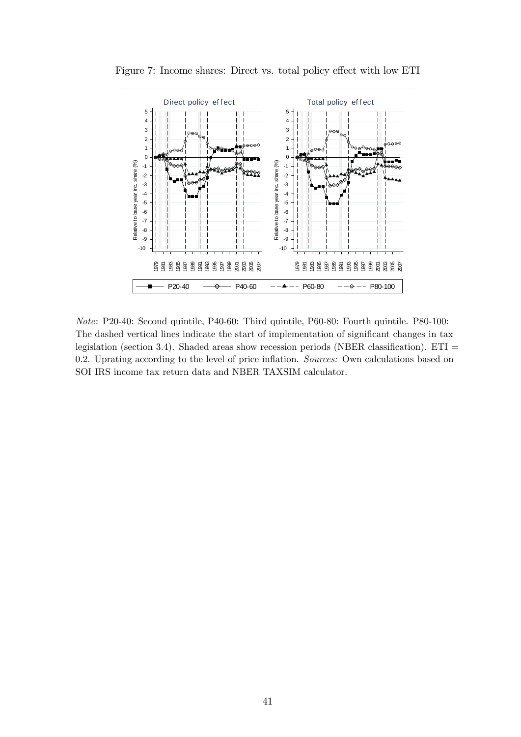Figure 7: Income shares: Direct vs. total policy effect with low ETI

*Note*: P20-40: Second quintile, P40-60: Third quintile, P60-80: Fourth quintile. P80-100: The dashed vertical lines indicate the start of implementation of significant changes in tax legislation (section 3.4). Shaded areas show recession periods (NBER classification). ETI = 0.2. Uprating according to the level of price inflation. *Sources:* Own calculations based on SOI IRS income tax return data and NBER TAXSIM calculator.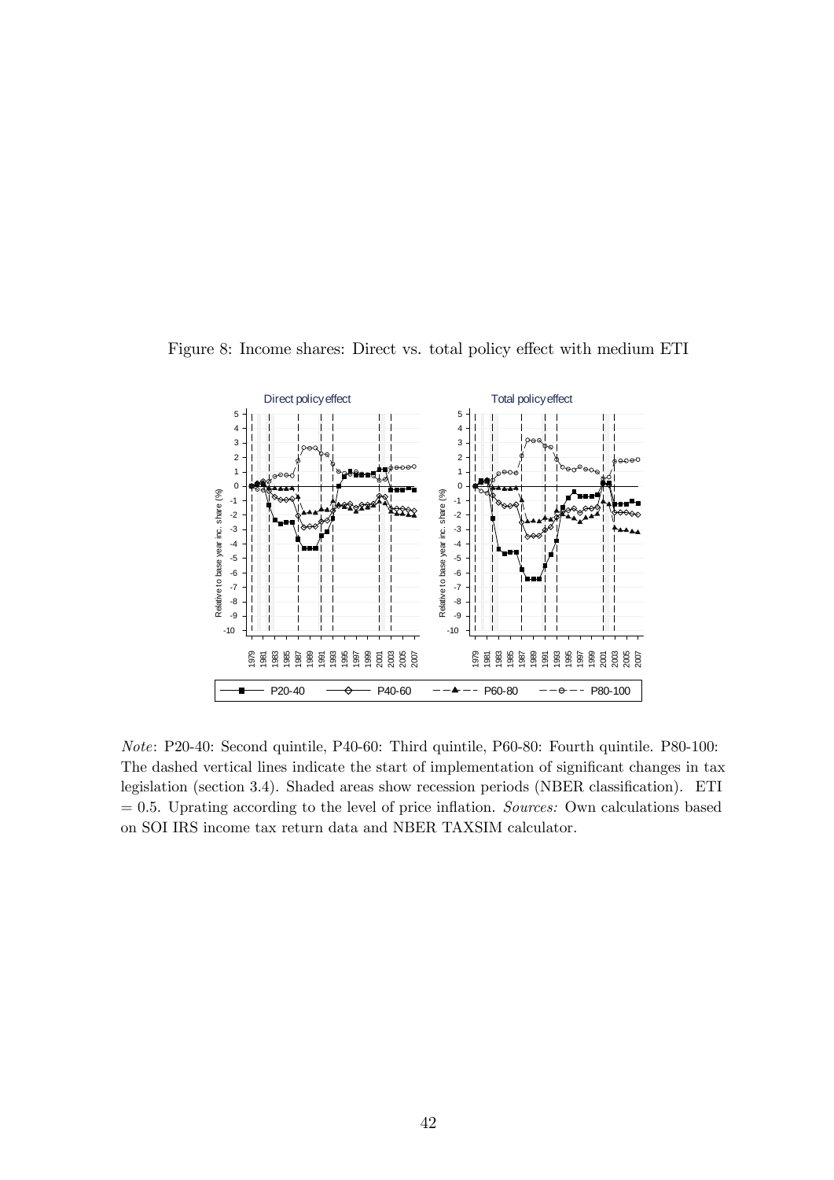Figure 8: Income shares: Direct vs. total policy effect with medium ETI

*Note*: P20-40: Second quintile, P40-60: Third quintile, P60-80: Fourth quintile. P80-100: The dashed vertical lines indicate the start of implementation of significant changes in tax legislation (section 3.4). Shaded areas show recession periods (NBER classification). ETI = 0.5. Uprating according to the level of price inflation. *Sources:* Own calculations based on SOI IRS income tax return data and NBER TAXSIM calculator.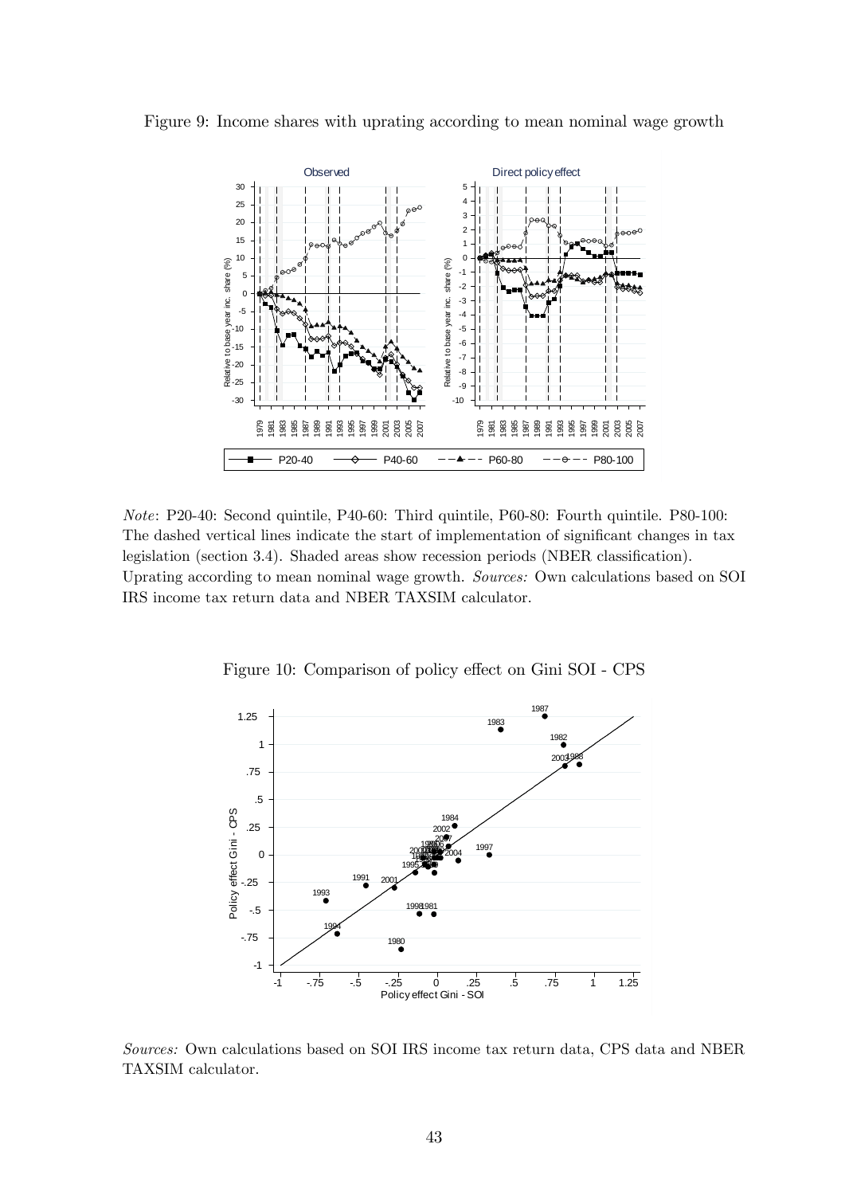Figure 9: Income shares with uprating according to mean nominal wage growth

*Note*: P20-40: Second quintile, P40-60: Third quintile, P60-80: Fourth quintile. P80-100: The dashed vertical lines indicate the start of implementation of significant changes in tax legislation (section 3.4). Shaded areas show recession periods (NBER classification). Uprating according to mean nominal wage growth. *Sources:* Own calculations based on SOI IRS income tax return data and NBER TAXSIM calculator.

Figure 10: Comparison of policy effect on Gini SOI - CPS

*Sources:* Own calculations based on SOI IRS income tax return data, CPS data and NBER TAXSIM calculator.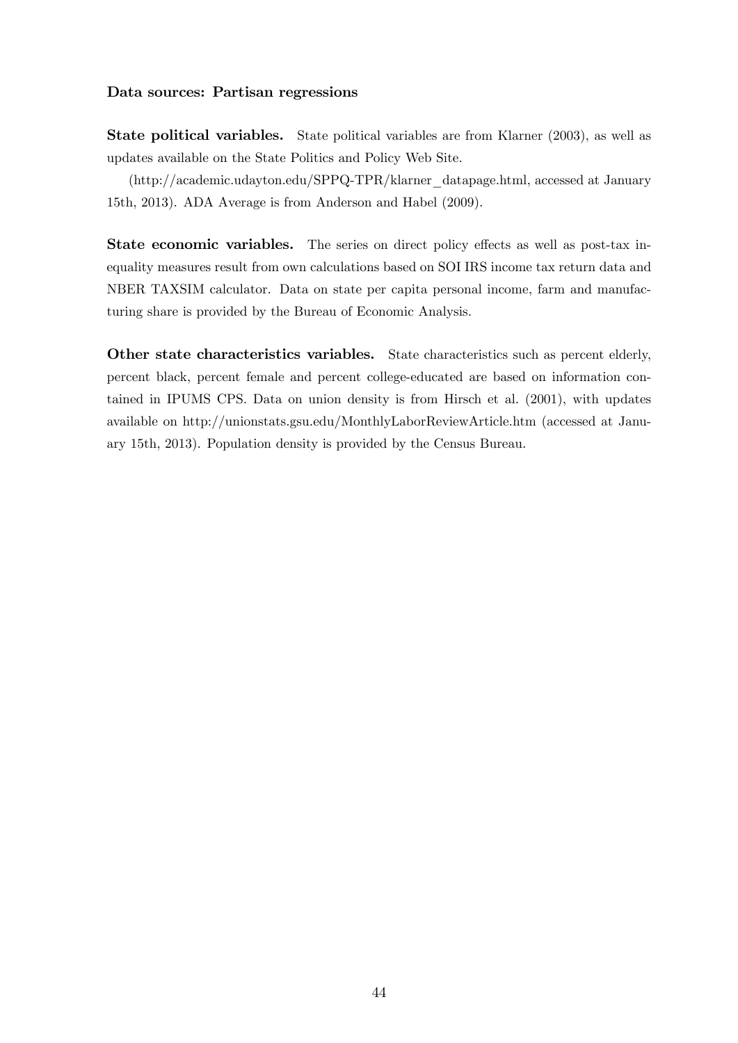**Data sources: Partisan regressions**

**State political variables.** State political variables are from Klarner (2003), as well as updates available on the State Politics and Policy Web Site.

(http://academic.udayton.edu/SPPQ-TPR/klarner_datapage.html, accessed at January 15th, 2013). ADA Average is from Anderson and Habel (2009).

**State economic variables.** The series on direct policy effects as well as post-tax inequality measures result from own calculations based on SOI IRS income tax return data and NBER TAXSIM calculator. Data on state per capita personal income, farm and manufacturing share is provided by the Bureau of Economic Analysis.

**Other state characteristics variables.** State characteristics such as percent elderly, percent black, percent female and percent college-educated are based on information contained in IPUMS CPS. Data on union density is from Hirsch et al. (2001), with updates available on http://unionstats.gsu.edu/MonthlyLaborReviewArticle.htm (accessed at January 15th, 2013). Population density is provided by the Census Bureau.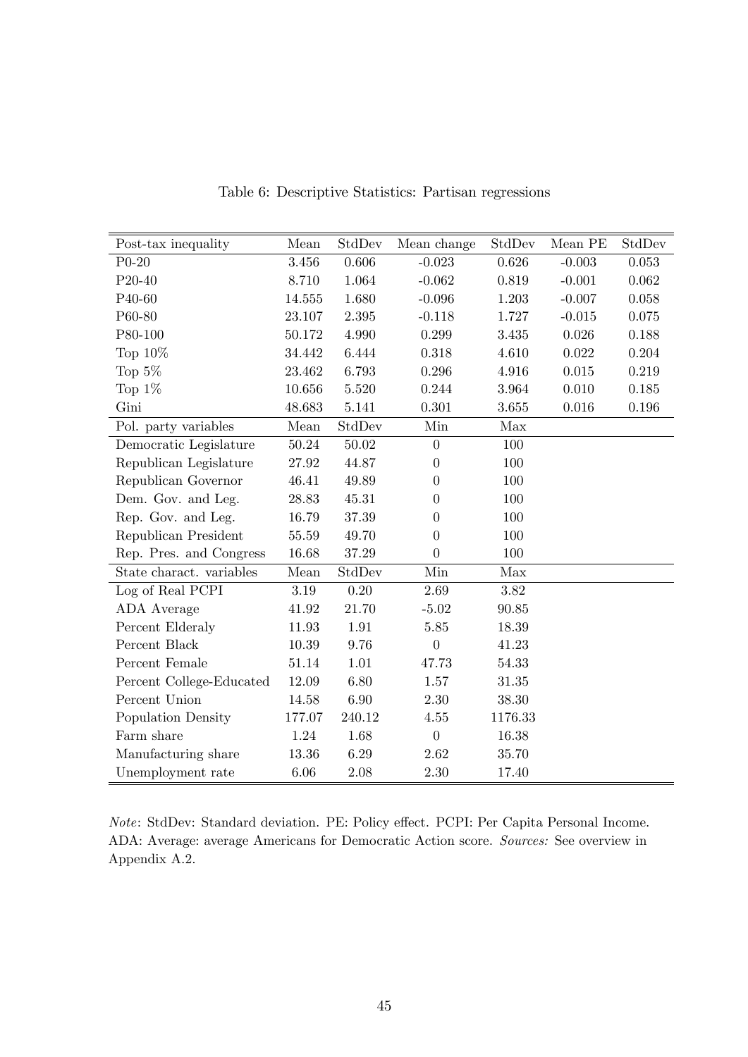Table 6: Descriptive Statistics: Partisan regressions

| Post-tax inequality | Mean | StdDev | Mean change | StdDev | Mean PE | StdDev |
|---|---|---|---|---|---|---|
| P0-20 | 3.456 | 0.606 | -0.023 | 0.626 | -0.003 | 0.053 |
| P20-40 | 8.710 | 1.064 | -0.062 | 0.819 | -0.001 | 0.062 |
| P40-60 | 14.555 | 1.680 | -0.096 | 1.203 | -0.007 | 0.058 |
| P60-80 | 23.107 | 2.395 | -0.118 | 1.727 | -0.015 | 0.075 |
| P80-100 | 50.172 | 4.990 | 0.299 | 3.435 | 0.026 | 0.188 |
| Top 10% | 34.442 | 6.444 | 0.318 | 4.610 | 0.022 | 0.204 |
| Top 5% | 23.462 | 6.793 | 0.296 | 4.916 | 0.015 | 0.219 |
| Top 1% | 10.656 | 5.520 | 0.244 | 3.964 | 0.010 | 0.185 |
| Gini | 48.683 | 5.141 | 0.301 | 3.655 | 0.016 | 0.196 |
| **Pol. party variables** | **Mean** | **StdDev** | **Min** | **Max** | | |
| Democratic Legislature | 50.24 | 50.02 | 0 | 100 | | |
| Republican Legislature | 27.92 | 44.87 | 0 | 100 | | |
| Republican Governor | 46.41 | 49.89 | 0 | 100 | | |
| Dem. Gov. and Leg. | 28.83 | 45.31 | 0 | 100 | | |
| Rep. Gov. and Leg. | 16.79 | 37.39 | 0 | 100 | | |
| Republican President | 55.59 | 49.70 | 0 | 100 | | |
| Rep. Pres. and Congress | 16.68 | 37.29 | 0 | 100 | | |
| **State charact. variables** | **Mean** | **StdDev** | **Min** | **Max** | | |
| Log of Real PCPI | 3.19 | 0.20 | 2.69 | 3.82 | | |
| ADA Average | 41.92 | 21.70 | -5.02 | 90.85 | | |
| Percent Elderaly | 11.93 | 1.91 | 5.85 | 18.39 | | |
| Percent Black | 10.39 | 9.76 | 0 | 41.23 | | |
| Percent Female | 51.14 | 1.01 | 47.73 | 54.33 | | |
| Percent College-Educated | 12.09 | 6.80 | 1.57 | 31.35 | | |
| Percent Union | 14.58 | 6.90 | 2.30 | 38.30 | | |
| Population Density | 177.07 | 240.12 | 4.55 | 1176.33 | | |
| Farm share | 1.24 | 1.68 | 0 | 16.38 | | |
| Manufacturing share | 13.36 | 6.29 | 2.62 | 35.70 | | |
| Unemployment rate | 6.06 | 2.08 | 2.30 | 17.40 | | |

*Note*: StdDev: Standard deviation. PE: Policy effect. PCPI: Per Capita Personal Income. ADA: Average: average Americans for Democratic Action score. *Sources:* See overview in Appendix A.2.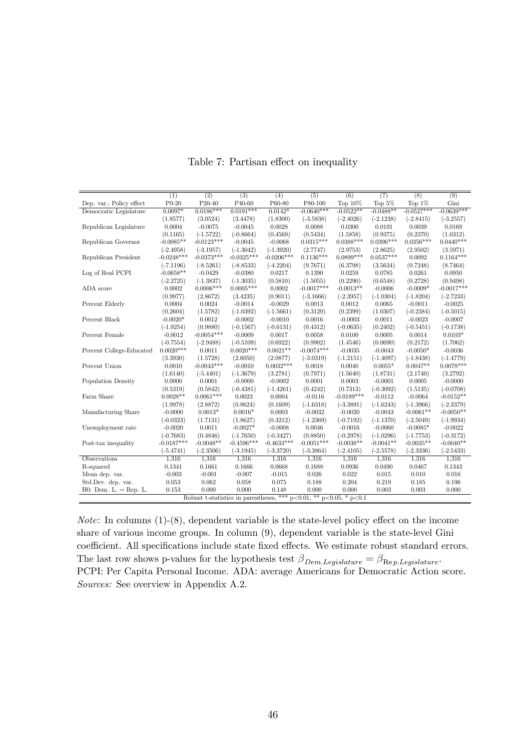Table 7: Partisan effect on inequality

| | (1) | (2) | (3) | (4) | (5) | (6) | (7) | (8) | (9) |
|---|---|---|---|---|---|---|---|---|---|
| Dep. var.: Policy effect | P0-20 | P20-40 | P40-60 | P60-80 | P80-100 | Top 10% | Top 5% | Top 1% | Gini |
| Democratic Legislature | 0.0097* | 0.0186*** | 0.0191*** | 0.0142* | -0.0640*** | -0.0522** | -0.0488** | -0.0527*** | -0.0639*** |
| | (1.8577) | (3.0524) | (3.4478) | (1.8300) | (-3.5838) | (-2.4026) | (-2.1238) | (-2.8415) | (-3.2557) |
| Republican Legislature | 0.0004 | -0.0075 | -0.0045 | 0.0028 | 0.0088 | 0.0300 | 0.0191 | 0.0039 | 0.0169 |
| | (0.1165) | (-1.5722) | (-0.8664) | (0.4569) | (0.5434) | (1.5858) | (0.9375) | (0.2370) | (1.0312) |
| Republican Governor | -0.0085** | -0.0123*** | -0.0045 | -0.0068 | 0.0315*** | 0.0388*** | 0.0396*** | 0.0356*** | 0.0440*** |
| | (-2.4958) | (-3.1957) | (-1.3042) | (-1.3920) | (2.7747) | (2.9753) | (2.8625) | (2.9502) | (3.5971) |
| Republican President | -0.0248*** | -0.0373*** | -0.0325*** | -0.0206*** | 0.1136*** | 0.0899*** | 0.0537*** | 0.0092 | 0.1164*** |
| | (-7.1196) | (-8.5261) | (-8.8533) | (-4.2204) | (9.7671) | (6.3798) | (3.5634) | (0.7248) | (8.7464) |
| Log of Real PCPI | -0.0658** | -0.0429 | -0.0380 | 0.0217 | 0.1390 | 0.0259 | 0.0785 | 0.0261 | 0.0950 |
| | (-2.2725) | (-1.3837) | (-1.3035) | (0.5810) | (1.5055) | (0.2290) | (0.6548) | (0.2728) | (0.9498) |
| ADA score | 0.0002 | 0.0006*** | 0.0005*** | 0.0002 | -0.0017*** | -0.0013** | -0.0006 | -0.0009* | -0.0017*** |
| | (0.9977) | (2.8672) | (3.4235) | (0.9011) | (-3.1666) | (-2.3957) | (-1.0304) | (-1.8204) | (-2.7233) |
| Percent Elderly | 0.0004 | 0.0024 | -0.0014 | -0.0029 | 0.0013 | 0.0012 | 0.0065 | -0.0011 | -0.0025 |
| | (0.2604) | (1.5782) | (-1.0392) | (-1.5661) | (0.3129) | (0.2399) | (1.0307) | (-0.2384) | (-0.5015) |
| Percent Black | -0.0020* | 0.0012 | -0.0002 | -0.0010 | 0.0016 | -0.0003 | 0.0011 | -0.0023 | -0.0007 |
| | (-1.9254) | (0.9880) | (-0.1567) | (-0.6131) | (0.4312) | (-0.0635) | (0.2402) | (-0.5451) | (-0.1738) |
| Percent Female | -0.0012 | -0.0054*** | -0.0009 | 0.0017 | 0.0058 | 0.0100 | 0.0005 | 0.0014 | 0.0103* |
| | (-0.7554) | (-2.9488) | (-0.5109) | (0.6922) | (0.9902) | (1.4546) | (0.0690) | (0.2172) | (1.7062) |
| Percent College-Educated | 0.0020*** | 0.0011 | 0.0020*** | 0.0021** | -0.0074*** | -0.0035 | -0.0043 | -0.0050* | -0.0036 |
| | (3.3930) | (1.5728) | (2.6050) | (2.0877) | (-3.0319) | (-1.2151) | (-1.4097) | (-1.8438) | (-1.4779) |
| Percent Union | 0.0010 | -0.0043*** | -0.0010 | 0.0032*** | 0.0018 | 0.0040 | 0.0055* | 0.0047** | 0.0078*** |
| | (1.6140) | (-5.4401) | (-1.3679) | (3.2781) | (0.7971) | (1.5640) | (1.8731) | (2.1740) | (3.2792) |
| Population Density | 0.0000 | 0.0001 | -0.0000 | -0.0002 | 0.0001 | 0.0003 | -0.0001 | 0.0005 | -0.0000 |
| | (0.5319) | (0.5842) | (-0.4381) | (-1.4261) | (0.4242) | (0.7313) | (-0.3092) | (1.5135) | (-0.0708) |
| Farm Share | 0.0028** | 0.0061*** | 0.0023 | 0.0004 | -0.0116 | -0.0189*** | -0.0112 | -0.0064 | -0.0152** |
| | (1.9978) | (2.8872) | (0.8624) | (0.1609) | (-1.6318) | (-3.3891) | (-1.6243) | (-1.3966) | (-2.3379) |
| Manufacturing Share | -0.0000 | 0.0013* | 0.0016* | 0.0003 | -0.0032 | -0.0020 | -0.0043 | -0.0061** | -0.0050** |
| | (-0.0323) | (1.7131) | (1.8627) | (0.3212) | (-1.2369) | (-0.7192) | (-1.1370) | (-2.5049) | (-1.9934) |
| Unemployment rate | -0.0020 | 0.0011 | -0.0027* | -0.0008 | 0.0046 | -0.0016 | -0.0060 | -0.0085* | -0.0022 |
| | (-0.7683) | (0.4846) | (-1.7650) | (-0.3427) | (0.8850) | (-0.2978) | (-1.0296) | (-1.7753) | (-0.3172) |
| Post-tax inequality | -0.0187*** | -0.0048** | -0.4596*** | -0.4633*** | -0.0051*** | -0.0038** | -0.0041** | -0.0035** | -0.0040** |
| | (-5.4741) | (-2.3506) | (-3.1945) | (-3.3720) | (-3.3864) | (-2.4105) | (-2.5578) | (-2.3336) | (-2.5433) |
| Observations | 1,316 | 1,316 | 1,316 | 1,316 | 1,316 | 1,316 | 1,316 | 1,316 | 1,316 |
| R-squared | 0.1341 | 0.1661 | 0.1666 | 0.0668 | 0.1688 | 0.0936 | 0.0490 | 0.0467 | 0.1343 |
| Mean dep. var. | -0.003 | -0.001 | -0.007 | -0.015 | 0.026 | 0.022 | 0.015 | 0.010 | 0.016 |
| Std.Dev. dep. var. | 0.053 | 0.062 | 0.058 | 0.075 | 0.188 | 0.204 | 0.219 | 0.185 | 0.196 |
| H0: Dem. L. = Rep. L. | 0.153 | 0.000 | 0.000 | 0.148 | 0.000 | 0.000 | 0.003 | 0.003 | 0.000 |

Robust t-statistics in parentheses, *** p<0.01, ** p<0.05, * p<0.1

*Note*: In columns (1)-(8), dependent variable is the state-level policy effect on the income share of various income groups. In column (9), dependent variable is the state-level Gini coefficient. All specifications include state fixed effects. We estimate robust standard errors. The last row shows p-values for the hypothesis test $\beta_{Dem.Legislature} = \beta_{Rep.Legislature}$. PCPI: Per Capita Personal Income. ADA: average Americans for Democratic Action score. *Sources:* See overview in Appendix A.2.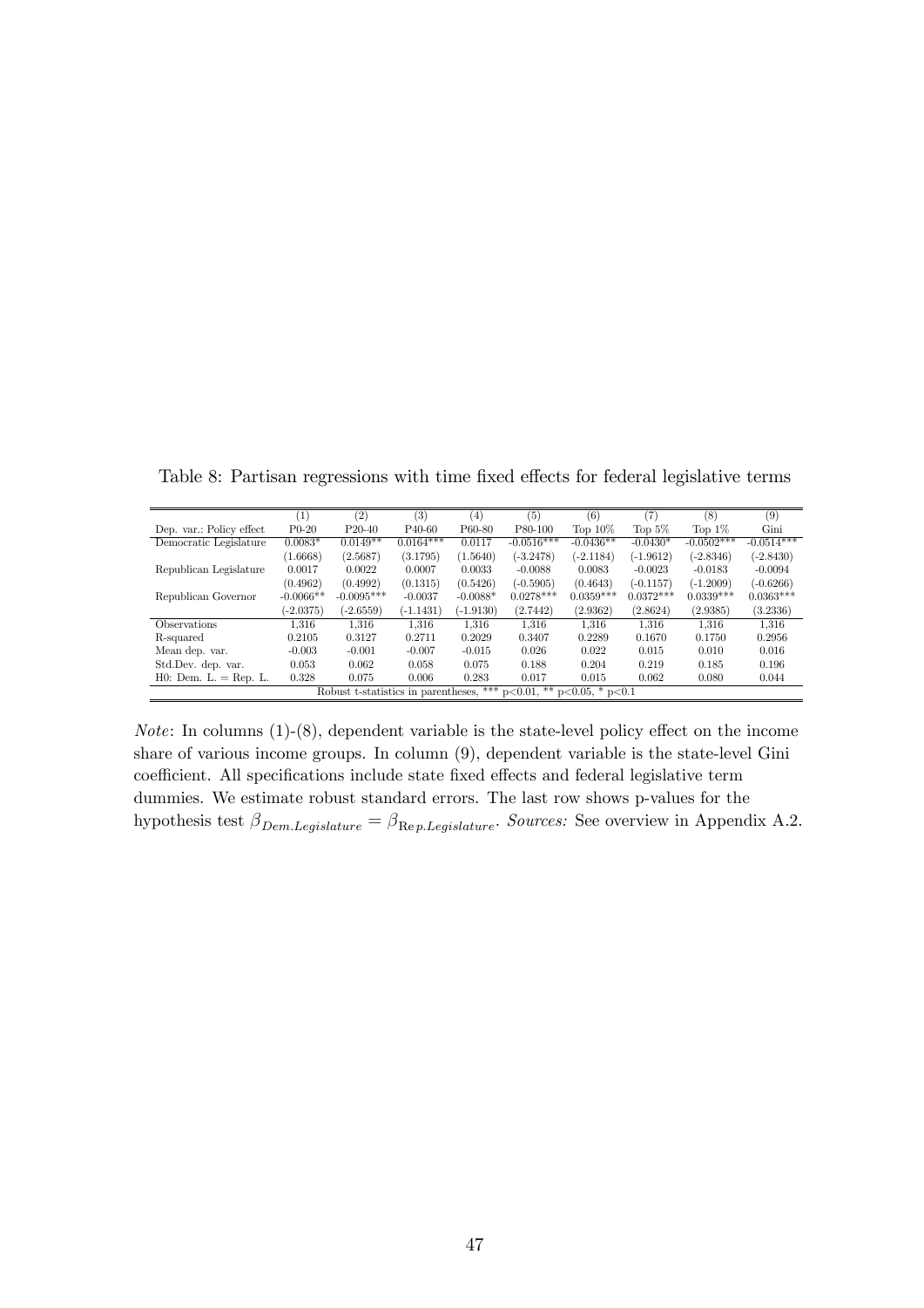Table 8: Partisan regressions with time fixed effects for federal legislative terms

| | (1) | (2) | (3) | (4) | (5) | (6) | (7) | (8) | (9) |
|---|---|---|---|---|---|---|---|---|---|
| Dep. var.: Policy effect | P0-20 | P20-40 | P40-60 | P60-80 | P80-100 | Top 10% | Top 5% | Top 1% | Gini |
| Democratic Legislature | 0.0083* | 0.0149** | 0.0164*** | 0.0117 | -0.0516*** | -0.0436** | -0.0430* | -0.0502*** | -0.0514*** |
| | (1.6668) | (2.5687) | (3.1795) | (1.5640) | (-3.2478) | (-2.1184) | (-1.9612) | (-2.8346) | (-2.8430) |
| Republican Legislature | 0.0017 | 0.0022 | 0.0007 | 0.0033 | -0.0088 | 0.0083 | -0.0023 | -0.0183 | -0.0094 |
| | (0.4962) | (0.4992) | (0.1315) | (0.5426) | (-0.5905) | (0.4643) | (-0.1157) | (-1.2009) | (-0.6266) |
| Republican Governor | -0.0066** | -0.0095*** | -0.0037 | -0.0088* | 0.0278*** | 0.0359*** | 0.0372*** | 0.0339*** | 0.0363*** |
| | (-2.0375) | (-2.6559) | (-1.1431) | (-1.9130) | (2.7442) | (2.9362) | (2.8624) | (2.9385) | (3.2336) |
| Observations | 1,316 | 1,316 | 1,316 | 1,316 | 1,316 | 1,316 | 1,316 | 1,316 | 1,316 |
| R-squared | 0.2105 | 0.3127 | 0.2711 | 0.2029 | 0.3407 | 0.2289 | 0.1670 | 0.1750 | 0.2956 |
| Mean dep. var. | -0.003 | -0.001 | -0.007 | -0.015 | 0.026 | 0.022 | 0.015 | 0.010 | 0.016 |
| Std.Dev. dep. var. | 0.053 | 0.062 | 0.058 | 0.075 | 0.188 | 0.204 | 0.219 | 0.185 | 0.196 |
| H0: Dem. L. = Rep. L. | 0.328 | 0.075 | 0.006 | 0.283 | 0.017 | 0.015 | 0.062 | 0.080 | 0.044 |

Robust t-statistics in parentheses, *** p<0.01, ** p<0.05, * p<0.1

*Note*: In columns (1)-(8), dependent variable is the state-level policy effect on the income share of various income groups. In column (9), dependent variable is the state-level Gini coefficient. All specifications include state fixed effects and federal legislative term dummies. We estimate robust standard errors. The last row shows p-values for the hypothesis test $\beta_{Dem.Legislature} = \beta_{Rep.Legislature}$. *Sources:* See overview in Appendix A.2.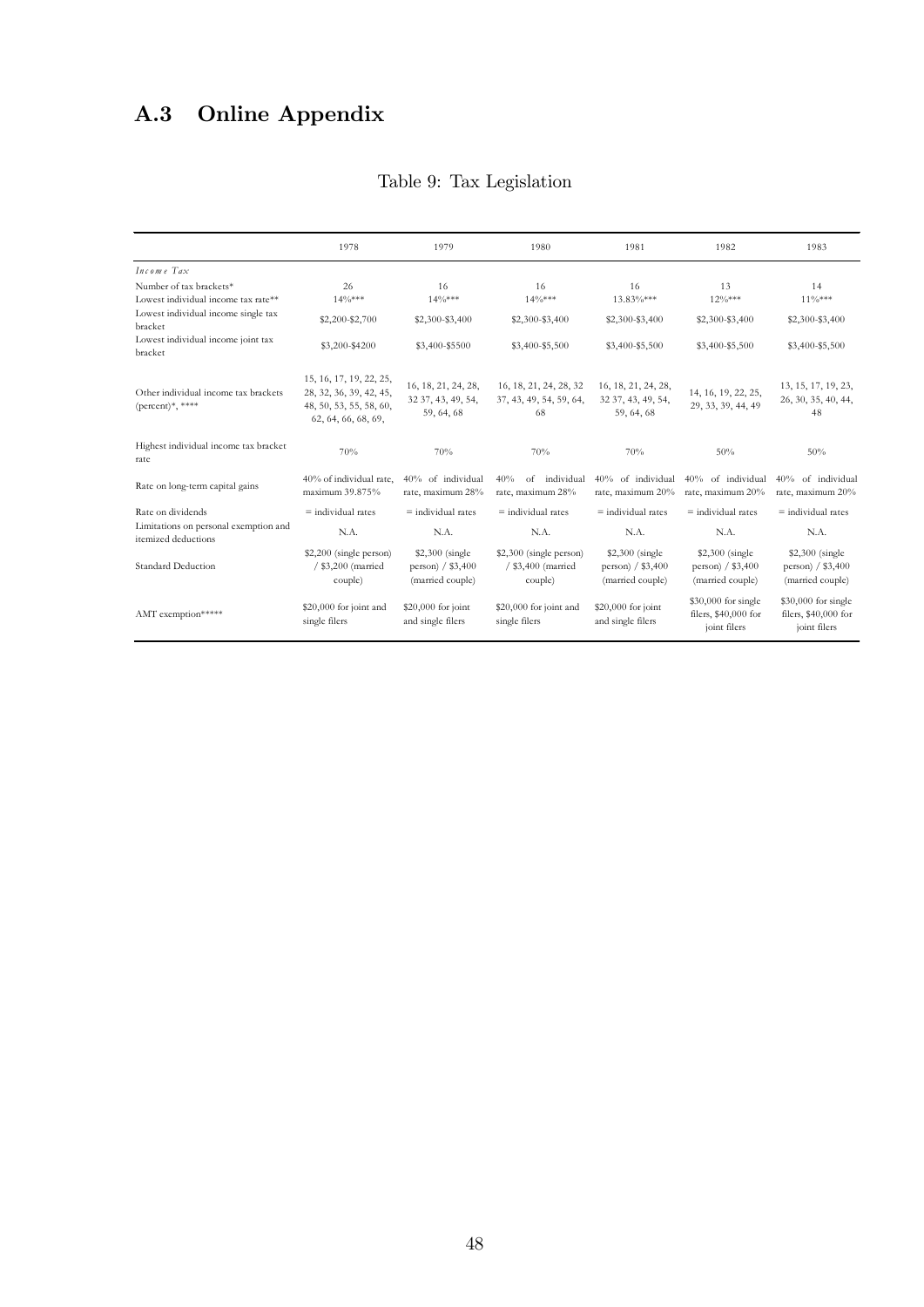## A.3 Online Appendix

Table 9: Tax Legislation

| | 1978 | 1979 | 1980 | 1981 | 1982 | 1983 |
|---|---|---|---|---|---|---|
| *Income Tax* | | | | | | |
| Number of tax brackets* | 26 | 16 | 16 | 16 | 13 | 14 |
| Lowest individual income tax rate** | 14%*** | 14%*** | 14%*** | 13.83%*** | 12%*** | 11%*** |
| Lowest individual income single tax bracket | $2,200-$2,700 | $2,300-$3,400 | $2,300-$3,400 | $2,300-$3,400 | $2,300-$3,400 | $2,300-$3,400 |
| Lowest individual income joint tax bracket | $3,200-$4200 | $3,400-$5500 | $3,400-$5,500 | $3,400-$5,500 | $3,400-$5,500 | $3,400-$5,500 |
| Other individual income tax brackets (percent)*, **** | 15, 16, 17, 19, 22, 25, 28, 32, 36, 39, 42, 45, 48, 50, 53, 55, 58, 60, 62, 64, 66, 68, 69, | 16, 18, 21, 24, 28, 32 37, 43, 49, 54, 59, 64, 68 | 16, 18, 21, 24, 28, 32 37, 43, 49, 54, 59, 64, 68 | 16, 18, 21, 24, 28, 32 37, 43, 49, 54, 59, 64, 68 | 14, 16, 19, 22, 25, 29, 33, 39, 44, 49 | 13, 15, 17, 19, 23, 26, 30, 35, 40, 44, 48 |
| Highest individual income tax bracket rate | 70% | 70% | 70% | 70% | 50% | 50% |
| Rate on long-term capital gains | 40% of individual rate, maximum 39.875% | 40% of individual rate, maximum 28% | 40% of individual rate, maximum 28% | 40% of individual rate, maximum 20% | 40% of individual rate, maximum 20% | 40% of individual rate, maximum 20% |
| Rate on dividends | = individual rates | = individual rates | = individual rates | = individual rates | = individual rates | = individual rates |
| Limitations on personal exemption and itemized deductions | N.A. | N.A. | N.A. | N.A. | N.A. | N.A. |
| Standard Deduction | $2,200 (single person) / $3,200 (married couple) | $2,300 (single person) / $3,400 (married couple) | $2,300 (single person) / $3,400 (married couple) | $2,300 (single person) / $3,400 (married couple) | $2,300 (single person) / $3,400 (married couple) | $2,300 (single person) / $3,400 (married couple) |
| AMT exemption***** | $20,000 for joint and single filers | $20,000 for joint and single filers | $20,000 for joint and single filers | $20,000 for joint and single filers | $30,000 for single filers, $40,000 for joint filers | $30,000 for single filers, $40,000 for joint filers |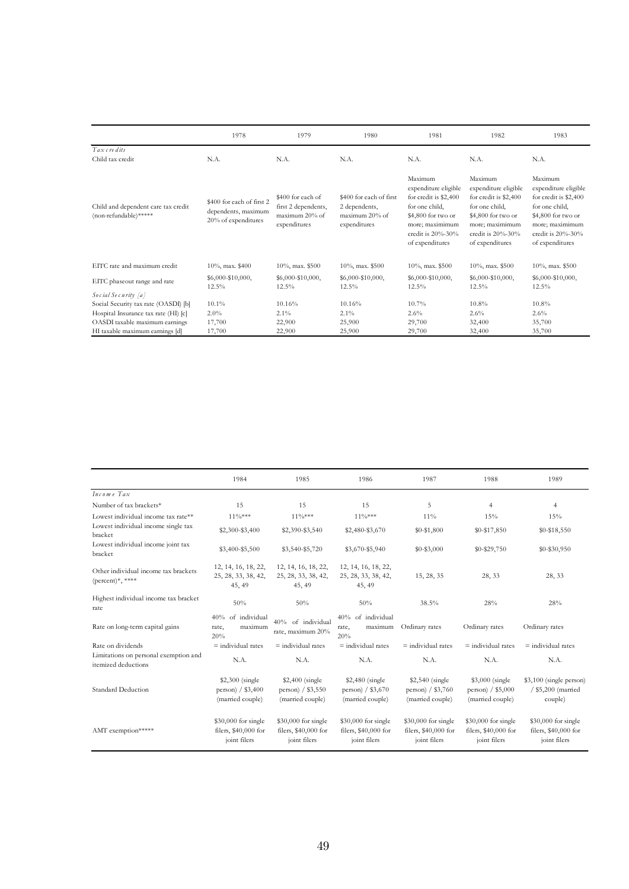| | 1978 | 1979 | 1980 | 1981 | 1982 | 1983 |
|---|---|---|---|---|---|---|
| *Tax credits* | | | | | | |
| Child tax credit | N.A. | N.A. | N.A. | N.A. | N.A. | N.A. |
| Child and dependent care tax credit (non-refundable)***** | $400 for each of first 2 dependents, maximum 20% of expenditures | $400 for each of first 2 dependents, maximum 20% of expenditures | $400 for each of first 2 dependents, maximum 20% of expenditures | Maximum expenditure eligible for credit is $2,400 for one child, $4,800 for two or more; maximimum credit is 20%-30% of expenditures | Maximum expenditure eligible for credit is $2,400 for one child, $4,800 for two or more; maximimum credit is 20%-30% of expenditures | Maximum expenditure eligible for credit is $2,400 for one child, $4,800 for two or more; maximimum credit is 20%-30% of expenditures |
| EITC rate and maximum credit | 10%, max. $400 | 10%, max. $500 | 10%, max. $500 | 10%, max. $500 | 10%, max. $500 | 10%, max. $500 |
| EITC phaseout range and rate | $6,000-$10,000, 12.5% | $6,000-$10,000, 12.5% | $6,000-$10,000, 12.5% | $6,000-$10,000, 12.5% | $6,000-$10,000, 12.5% | $6,000-$10,000, 12.5% |
| *Social Security [a]* | | | | | | |
| Social Security tax rate (OASDI) [b] | 10.1% | 10.16% | 10.16% | 10.7% | 10.8% | 10.8% |
| Hospital Insurance tax rate (HI) [c] | 2.0% | 2.1% | 2.1% | 2.6% | 2.6% | 2.6% |
| OASDI taxable maximum earnings | 17,700 | 22,900 | 25,900 | 29,700 | 32,400 | 35,700 |
| HI taxable maximum earnings [d] | 17,700 | 22,900 | 25,900 | 29,700 | 32,400 | 35,700 |

| | 1984 | 1985 | 1986 | 1987 | 1988 | 1989 |
|---|---|---|---|---|---|---|
| *Income Tax* | | | | | | |
| Number of tax brackets* | 15 | 15 | 15 | 5 | 4 | 4 |
| Lowest individual income tax rate** | 11%*** | 11%*** | 11%*** | 11% | 15% | 15% |
| Lowest individual income single tax bracket | $2,300-$3,400 | $2,390-$3,540 | $2,480-$3,670 | $0-$1,800 | $0-$17,850 | $0-$18,550 |
| Lowest individual income joint tax bracket | $3,400-$5,500 | $3,540-$5,720 | $3,670-$5,940 | $0-$3,000 | $0-$29,750 | $0-$30,950 |
| Other individual income tax brackets (percent)*, **** | 12, 14, 16, 18, 22, 25, 28, 33, 38, 42, 45, 49 | 12, 14, 16, 18, 22, 25, 28, 33, 38, 42, 45, 49 | 12, 14, 16, 18, 22, 25, 28, 33, 38, 42, 45, 49 | 15, 28, 35 | 28, 33 | 28, 33 |
| Highest individual income tax bracket rate | 50% | 50% | 50% | 38.5% | 28% | 28% |
| Rate on long-term capital gains | 40% of individual rate, maximum 20% | 40% of individual rate, maximum 20% | 40% of individual rate, maximum 20% | Ordinary rates | Ordinary rates | Ordinary rates |
| Rate on dividends | = individual rates | = individual rates | = individual rates | = individual rates | = individual rates | = individual rates |
| Limitations on personal exemption and itemized deductions | N.A. | N.A. | N.A. | N.A. | N.A. | N.A. |
| Standard Deduction | $2,300 (single person) / $3,400 (married couple) | $2,400 (single person) / $3,550 (married couple) | $2,480 (single person) / $3,670 (married couple) | $2,540 (single person) / $3,760 (married couple) | $3,000 (single person) / $5,000 (married couple) | $3,100 (single person) / $5,200 (married couple) |
| AMT exemption***** | $30,000 for single filers, $40,000 for joint filers | $30,000 for single filers, $40,000 for joint filers | $30,000 for single filers, $40,000 for joint filers | $30,000 for single filers, $40,000 for joint filers | $30,000 for single filers, $40,000 for joint filers | $30,000 for single filers, $40,000 for joint filers |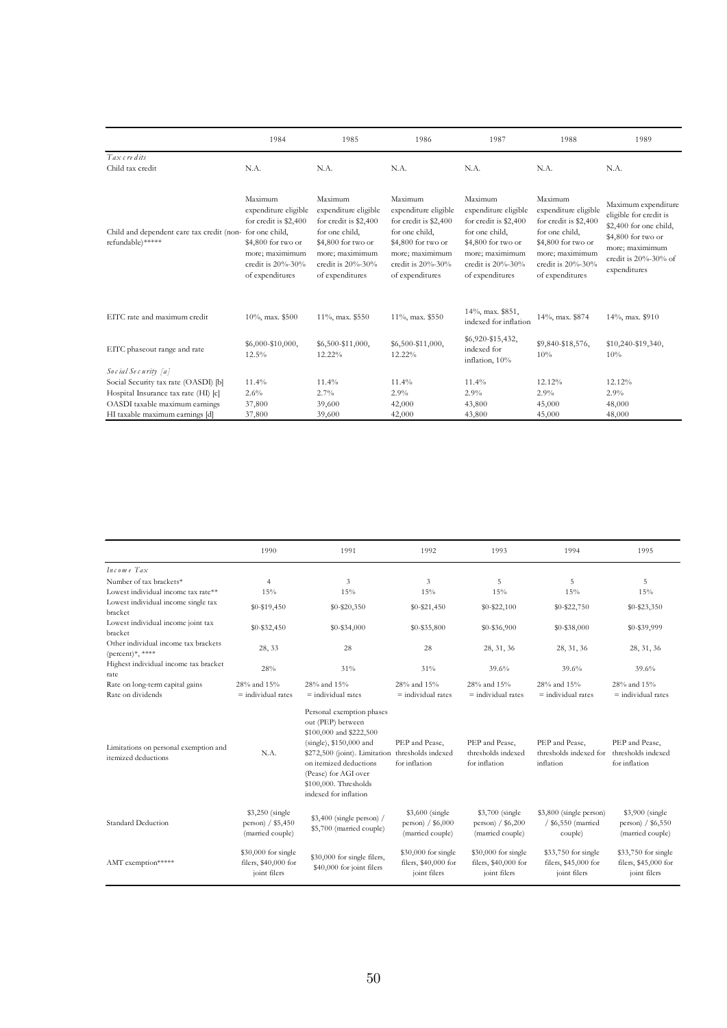| | 1984 | 1985 | 1986 | 1987 | 1988 | 1989 |
|---|---|---|---|---|---|---|
| *Tax credits* | | | | | | |
| Child tax credit | N.A. | N.A. | N.A. | N.A. | N.A. | N.A. |
| Child and dependent care tax credit (non-refundable)***** | Maximum expenditure eligible for credit is $2,400 for one child, $4,800 for two or more; maximimum credit is 20%-30% of expenditures | Maximum expenditure eligible for credit is $2,400 for one child, $4,800 for two or more; maximimum credit is 20%-30% of expenditures | Maximum expenditure eligible for credit is $2,400 for one child, $4,800 for two or more; maximimum credit is 20%-30% of expenditures | Maximum expenditure eligible for credit is $2,400 for one child, $4,800 for two or more; maximimum credit is 20%-30% of expenditures | Maximum expenditure eligible for credit is $2,400 for one child, $4,800 for two or more; maximimum credit is 20%-30% of expenditures | Maximum expenditure eligible for credit is $2,400 for one child, $4,800 for two or more; maximimum credit is 20%-30% of expenditures |
| EITC rate and maximum credit | 10%, max. $500 | 11%, max. $550 | 11%, max. $550 | 14%, max. $851, indexed for inflation | 14%, max. $874 | 14%, max. $910 |
| EITC phaseout range and rate | $6,000-$10,000, 12.5% | $6,500-$11,000, 12.22% | $6,500-$11,000, 12.22% | $6,920-$15,432, indexed for inflation, 10% | $9,840-$18,576, 10% | $10,240-$19,340, 10% |
| *Social Security [a]* | | | | | | |
| Social Security tax rate (OASDI) [b] | 11.4% | 11.4% | 11.4% | 11.4% | 12.12% | 12.12% |
| Hospital Insurance tax rate (HI) [c] | 2.6% | 2.7% | 2.9% | 2.9% | 2.9% | 2.9% |
| OASDI taxable maximum earnings | 37,800 | 39,600 | 42,000 | 43,800 | 45,000 | 48,000 |
| HI taxable maximum earnings [d] | 37,800 | 39,600 | 42,000 | 43,800 | 45,000 | 48,000 |

| | 1990 | 1991 | 1992 | 1993 | 1994 | 1995 |
|---|---|---|---|---|---|---|
| *Income Tax* | | | | | | |
| Number of tax brackets* | 4 | 3 | 3 | 5 | 5 | 5 |
| Lowest individual income tax rate** | 15% | 15% | 15% | 15% | 15% | 15% |
| Lowest individual income single tax bracket | $0-$19,450 | $0-$20,350 | $0-$21,450 | $0-$22,100 | $0-$22,750 | $0-$23,350 |
| Lowest individual income joint tax bracket | $0-$32,450 | $0-$34,000 | $0-$35,800 | $0-$36,900 | $0-$38,000 | $0-$39,999 |
| Other individual income tax brackets (percent)*, **** | 28, 33 | 28 | 28 | 28, 31, 36 | 28, 31, 36 | 28, 31, 36 |
| Highest individual income tax bracket rate | 28% | 31% | 31% | 39.6% | 39.6% | 39.6% |
| Rate on long-term capital gains | 28% and 15% | 28% and 15% | 28% and 15% | 28% and 15% | 28% and 15% | 28% and 15% |
| Rate on dividends | = individual rates | = individual rates | = individual rates | = individual rates | = individual rates | = individual rates |
| Limitations on personal exemption and itemized deductions | N.A. | Personal exemption phases out (PEP) between $100,000 and $222,500 (single), $150,000 and $272,500 (joint). Limitation on itemized deductions (Pease) for AGI over $100,000. Thresholds indexed for inflation | PEP and Pease, thresholds indexed for inflation | PEP and Pease, thresholds indexed for inflation | PEP and Pease, thresholds indexed for inflation | PEP and Pease, thresholds indexed for inflation |
| Standard Deduction | $3,250 (single person) / $5,450 (married couple) | $3,400 (single person) / $5,700 (married couple) | $3,600 (single person) / $6,000 (married couple) | $3,700 (single person) / $6,200 (married couple) | $3,800 (single person) / $6,550 (married couple) | $3,900 (single person) / $6,550 (married couple) |
| AMT exemption***** | $30,000 for single filers, $40,000 for joint filers | $30,000 for single filers, $40,000 for joint filers | $30,000 for single filers, $40,000 for joint filers | $30,000 for single filers, $40,000 for joint filers | $33,750 for single filers, $45,000 for joint filers | $33,750 for single filers, $45,000 for joint filers |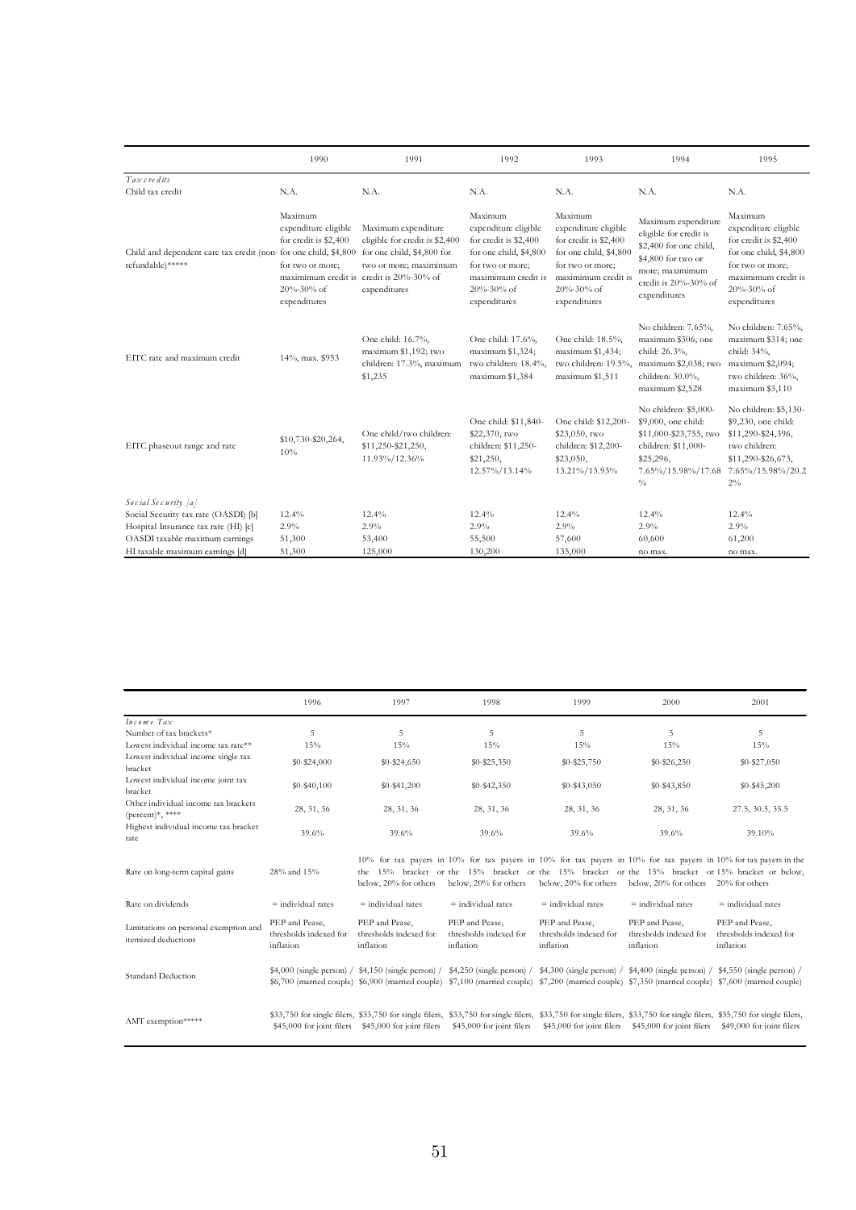| | 1990 | 1991 | 1992 | 1993 | 1994 | 1995 |
|---|---|---|---|---|---|---|
| *Tax credits* | | | | | | |
| Child tax credit | N.A. | N.A. | N.A. | N.A. | N.A. | N.A. |
| Child and dependent care tax credit (non-refundable)***** | Maximum expenditure eligible for credit is $2,400 for one child, $4,800 for two or more; maximimum credit is 20%-30% of expenditures | Maximum expenditure eligible for credit is $2,400 for one child, $4,800 for two or more; maximimum credit is 20%-30% of expenditures | Maximum expenditure eligible for credit is $2,400 for one child, $4,800 for two or more; maximimum credit is 20%-30% of expenditures | Maximum expenditure eligible for credit is $2,400 for one child, $4,800 for two or more; maximimum credit is 20%-30% of expenditures | Maximum expenditure eligible for credit is $2,400 for one child, $4,800 for two or more; maximimum credit is 20%-30% of expenditures | Maximum expenditure eligible for credit is $2,400 for one child, $4,800 for two or more; maximimum credit is 20%-30% of expenditures |
| EITC rate and maximum credit | 14%, max. $953 | One child: 16.7%, maximum $1,192; two children: 17.3%, maximum $1,235 | One child: 17.6%, maximum $1,324; two children: 18.4%, maximum $1,384 | One child: 18.5%, maximum $1,434; two children: 19.5%, maximum $1,511 | No children: 7.65%, maximum $306; one child: 26.3%, maximum $2,038; two children: 30.0%, maximum $2,528 | No children: 7.65%, maximum $314; one child: 34%, maximum $2,094; two children: 36%, maximum $3,110 |
| EITC phaseout range and rate | $10,730-$20,264, 10% | One child/two children: $11,250-$21,250, 11.93%/12.36% | One child: $11,840-$22,370, two children: $11,250-$21,250, 12.57%/13.14% | One child: $12,200-$23,050, two children: $12,200-$23,050, 13.21%/13.93% | No children: $5,000-$9,000, one child: $11,000-$23,755, two children: $11,000-$25,296, 7.65%/15.98%/17.68% | No children: $5,130-$9,230, one child: $11,290-$24,396, two children: $11,290-$26,673, 7.65%/15.98%/20.22% |
| *Social Security [a]* | | | | | | |
| Social Security tax rate (OASDI) [b] | 12.4% | 12.4% | 12.4% | 12.4% | 12.4% | 12.4% |
| Hospital Insurance tax rate (HI) [c] | 2.9% | 2.9% | 2.9% | 2.9% | 2.9% | 2.9% |
| OASDI taxable maximum earnings | 51,300 | 53,400 | 55,500 | 57,600 | 60,600 | 61,200 |
| HI taxable maximum earnings [d] | 51,300 | 125,000 | 130,200 | 135,000 | no max. | no max. |

| | 1996 | 1997 | 1998 | 1999 | 2000 | 2001 |
|---|---|---|---|---|---|---|
| *Income Tax* | | | | | | |
| Number of tax brackets* | 5 | 5 | 5 | 5 | 5 | 5 |
| Lowest individual income tax rate** | 15% | 15% | 15% | 15% | 15% | 15% |
| Lowest individual income single tax bracket | $0-$24,000 | $0-$24,650 | $0-$25,350 | $0-$25,750 | $0-$26,250 | $0-$27,050 |
| Lowest individual income joint tax bracket | $0-$40,100 | $0-$41,200 | $0-$42,350 | $0-$43,050 | $0-$43,850 | $0-$45,200 |
| Other individual income tax brackets (percent)*, **** | 28, 31, 36 | 28, 31, 36 | 28, 31, 36 | 28, 31, 36 | 28, 31, 36 | 27.5, 30.5, 35.5 |
| Highest individual income tax bracket rate | 39.6% | 39.6% | 39.6% | 39.6% | 39.6% | 39.10% |
| Rate on long-term capital gains | 28% and 15% | 10% for tax payers in the 15% bracket or below, 20% for others | 10% for tax payers in the 15% bracket or below, 20% for others | 10% for tax payers in the 15% bracket or below, 20% for others | 10% for tax payers in the 15% bracket or below, 20% for others | 10% for tax payers in the 15% bracket or below, 20% for others |
| Rate on dividends | = individual rates | = individual rates | = individual rates | = individual rates | = individual rates | = individual rates |
| Limitations on personal exemption and itemized deductions | PEP and Pease, thresholds indexed for inflation | PEP and Pease, thresholds indexed for inflation | PEP and Pease, thresholds indexed for inflation | PEP and Pease, thresholds indexed for inflation | PEP and Pease, thresholds indexed for inflation | PEP and Pease, thresholds indexed for inflation |
| Standard Deduction | $4,000 (single person) / $6,700 (married couple) | $4,150 (single person) / $6,900 (married couple) | $4,250 (single person) / $7,100 (married couple) | $4,300 (single person) / $7,200 (married couple) | $4,400 (single person) / $7,350 (married couple) | $4,550 (single person) / $7,600 (married couple) |
| AMT exemption***** | $33,750 for single filers, $45,000 for joint filers | $33,750 for single filers, $45,000 for joint filers | $33,750 for single filers, $45,000 for joint filers | $33,750 for single filers, $45,000 for joint filers | $33,750 for single filers, $45,000 for joint filers | $35,750 for single filers, $49,000 for joint filers |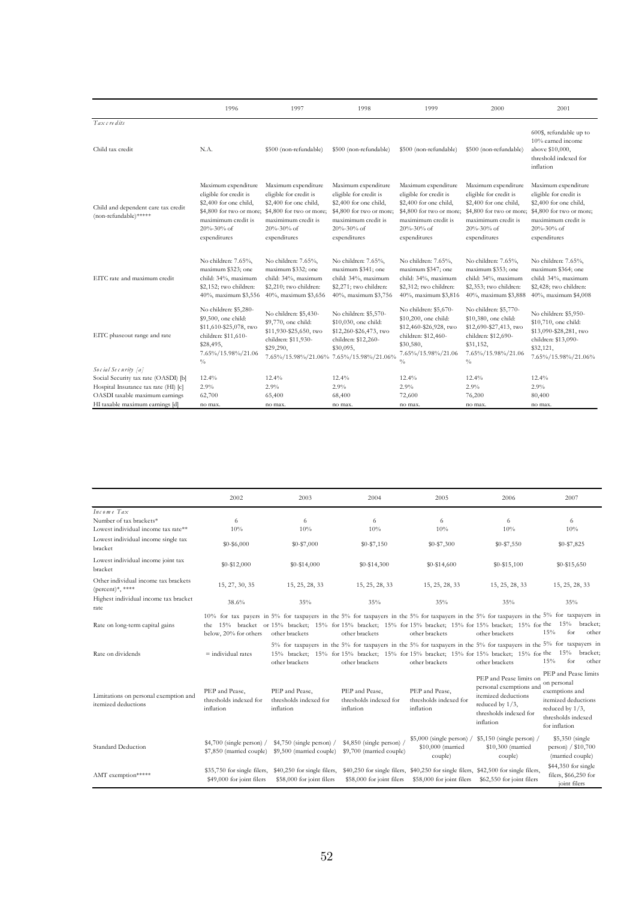| | 1996 | 1997 | 1998 | 1999 | 2000 | 2001 |
|---|---|---|---|---|---|---|
| *Tax credits* | | | | | | |
| Child tax credit | N.A. | $500 (non-refundable) | $500 (non-refundable) | $500 (non-refundable) | $500 (non-refundable) | 600$, refundable up to 10% earned income above $10,000, threshold indexed for inflation |
| Child and dependent care tax credit (non-refundable)***** | Maximum expenditure eligible for credit is $2,400 for one child, $4,800 for two or more; maximimum credit is 20%-30% of expenditures | Maximum expenditure eligible for credit is $2,400 for one child, $4,800 for two or more; maximimum credit is 20%-30% of expenditures | Maximum expenditure eligible for credit is $2,400 for one child, $4,800 for two or more; maximimum credit is 20%-30% of expenditures | Maximum expenditure eligible for credit is $2,400 for one child, $4,800 for two or more; maximimum credit is 20%-30% of expenditures | Maximum expenditure eligible for credit is $2,400 for one child, $4,800 for two or more; maximimum credit is 20%-30% of expenditures | Maximum expenditure eligible for credit is $2,400 for one child, $4,800 for two or more; maximimum credit is 20%-30% of expenditures |
| EITC rate and maximum credit | No children: 7.65%, maximum $323; one child: 34%, maximum $2,152; two children: 40%, maximum $3,556 | No children: 7.65%, maximum $332; one child: 34%, maximum $2,210; two children: 40%, maximum $3,656 | No children: 7.65%, maximum $341; one child: 34%, maximum $2,271; two children: 40%, maximum $3,756 | No children: 7.65%, maximum $347; one child: 34%, maximum $2,312; two children: 40%, maximum $3,816 | No children: 7.65%, maximum $353; one child: 34%, maximum $2,353; two children: 40%, maximum $3,888 | No children: 7.65%, maximum $364; one child: 34%, maximum $2,428; two children: 40%, maximum $4,008 |
| EITC phaseout range and rate | No children: $5,280-$9,500, one child: $11,610-$25,078, two children: $11,610-$28,495, 7.65%/15.98%/21.06% | No children: $5,430-$9,770, one child: $11,930-$25,650, two children: $11,930-$29,290, 7.65%/15.98%/21.06% | No children: $5,570-$10,030, one child: $12,260-$26,473, two children: $12,260-$30,095, 7.65%/15.98%/21.06% | No children: $5,670-$10,200, one child: $12,460-$26,928, two children: $12,460-$30,580, 7.65%/15.98%/21.06% | No children: $5,770-$10,380, one child: $12,690-$27,413, two children: $12,690-$31,152, 7.65%/15.98%/21.06% | No children: $5,950-$10,710, one child: $13,090-$28,281, two children: $13,090-$32,121, 7.65%/15.98%/21.06% |
| *Social Security [a]* | | | | | | |
| Social Security tax rate (OASDI) [b] | 12.4% | 12.4% | 12.4% | 12.4% | 12.4% | 12.4% |
| Hospital Insurance tax rate (HI) [c] | 2.9% | 2.9% | 2.9% | 2.9% | 2.9% | 2.9% |
| OASDI taxable maximum earnings | 62,700 | 65,400 | 68,400 | 72,600 | 76,200 | 80,400 |
| HI taxable maximum earnings [d] | no max. | no max. | no max. | no max. | no max. | no max. |

| | 2002 | 2003 | 2004 | 2005 | 2006 | 2007 |
|---|---|---|---|---|---|---|
| *Income Tax* | | | | | | |
| Number of tax brackets* | 6 | 6 | 6 | 6 | 6 | 6 |
| Lowest individual income tax rate** | 10% | 10% | 10% | 10% | 10% | 10% |
| Lowest individual income single tax bracket | $0-$6,000 | $0-$7,000 | $0-$7,150 | $0-$7,300 | $0-$7,550 | $0-$7,825 |
| Lowest individual income joint tax bracket | $0-$12,000 | $0-$14,000 | $0-$14,300 | $0-$14,600 | $0-$15,100 | $0-$15,650 |
| Other individual income tax brackets (percent)*, **** | 15, 27, 30, 35 | 15, 25, 28, 33 | 15, 25, 28, 33 | 15, 25, 28, 33 | 15, 25, 28, 33 | 15, 25, 28, 33 |
| Highest individual income tax bracket rate | 38.6% | 35% | 35% | 35% | 35% | 35% |
| Rate on long-term capital gains | 10% for tax payers in the 15% bracket or below, 20% for others | 5% for taxpayers in the 15% bracket; 15% for other brackets | 5% for taxpayers in the 15% bracket; 15% for other brackets | 5% for taxpayers in the 15% bracket; 15% for other brackets | 5% for taxpayers in the 15% bracket; 15% for other brackets | 5% for taxpayers in the 15% bracket; 15% for other |
| Rate on dividends | = individual rates | 5% for taxpayers in the 15% bracket; 15% for other brackets | 5% for taxpayers in the 15% bracket; 15% for other brackets | 5% for taxpayers in the 15% bracket; 15% for other brackets | 5% for taxpayers in the 15% bracket; 15% for other brackets | 5% for taxpayers in the 15% bracket; 15% for other |
| Limitations on personal exemption and itemized deductions | PEP and Pease, thresholds indexed for inflation | PEP and Pease, thresholds indexed for inflation | PEP and Pease, thresholds indexed for inflation | PEP and Pease, thresholds indexed for inflation | PEP and Pease limits on personal exemptions and itemized deductions reduced by 1/3, thresholds indexed for inflation | PEP and Pease limits on personal exemptions and itemized deductions reduced by 1/3, thresholds indexed for inflation |
| Standard Deduction | $4,700 (single person) / $7,850 (married couple) | $4,750 (single person) / $9,500 (married couple) | $4,850 (single person) / $9,700 (married couple) | $5,000 (single person) / $10,000 (married couple) | $5,150 (single person) / $10,300 (married couple) | $5,350 (single person) / $10,700 (married couple) |
| AMT exemption***** | $35,750 for single filers, $49,000 for joint filers | $40,250 for single filers, $58,000 for joint filers | $40,250 for single filers, $58,000 for joint filers | $40,250 for single filers, $58,000 for joint filers | $42,500 for single filers, $62,550 for joint filers | $44,350 for single filers, $66,250 for joint filers |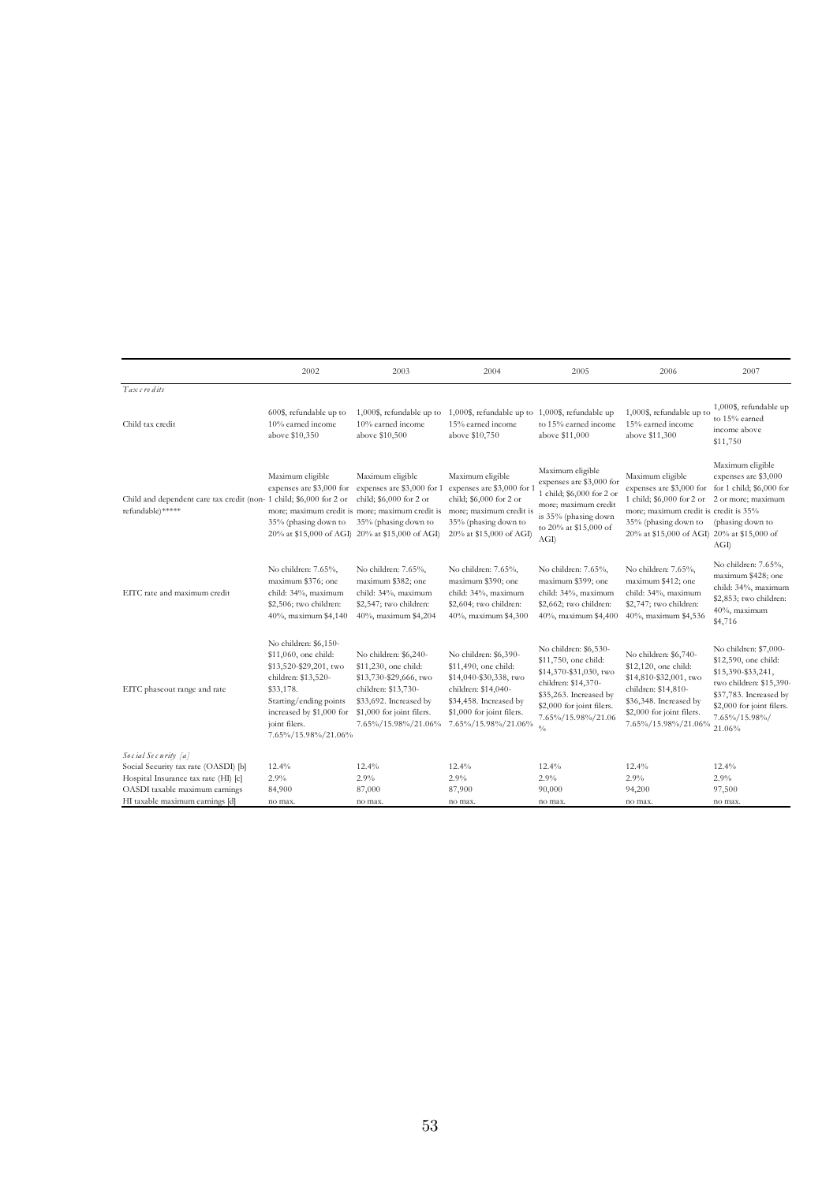| | 2002 | 2003 | 2004 | 2005 | 2006 | 2007 |
|---|---|---|---|---|---|---|
| *Tax credits* | | | | | | |
| Child tax credit | 600$, refundable up to 10% earned income above $10,350 | 1,000$, refundable up to 10% earned income above $10,500 | 1,000$, refundable up to 15% earned income above $10,750 | 1,000$, refundable up to 15% earned income above $11,000 | 1,000$, refundable up to 15% earned income above $11,300 | 1,000$, refundable up to 15% earned income above $11,750 |
| Child and dependent care tax credit (non-refundable)***** | Maximum eligible expenses are $3,000 for 1 child; $6,000 for 2 or more; maximum credit is 35% (phasing down to 20% at $15,000 of AGI) | Maximum eligible expenses are $3,000 for 1 child; $6,000 for 2 or more; maximum credit is 35% (phasing down to 20% at $15,000 of AGI) | Maximum eligible expenses are $3,000 for 1 child; $6,000 for 2 or more; maximum credit is 35% (phasing down to 20% at $15,000 of AGI) | Maximum eligible expenses are $3,000 for 1 child; $6,000 for 2 or more; maximum credit is 35% (phasing down to 20% at $15,000 of AGI) | Maximum eligible expenses are $3,000 for 1 child; $6,000 for 2 or more; maximum credit is 35% (phasing down to 20% at $15,000 of AGI) | Maximum eligible expenses are $3,000 for 1 child; $6,000 for 2 or more; maximum credit is 35% (phasing down to 20% at $15,000 of AGI) |
| EITC rate and maximum credit | No children: 7.65%, maximum $376; one child: 34%, maximum $2,506; two children: 40%, maximum $4,140 | No children: 7.65%, maximum $382; one child: 34%, maximum $2,547; two children: 40%, maximum $4,204 | No children: 7.65%, maximum $390; one child: 34%, maximum $2,604; two children: 40%, maximum $4,300 | No children: 7.65%, maximum $399; one child: 34%, maximum $2,662; two children: 40%, maximum $4,400 | No children: 7.65%, maximum $412; one child: 34%, maximum $2,747; two children: 40%, maximum $4,536 | No children: 7.65%, maximum $428; one child: 34%, maximum $2,853; two children: 40%, maximum $4,716 |
| EITC phaseout range and rate | No children: $6,150-$11,060, one child: $13,520-$29,201, two children: $13,520-$33,178. Starting/ending points increased by $1,000 for joint filers. 7.65%/15.98%/21.06% | No children: $6,240-$11,230, one child: $13,730-$29,666, two children: $13,730-$33,692. Increased by $1,000 for joint filers. 7.65%/15.98%/21.06% | No children: $6,390-$11,490, one child: $14,040-$30,338, two children: $14,040-$34,458. Increased by $1,000 for joint filers. 7.65%/15.98%/21.06% | No children: $6,530-$11,750, one child: $14,370-$31,030, two children: $14,370-$35,263. Increased by $2,000 for joint filers. 7.65%/15.98%/21.06% | No children: $6,740-$12,120, one child: $14,810-$32,001, two children: $14,810-$36,348. Increased by $2,000 for joint filers. 7.65%/15.98%/21.06% | No children: $7,000-$12,590, one child: $15,390-$33,241, two children: $15,390-$37,783. Increased by $2,000 for joint filers. 7.65%/15.98%/21.06% |
| *Social Security [a]* | | | | | | |
| Social Security tax rate (OASDI) [b] | 12.4% | 12.4% | 12.4% | 12.4% | 12.4% | 12.4% |
| Hospital Insurance tax rate (HI) [c] | 2.9% | 2.9% | 2.9% | 2.9% | 2.9% | 2.9% |
| OASDI taxable maximum earnings | 84,900 | 87,000 | 87,900 | 90,000 | 94,200 | 97,500 |
| HI taxable maximum earnings [d] | no max. | no max. | no max. | no max. | no max. | no max. |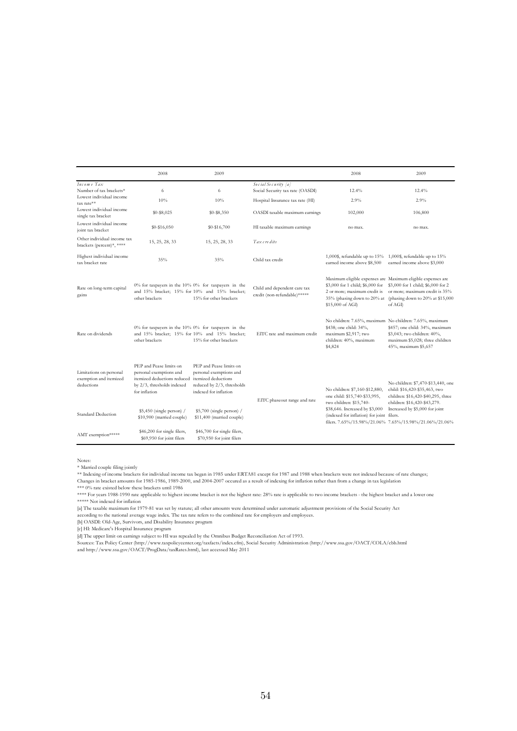| | 2008 | 2009 | | 2008 | 2009 |
|---|---|---|---|---|---|
| *Income Tax* | | | *Social Security [a]* | | |
| Number of tax brackets* | 6 | 6 | Social Security tax rate (OASDI) | 12.4% | 12.4% |
| Lowest individual income tax rate** | 10% | 10% | Hospital Insurance tax rate (HI) | 2.9% | 2.9% |
| Lowest individual income single tax bracket | $0-$8,025 | $0-$8,350 | OASDI taxable maximum earnings | 102,000 | 106,800 |
| Lowest individual income joint tax bracket | $0-$16,050 | $0-$16,700 | HI taxable maximum earnings | no max. | no max. |
| Other individual income tax brackets (percent)*, **** | 15, 25, 28, 33 | 15, 25, 28, 33 | *Tax credits* | | |
| Highest individual income tax bracket rate | 35% | 35% | Child tax credit | 1,000$, refundable up to 15% earned income above $8,500 | 1,000$, refundable up to 15% earned income above $3,000 |
| Rate on long-term capital gains | 0% for taxpayers in the 10% and 15% bracket; 15% for other brackets | 0% for taxpayers in the 10% and 15% bracket; 15% for other brackets | Child and dependent care tax credit (non-refundable)***** | Maximum eligible expenses are $3,000 for 1 child; $6,000 for 2 or more; maximum credit is 35% (phasing down to 20% at $15,000 of AGI) | Maximum eligible expenses are $3,000 for 1 child; $6,000 for 2 or more; maximum credit is 35% (phasing down to 20% at $15,000 of AGI) |
| Rate on dividends | 0% for taxpayers in the 10% and 15% bracket; 15% for other brackets | 0% for taxpayers in the 10% and 15% bracket; 15% for other brackets | EITC rate and maximum credit | No children: 7.65%, maximum $438; one child: 34%, maximum $2,917; two children: 40%, maximum $4,824 | No children: 7.65%, maximum $457; one child: 34%, maximum $3,043; two children: 40%, maximum $5,028; three children 45%, maximum $5,657 |
| Limitations on personal exemption and itemized deductions | PEP and Pease limits on personal exemptions and itemized deductions reduced by 2/3, thresholds indexed for inflation | PEP and Pease limits on personal exemptions and itemized deductions reduced by 2/3, thresholds indexed for inflation | EITC phaseout range and rate | No children: $7,160-$12,880, one child: $15,740-$33,995, two children: $15,740-$38,646. Increased by $3,000 (indexed for inflation) for joint filers. 7.65%/15.98%/21.06% | No children: $7,470-$13,440, one child: $16,420-$35,463, two children: $16,420-$40,295, three children: $16,420-$43,279. Increased by $5,000 for joint filers. 7.65%/15.98%/21.06%/21.06% |
| Standard Deduction | $5,450 (single person) / $10,900 (married couple) | $5,700 (single person) / $11,400 (married couple) | | | |
| AMT exemption***** | $46,200 for single filers, $69,950 for joint filers | $46,700 for single filers, $70,950 for joint filers | | | |

Notes:

\* Married couple filing jointly

** Indexing of income brackets for individual income tax began in 1985 under ERTA81 except for 1987 and 1988 when brackets were not indexed because of rate changes; Changes in bracket amounts for 1985-1986, 1989-2000, and 2004-2007 occured as a result of indexing for inflation rather than from a change in tax legislation

*** 0% rate existed below these brackets until 1986

**** For years 1988-1990 rate applicable to highest income bracket is not the highest rate: 28% rate is applicable to two income brackets - the highest bracket and a lower one

***** Not indexed for inflation

[a] The taxable maximum for 1979-81 was set by statute; all other amounts were determined under automatic adjustment provisions of the Social Security Act according to the national average wage index. The tax rate refers to the combined rate for employers and employees.

[b] OASDI: Old-Age, Survivors, and Disability Insurance program

[c] HI: Medicare's Hospital Insurance program

[d] The upper limit on earnings subject to HI was repealed by the Omnibus Budget Reconciliation Act of 1993.

Sources: Tax Policy Center (http://www.taxpolicycenter.org/taxfacts/index.cfm), Social Security Administration (http://www.ssa.gov/OACT/COLA/cbb.html and http://www.ssa.gov/OACT/ProgData/taxRates.html), last accessed May 2011